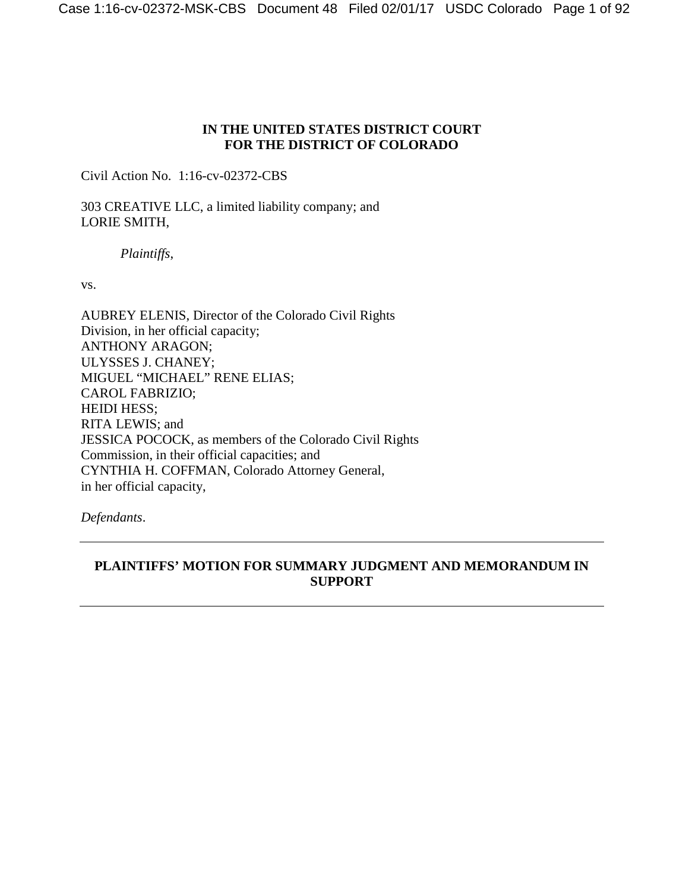**IN THE UNITED STATES DISTRICT COURT**
**FOR THE DISTRICT OF COLORADO**

Civil Action No. 1:16-cv-02372-CBS

303 CREATIVE LLC, a limited liability company; and
LORIE SMITH,

*Plaintiffs*,

vs.

AUBREY ELENIS, Director of the Colorado Civil Rights Division, in her official capacity;
ANTHONY ARAGON;
ULYSSES J. CHANEY;
MIGUEL "MICHAEL" RENE ELIAS;
CAROL FABRIZIO;
HEIDI HESS;
RITA LEWIS; and
JESSICA POCOCK, as members of the Colorado Civil Rights Commission, in their official capacities; and
CYNTHIA H. COFFMAN, Colorado Attorney General, in her official capacity,

*Defendants*.

---

**PLAINTIFFS' MOTION FOR SUMMARY JUDGMENT AND MEMORANDUM IN SUPPORT**

---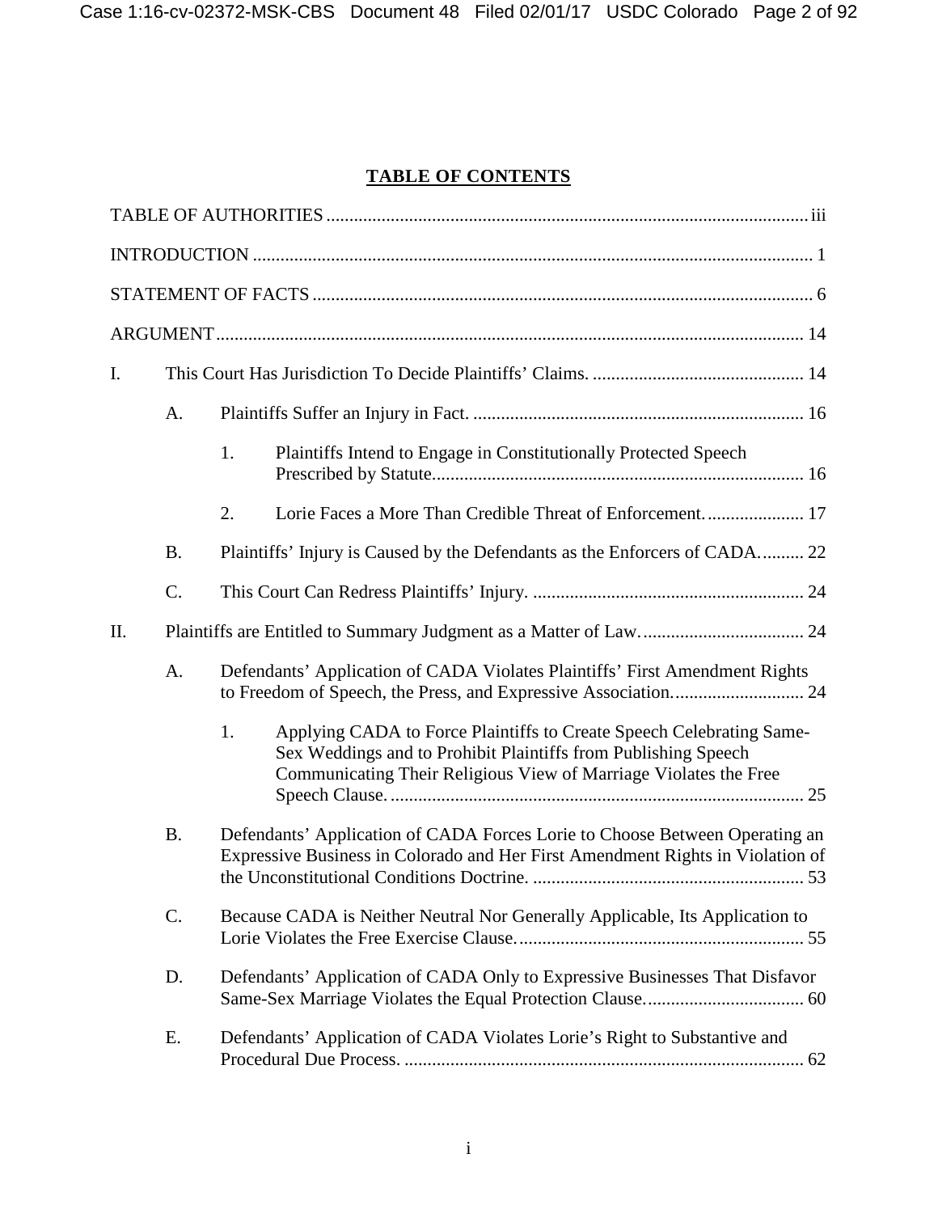## TABLE OF CONTENTS

TABLE OF AUTHORITIES ........................................................................................................ iii

INTRODUCTION ......................................................................................................................... 1

STATEMENT OF FACTS ............................................................................................................ 6

ARGUMENT ............................................................................................................................... 14

I. This Court Has Jurisdiction To Decide Plaintiffs' Claims. .............................................. 14

  A. Plaintiffs Suffer an Injury in Fact. ........................................................................ 16

    1. Plaintiffs Intend to Engage in Constitutionally Protected Speech Prescribed by Statute................................................................................. 16

    2. Lorie Faces a More Than Credible Threat of Enforcement. ..................... 17

  B. Plaintiffs' Injury is Caused by the Defendants as the Enforcers of CADA. ......... 22

  C. This Court Can Redress Plaintiffs' Injury. ........................................................... 24

II. Plaintiffs are Entitled to Summary Judgment as a Matter of Law. ................................... 24

  A. Defendants' Application of CADA Violates Plaintiffs' First Amendment Rights to Freedom of Speech, the Press, and Expressive Association. ............................ 24

    1. Applying CADA to Force Plaintiffs to Create Speech Celebrating Same-Sex Weddings and to Prohibit Plaintiffs from Publishing Speech Communicating Their Religious View of Marriage Violates the Free Speech Clause. .......................................................................................... 25

  B. Defendants' Application of CADA Forces Lorie to Choose Between Operating an Expressive Business in Colorado and Her First Amendment Rights in Violation of the Unconstitutional Conditions Doctrine. ........................................................... 53

  C. Because CADA is Neither Neutral Nor Generally Applicable, Its Application to Lorie Violates the Free Exercise Clause. .............................................................. 55

  D. Defendants' Application of CADA Only to Expressive Businesses That Disfavor Same-Sex Marriage Violates the Equal Protection Clause. .................................. 60

  E. Defendants' Application of CADA Violates Lorie's Right to Substantive and Procedural Due Process. ....................................................................................... 62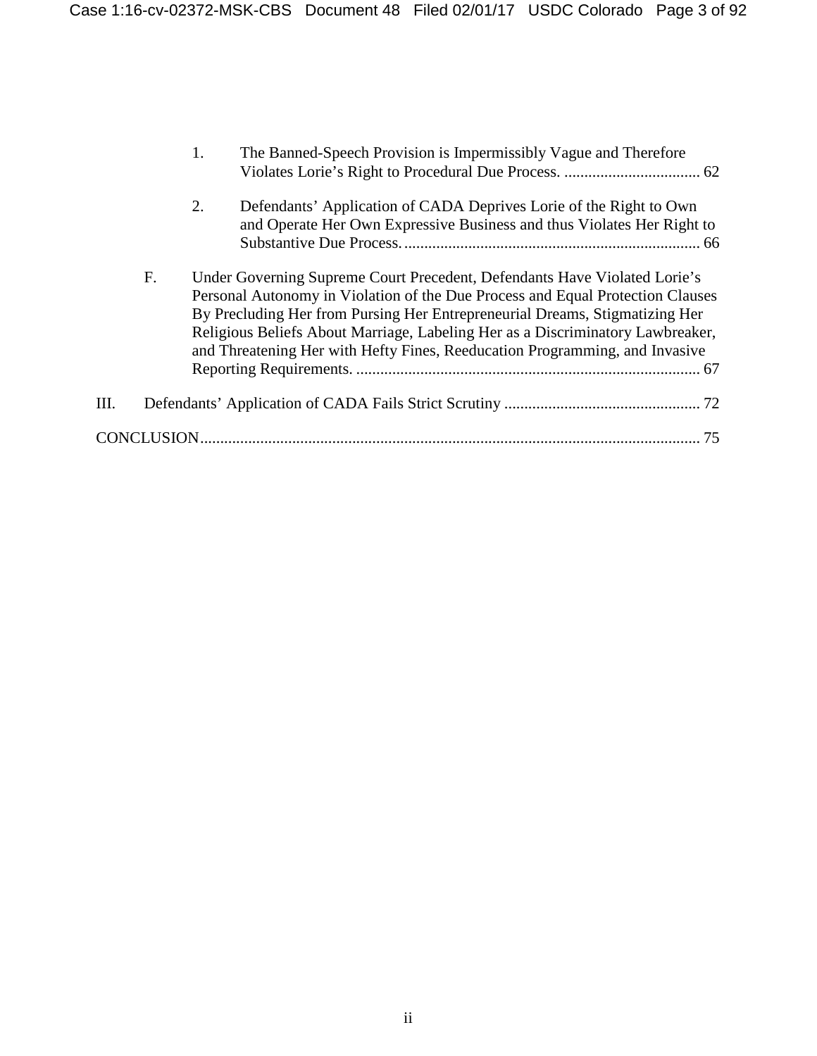1. The Banned-Speech Provision is Impermissibly Vague and Therefore Violates Lorie's Right to Procedural Due Process. .................................. 62

2. Defendants' Application of CADA Deprives Lorie of the Right to Own and Operate Her Own Expressive Business and thus Violates Her Right to Substantive Due Process. ......................................................................... 66

F. Under Governing Supreme Court Precedent, Defendants Have Violated Lorie's Personal Autonomy in Violation of the Due Process and Equal Protection Clauses By Precluding Her from Pursing Her Entrepreneurial Dreams, Stigmatizing Her Religious Beliefs About Marriage, Labeling Her as a Discriminatory Lawbreaker, and Threatening Her with Hefty Fines, Reeducation Programming, and Invasive Reporting Requirements. ..................................................................................... 67

III. Defendants' Application of CADA Fails Strict Scrutiny ................................................. 72

CONCLUSION.............................................................................................................................. 75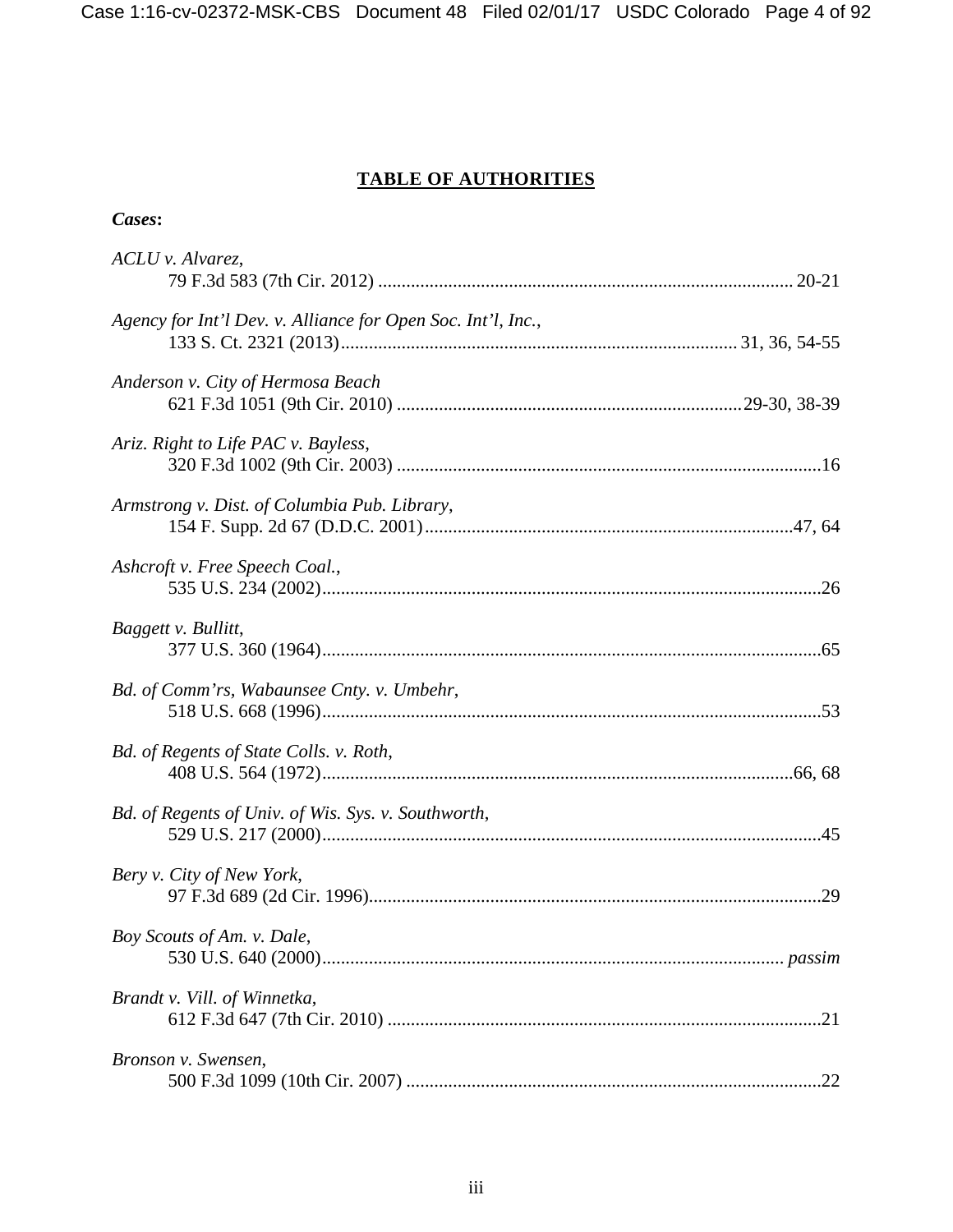# TABLE OF AUTHORITIES

***Cases*:**

*ACLU v. Alvarez*,
79 F.3d 583 (7th Cir. 2012) .......................................................................................... 20-21

*Agency for Int'l Dev. v. Alliance for Open Soc. Int'l, Inc.*,
133 S. Ct. 2321 (2013).................................................................................... 31, 36, 54-55

*Anderson v. City of Hermosa Beach*
621 F.3d 1051 (9th Cir. 2010) .........................................................................29-30, 38-39

*Ariz. Right to Life PAC v. Bayless*,
320 F.3d 1002 (9th Cir. 2003) ...........................................................................................16

*Armstrong v. Dist. of Columbia Pub. Library*,
154 F. Supp. 2d 67 (D.D.C. 2001)...............................................................................47, 64

*Ashcroft v. Free Speech Coal.*,
535 U.S. 234 (2002)...........................................................................................................26

*Baggett v. Bullitt*,
377 U.S. 360 (1964)...........................................................................................................65

*Bd. of Comm'rs, Wabaunsee Cnty. v. Umbehr*,
518 U.S. 668 (1996)...........................................................................................................53

*Bd. of Regents of State Colls. v. Roth*,
408 U.S. 564 (1972).....................................................................................................66, 68

*Bd. of Regents of Univ. of Wis. Sys. v. Southworth*,
529 U.S. 217 (2000)...........................................................................................................45

*Bery v. City of New York*,
97 F.3d 689 (2d Cir. 1996).................................................................................................29

*Boy Scouts of Am. v. Dale*,
530 U.S. 640 (2000)................................................................................................... *passim*

*Brandt v. Vill. of Winnetka*,
612 F.3d 647 (7th Cir. 2010) .............................................................................................21

*Bronson v. Swensen*,
500 F.3d 1099 (10th Cir. 2007) .........................................................................................22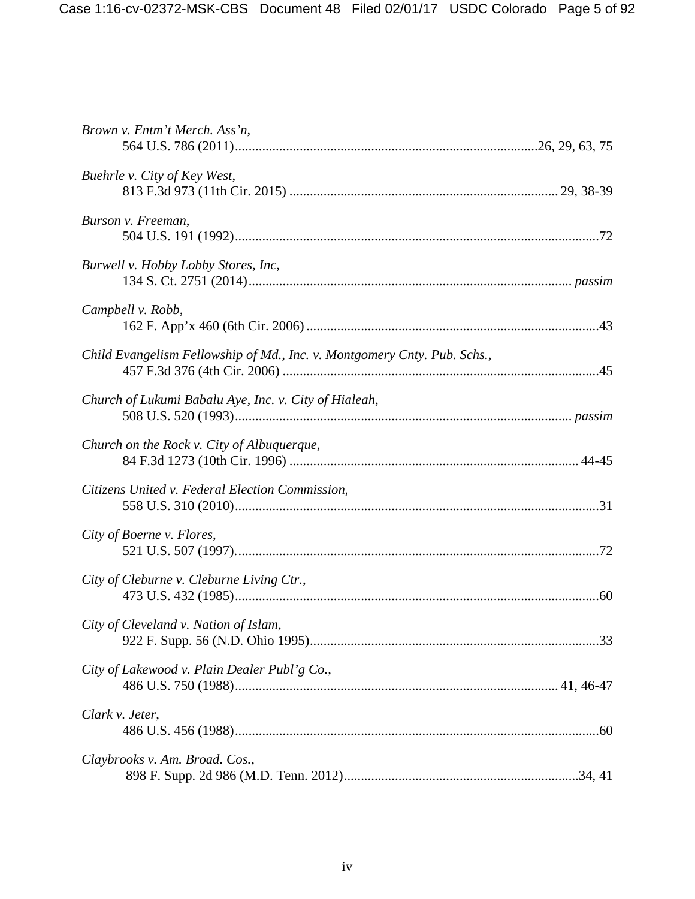*Brown v. Entm't Merch. Ass'n*,
564 U.S. 786 (2011)........................................................................................26, 29, 63, 75

*Buehrle v. City of Key West*,
813 F.3d 973 (11th Cir. 2015) ............................................................................. 29, 38-39

*Burson v. Freeman*,
504 U.S. 191 (1992)..........................................................................................................72

*Burwell v. Hobby Lobby Stores, Inc*,
134 S. Ct. 2751 (2014).............................................................................................. *passim*

*Campbell v. Robb*,
162 F. App'x 460 (6th Cir. 2006) .....................................................................................43

*Child Evangelism Fellowship of Md., Inc. v. Montgomery Cnty. Pub. Schs.*,
457 F.3d 376 (4th Cir. 2006) ............................................................................................45

*Church of Lukumi Babalu Aye, Inc. v. City of Hialeah*,
508 U.S. 520 (1993).................................................................................................. *passim*

*Church on the Rock v. City of Albuquerque*,
84 F.3d 1273 (10th Cir. 1996) .................................................................................... 44-45

*Citizens United v. Federal Election Commission*,
558 U.S. 310 (2010)..........................................................................................................31

*City of Boerne v. Flores*,
521 U.S. 507 (1997)..........................................................................................................72

*City of Cleburne v. Cleburne Living Ctr.*,
473 U.S. 432 (1985)..........................................................................................................60

*City of Cleveland v. Nation of Islam*,
922 F. Supp. 56 (N.D. Ohio 1995).....................................................................................33

*City of Lakewood v. Plain Dealer Publ'g Co.*,
486 U.S. 750 (1988)............................................................................................. 41, 46-47

*Clark v. Jeter*,
486 U.S. 456 (1988)..........................................................................................................60

*Claybrooks v. Am. Broad. Cos.*,
898 F. Supp. 2d 986 (M.D. Tenn. 2012).....................................................................34, 41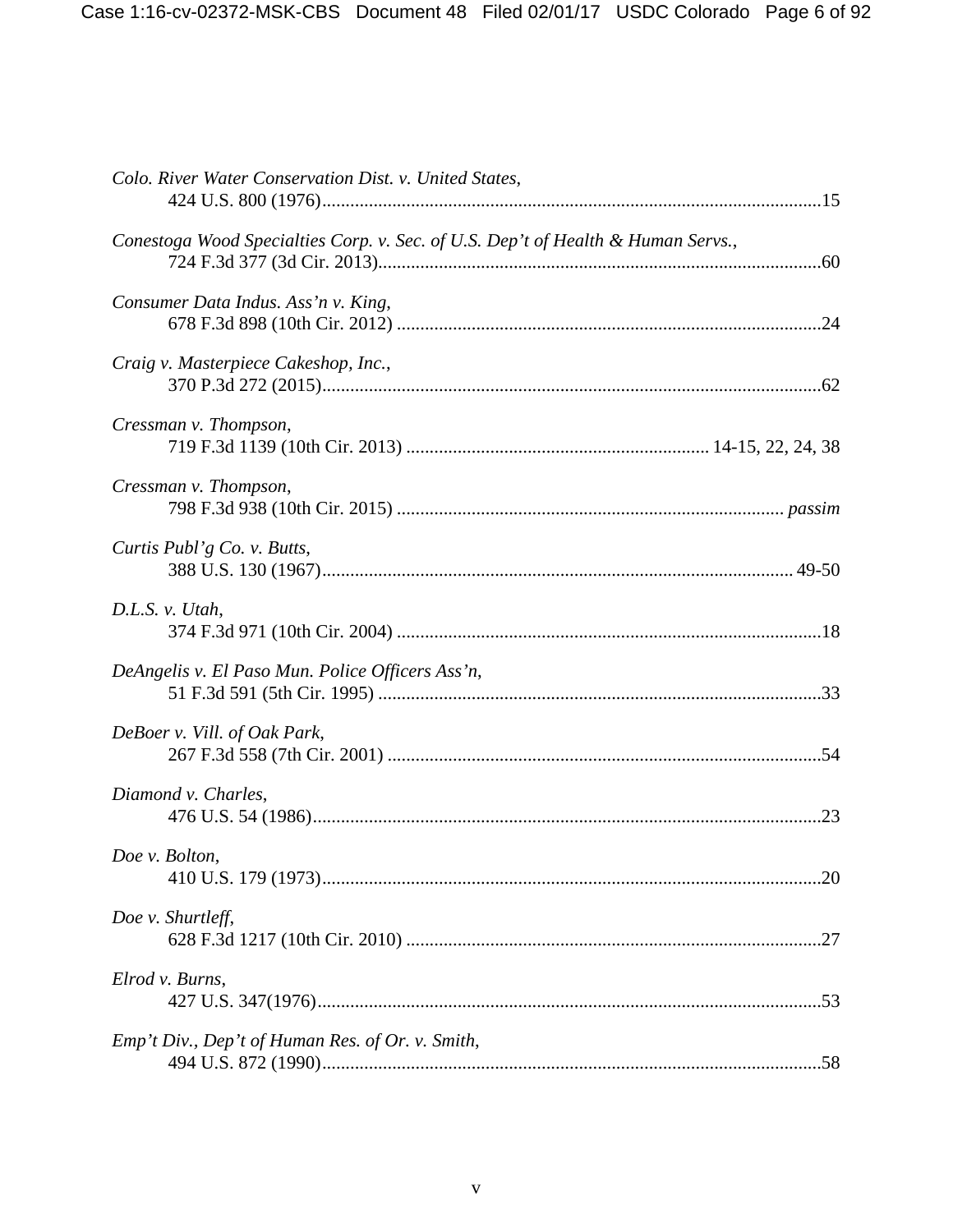*Colo. River Water Conservation Dist. v. United States*,
424 U.S. 800 (1976)..........................................................................................................15

*Conestoga Wood Specialties Corp. v. Sec. of U.S. Dep't of Health & Human Servs.*,
724 F.3d 377 (3d Cir. 2013)..............................................................................................60

*Consumer Data Indus. Ass'n v. King*,
678 F.3d 898 (10th Cir. 2012) ..........................................................................................24

*Craig v. Masterpiece Cakeshop, Inc.*,
370 P.3d 272 (2015)..........................................................................................................62

*Cressman v. Thompson*,
719 F.3d 1139 (10th Cir. 2013) ................................................................ 14-15, 22, 24, 38

*Cressman v. Thompson*,
798 F.3d 938 (10th Cir. 2015) .................................................................................. *passim*

*Curtis Publ'g Co. v. Butts*,
388 U.S. 130 (1967).................................................................................................... 49-50

*D.L.S. v. Utah*,
374 F.3d 971 (10th Cir. 2004) ..........................................................................................18

*DeAngelis v. El Paso Mun. Police Officers Ass'n*,
51 F.3d 591 (5th Cir. 1995) ..............................................................................................33

*DeBoer v. Vill. of Oak Park*,
267 F.3d 558 (7th Cir. 2001) ............................................................................................54

*Diamond v. Charles*,
476 U.S. 54 (1986)............................................................................................................23

*Doe v. Bolton*,
410 U.S. 179 (1973)..........................................................................................................20

*Doe v. Shurtleff*,
628 F.3d 1217 (10th Cir. 2010) ........................................................................................27

*Elrod v. Burns*,
427 U.S. 347(1976)...........................................................................................................53

*Emp't Div., Dep't of Human Res. of Or. v. Smith*,
494 U.S. 872 (1990)..........................................................................................................58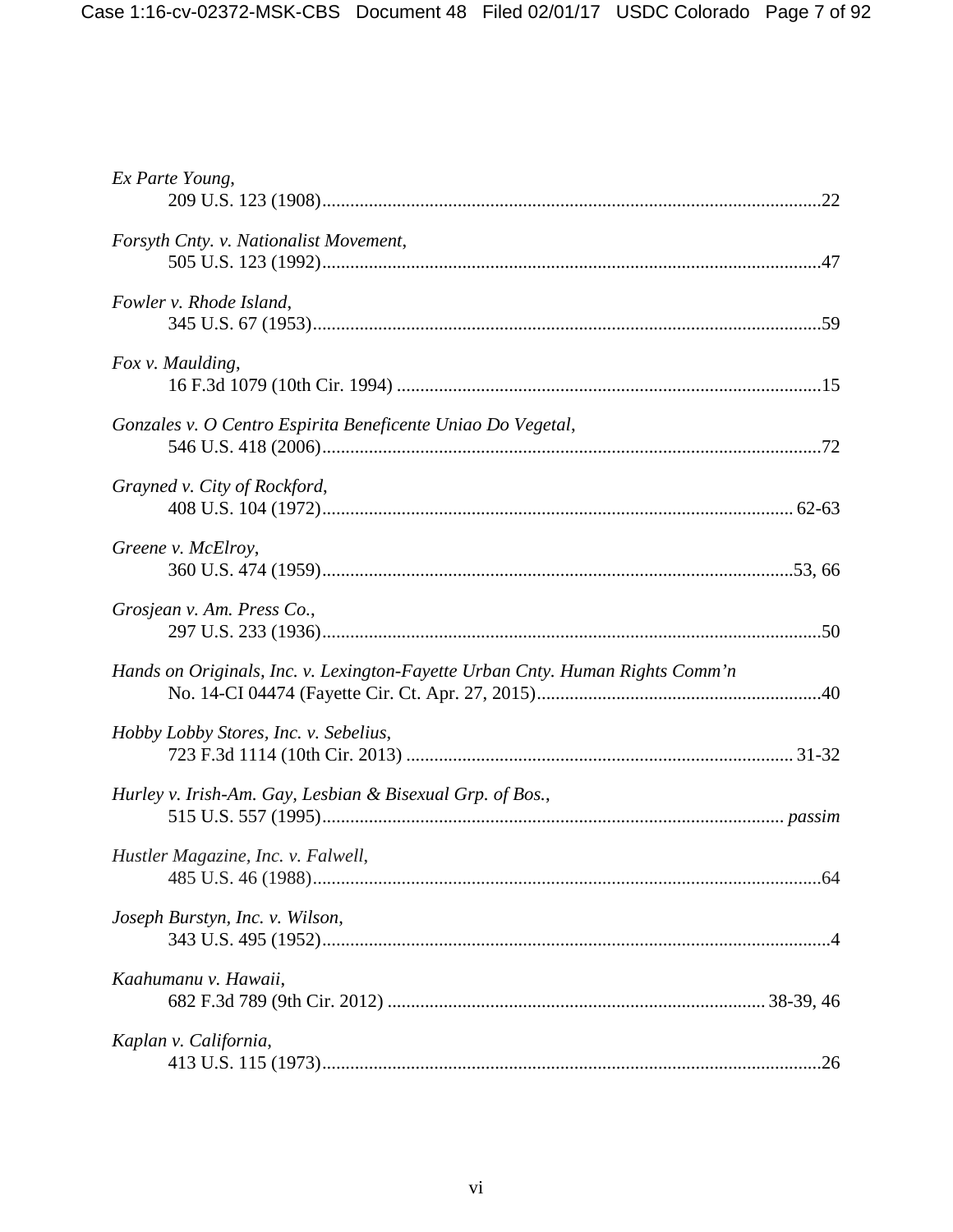*Ex Parte Young*,
209 U.S. 123 (1908)..........................................................................................................22

*Forsyth Cnty. v. Nationalist Movement*,
505 U.S. 123 (1992)..........................................................................................................47

*Fowler v. Rhode Island*,
345 U.S. 67 (1953)............................................................................................................59

*Fox v. Maulding*,
16 F.3d 1079 (10th Cir. 1994) ..........................................................................................15

*Gonzales v. O Centro Espirita Beneficente Uniao Do Vegetal*,
546 U.S. 418 (2006)..........................................................................................................72

*Grayned v. City of Rockford*,
408 U.S. 104 (1972).................................................................................................... 62-63

*Greene v. McElroy*,
360 U.S. 474 (1959).....................................................................................................53, 66

*Grosjean v. Am. Press Co.*,
297 U.S. 233 (1936)..........................................................................................................50

*Hands on Originals, Inc. v. Lexington-Fayette Urban Cnty. Human Rights Comm'n*
No. 14-CI 04474 (Fayette Cir. Ct. Apr. 27, 2015)............................................................40

*Hobby Lobby Stores, Inc. v. Sebelius*,
723 F.3d 1114 (10th Cir. 2013) .................................................................................. 31-32

*Hurley v. Irish-Am. Gay, Lesbian & Bisexual Grp. of Bos.*,
515 U.S. 557 (1995).................................................................................................. *passim*

*Hustler Magazine, Inc. v. Falwell*,
485 U.S. 46 (1988)............................................................................................................64

*Joseph Burstyn, Inc. v. Wilson*,
343 U.S. 495 (1952)............................................................................................................4

*Kaahumanu v. Hawaii*,
682 F.3d 789 (9th Cir. 2012) ............................................................................... 38-39, 46

*Kaplan v. California*,
413 U.S. 115 (1973)..........................................................................................................26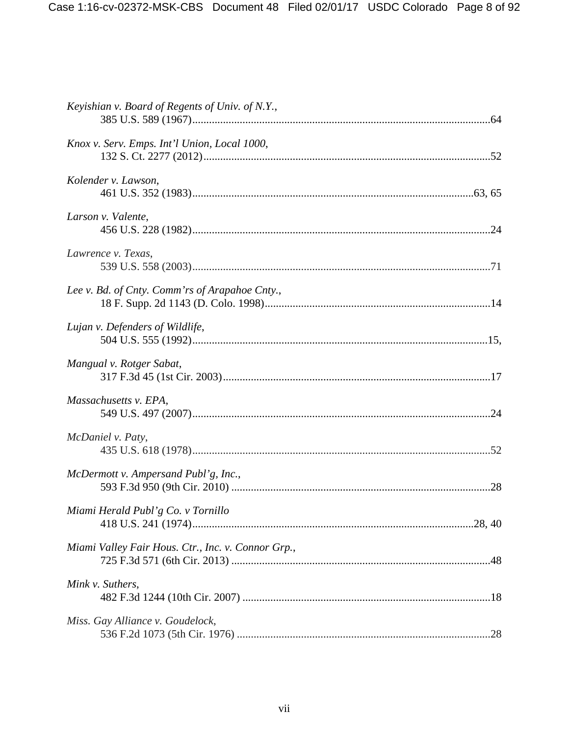*Keyishian v. Board of Regents of Univ. of N.Y.*,
385 U.S. 589 (1967)..........................................................................................................64

*Knox v. Serv. Emps. Int'l Union, Local 1000*,
132 S. Ct. 2277 (2012)......................................................................................................52

*Kolender v. Lawson*,
461 U.S. 352 (1983)....................................................................................................63, 65

*Larson v. Valente*,
456 U.S. 228 (1982)..........................................................................................................24

*Lawrence v. Texas*,
539 U.S. 558 (2003)..........................................................................................................71

*Lee v. Bd. of Cnty. Comm'rs of Arapahoe Cnty.*,
18 F. Supp. 2d 1143 (D. Colo. 1998)................................................................................14

*Lujan v. Defenders of Wildlife*,
504 U.S. 555 (1992).........................................................................................................15,

*Mangual v. Rotger Sabat*,
317 F.3d 45 (1st Cir. 2003)...............................................................................................17

*Massachusetts v. EPA*,
549 U.S. 497 (2007)..........................................................................................................24

*McDaniel v. Paty*,
435 U.S. 618 (1978)..........................................................................................................52

*McDermott v. Ampersand Publ'g, Inc.*,
593 F.3d 950 (9th Cir. 2010) ...........................................................................................28

*Miami Herald Publ'g Co. v Tornillo*
418 U.S. 241 (1974)....................................................................................................28, 40

*Miami Valley Fair Hous. Ctr., Inc. v. Connor Grp.*,
725 F.3d 571 (6th Cir. 2013) ...........................................................................................48

*Mink v. Suthers*,
482 F.3d 1244 (10th Cir. 2007) ........................................................................................18

*Miss. Gay Alliance v. Goudelock*,
536 F.2d 1073 (5th Cir. 1976) ..........................................................................................28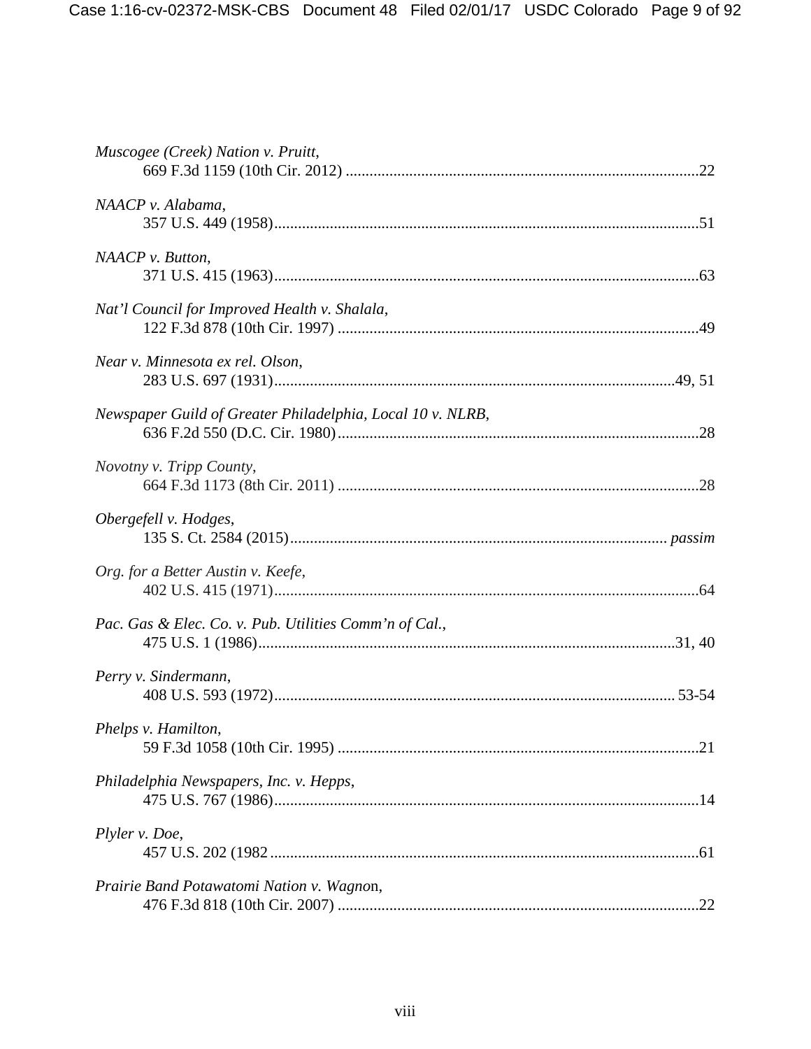*Muscogee (Creek) Nation v. Pruitt*,
669 F.3d 1159 (10th Cir. 2012) ....................................................................................22

*NAACP v. Alabama*,
357 U.S. 449 (1958)....................................................................................................51

*NAACP v. Button*,
371 U.S. 415 (1963)....................................................................................................63

*Nat'l Council for Improved Health v. Shalala*,
122 F.3d 878 (10th Cir. 1997) ....................................................................................49

*Near v. Minnesota ex rel. Olson*,
283 U.S. 697 (1931)...............................................................................................49, 51

*Newspaper Guild of Greater Philadelphia, Local 10 v. NLRB*,
636 F.2d 550 (D.C. Cir. 1980)....................................................................................28

*Novotny v. Tripp County*,
664 F.3d 1173 (8th Cir. 2011) ....................................................................................28

*Obergefell v. Hodges*,
135 S. Ct. 2584 (2015)........................................................................................ *passim*

*Org. for a Better Austin v. Keefe*,
402 U.S. 415 (1971)....................................................................................................64

*Pac. Gas & Elec. Co. v. Pub. Utilities Comm'n of Cal.*,
475 U.S. 1 (1986)...................................................................................................31, 40

*Perry v. Sindermann*,
408 U.S. 593 (1972)............................................................................................... 53-54

*Phelps v. Hamilton*,
59 F.3d 1058 (10th Cir. 1995) ....................................................................................21

*Philadelphia Newspapers, Inc. v. Hepps*,
475 U.S. 767 (1986)....................................................................................................14

*Plyler v. Doe*,
457 U.S. 202 (1982 .....................................................................................................61

*Prairie Band Potawatomi Nation v. Wagnon*,
476 F.3d 818 (10th Cir. 2007) ....................................................................................22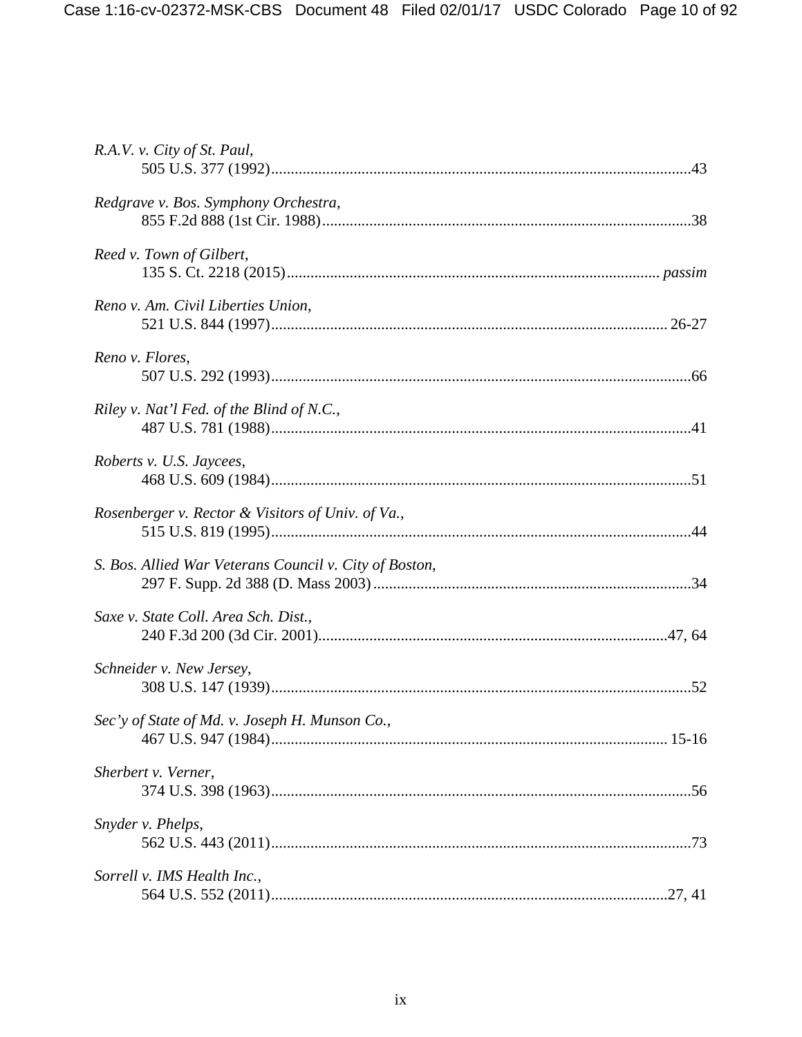*R.A.V. v. City of St. Paul*,
505 U.S. 377 (1992)........................................................................................................43

*Redgrave v. Bos. Symphony Orchestra*,
855 F.2d 888 (1st Cir. 1988)............................................................................................38

*Reed v. Town of Gilbert*,
135 S. Ct. 2218 (2015)............................................................................................ *passim*

*Reno v. Am. Civil Liberties Union*,
521 U.S. 844 (1997)................................................................................................... 26-27

*Reno v. Flores*,
507 U.S. 292 (1993)........................................................................................................66

*Riley v. Nat'l Fed. of the Blind of N.C.*,
487 U.S. 781 (1988)........................................................................................................41

*Roberts v. U.S. Jaycees*,
468 U.S. 609 (1984)........................................................................................................51

*Rosenberger v. Rector & Visitors of Univ. of Va.*,
515 U.S. 819 (1995)........................................................................................................44

*S. Bos. Allied War Veterans Council v. City of Boston*,
297 F. Supp. 2d 388 (D. Mass 2003)...............................................................................34

*Saxe v. State Coll. Area Sch. Dist.*,
240 F.3d 200 (3d Cir. 2001)........................................................................................47, 64

*Schneider v. New Jersey*,
308 U.S. 147 (1939)........................................................................................................52

*Sec'y of State of Md. v. Joseph H. Munson Co.*,
467 U.S. 947 (1984)................................................................................................... 15-16

*Sherbert v. Verner*,
374 U.S. 398 (1963)........................................................................................................56

*Snyder v. Phelps*,
562 U.S. 443 (2011)........................................................................................................73

*Sorrell v. IMS Health Inc.*,
564 U.S. 552 (2011)....................................................................................................27, 41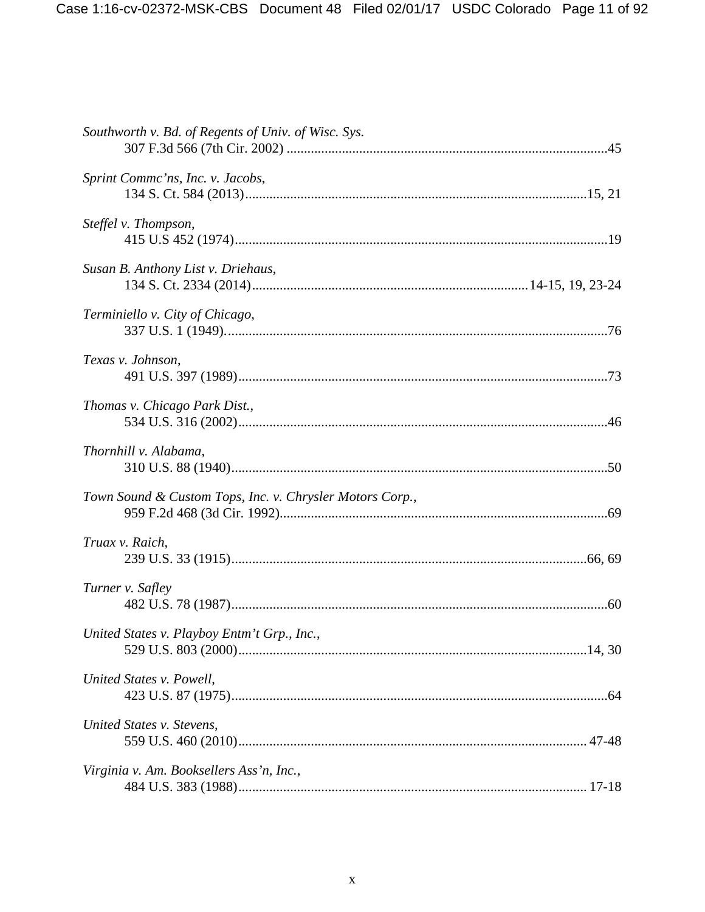*Southworth v. Bd. of Regents of Univ. of Wisc. Sys.*
307 F.3d 566 (7th Cir. 2002) ............................................................................................45

*Sprint Commc'ns, Inc. v. Jacobs*,
134 S. Ct. 584 (2013).................................................................................................15, 21

*Steffel v. Thompson*,
415 U.S 452 (1974)..........................................................................................................19

*Susan B. Anthony List v. Driehaus*,
134 S. Ct. 2334 (2014)...............................................................................14-15, 19, 23-24

*Terminiello v. City of Chicago*,
337 U.S. 1 (1949)..............................................................................................................76

*Texas v. Johnson*,
491 U.S. 397 (1989)..........................................................................................................73

*Thomas v. Chicago Park Dist.*,
534 U.S. 316 (2002)..........................................................................................................46

*Thornhill v. Alabama*,
310 U.S. 88 (1940)............................................................................................................50

*Town Sound & Custom Tops, Inc. v. Chrysler Motors Corp.*,
959 F.2d 468 (3d Cir. 1992)..............................................................................................69

*Truax v. Raich*,
239 U.S. 33 (1915).......................................................................................................66, 69

*Turner v. Safley*
482 U.S. 78 (1987)............................................................................................................60

*United States v. Playboy Entm't Grp., Inc.*,
529 U.S. 803 (2000).....................................................................................................14, 30

*United States v. Powell*,
423 U.S. 87 (1975)............................................................................................................64

*United States v. Stevens*,
559 U.S. 460 (2010)..................................................................................................... 47-48

*Virginia v. Am. Booksellers Ass'n, Inc.*,
484 U.S. 383 (1988)..................................................................................................... 17-18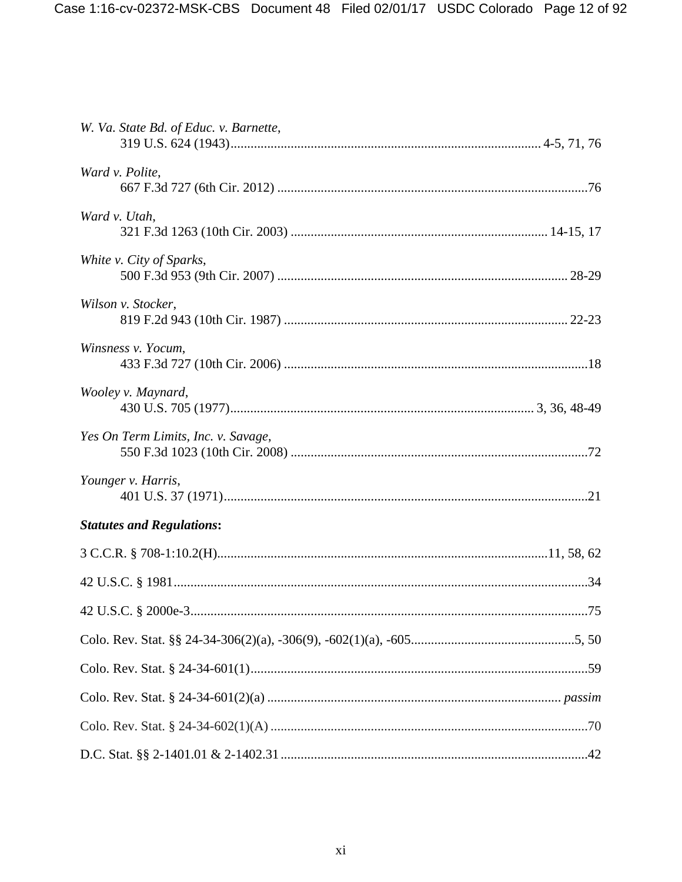*W. Va. State Bd. of Educ. v. Barnette*,
319 U.S. 624 (1943)............................................................................................ 4-5, 71, 76

*Ward v. Polite*,
667 F.3d 727 (6th Cir. 2012) ............................................................................................76

*Ward v. Utah*,
321 F.3d 1263 (10th Cir. 2003) ........................................................................... 14-15, 17

*White v. City of Sparks*,
500 F.3d 953 (9th Cir. 2007) ...................................................................................... 28-29

*Wilson v. Stocker*,
819 F.2d 943 (10th Cir. 1987) .................................................................................... 22-23

*Winsness v. Yocum*,
433 F.3d 727 (10th Cir. 2006) ..........................................................................................18

*Wooley v. Maynard*,
430 U.S. 705 (1977)......................................................................................... 3, 36, 48-49

*Yes On Term Limits, Inc. v. Savage*,
550 F.3d 1023 (10th Cir. 2008) ........................................................................................72

*Younger v. Harris*,
401 U.S. 37 (1971).............................................................................................................21

***Statutes and Regulations*:**

3 C.C.R. § 708-1:10.2(H)................................................................................................11, 58, 62

42 U.S.C. § 1981...........................................................................................................................34

42 U.S.C. § 2000e-3......................................................................................................................75

Colo. Rev. Stat. §§ 24-34-306(2)(a), -306(9), -602(1)(a), -605.................................................5, 50

Colo. Rev. Stat. § 24-34-601(1)....................................................................................................59

Colo. Rev. Stat. § 24-34-601(2)(a) ....................................................................................... *passim*

Colo. Rev. Stat. § 24-34-602(1)(A) ..............................................................................................70

D.C. Stat. §§ 2-1401.01 & 2-1402.31............................................................................................42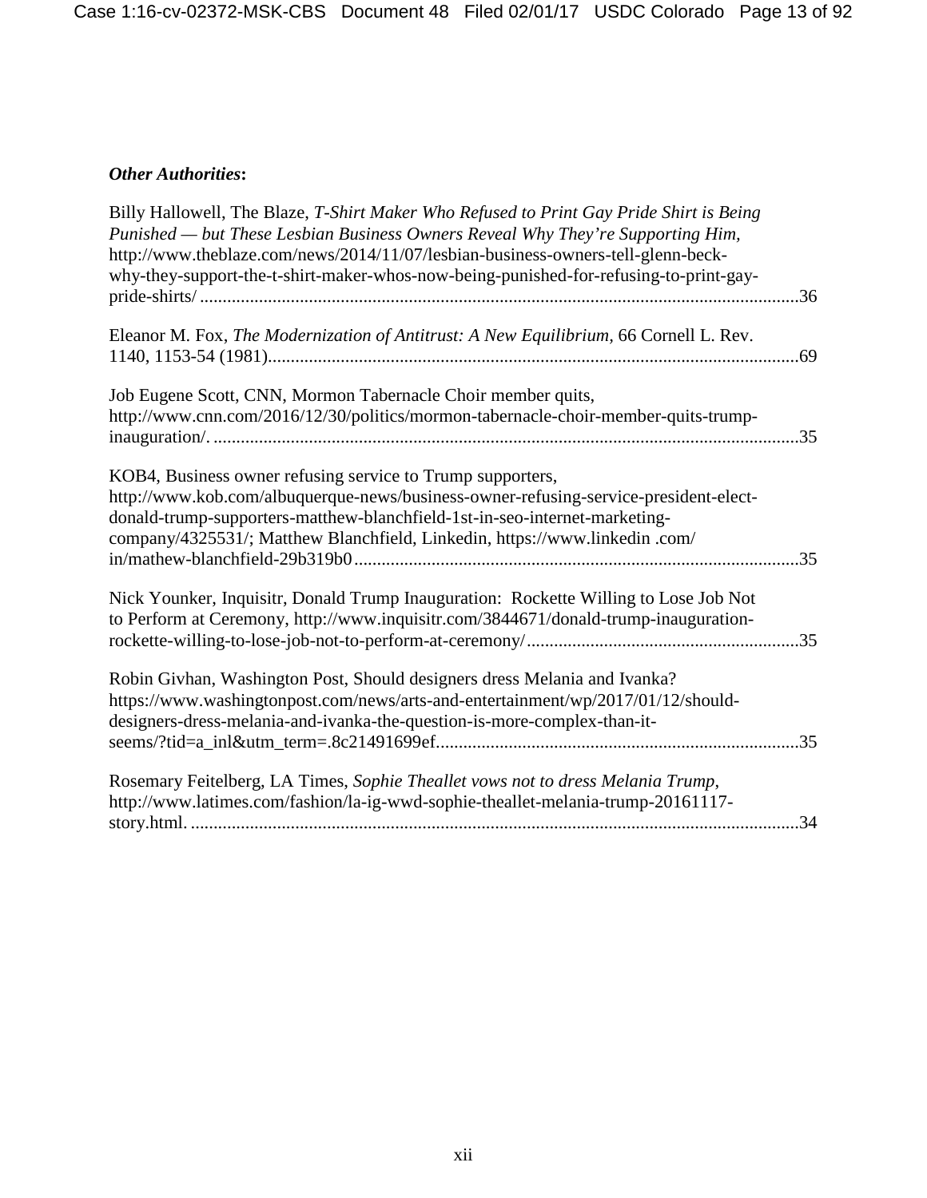***Other Authorities*:**

Billy Hallowell, The Blaze, *T-Shirt Maker Who Refused to Print Gay Pride Shirt is Being Punished — but These Lesbian Business Owners Reveal Why They're Supporting Him*, http://www.theblaze.com/news/2014/11/07/lesbian-business-owners-tell-glenn-beck-why-they-support-the-t-shirt-maker-whos-now-being-punished-for-refusing-to-print-gay-pride-shirts/ ....................36

Eleanor M. Fox, *The Modernization of Antitrust: A New Equilibrium*, 66 Cornell L. Rev. 1140, 1153-54 (1981)....................69

Job Eugene Scott, CNN, Mormon Tabernacle Choir member quits, http://www.cnn.com/2016/12/30/politics/mormon-tabernacle-choir-member-quits-trump-inauguration/. ....................35

KOB4, Business owner refusing service to Trump supporters, http://www.kob.com/albuquerque-news/business-owner-refusing-service-president-elect-donald-trump-supporters-matthew-blanchfield-1st-in-seo-internet-marketing-company/4325531/; Matthew Blanchfield, Linkedin, https://www.linkedin .com/ in/mathew-blanchfield-29b319b0....................35

Nick Younker, Inquisitr, Donald Trump Inauguration: Rockette Willing to Lose Job Not to Perform at Ceremony, http://www.inquisitr.com/3844671/donald-trump-inauguration-rockette-willing-to-lose-job-not-to-perform-at-ceremony/....................35

Robin Givhan, Washington Post, Should designers dress Melania and Ivanka? https://www.washingtonpost.com/news/arts-and-entertainment/wp/2017/01/12/should-designers-dress-melania-and-ivanka-the-question-is-more-complex-than-it-seems/?tid=a_inl&utm_term=.8c21491699ef....................35

Rosemary Feitelberg, LA Times, *Sophie Theallet vows not to dress Melania Trump*, http://www.latimes.com/fashion/la-ig-wwd-sophie-theallet-melania-trump-20161117-story.html. ....................34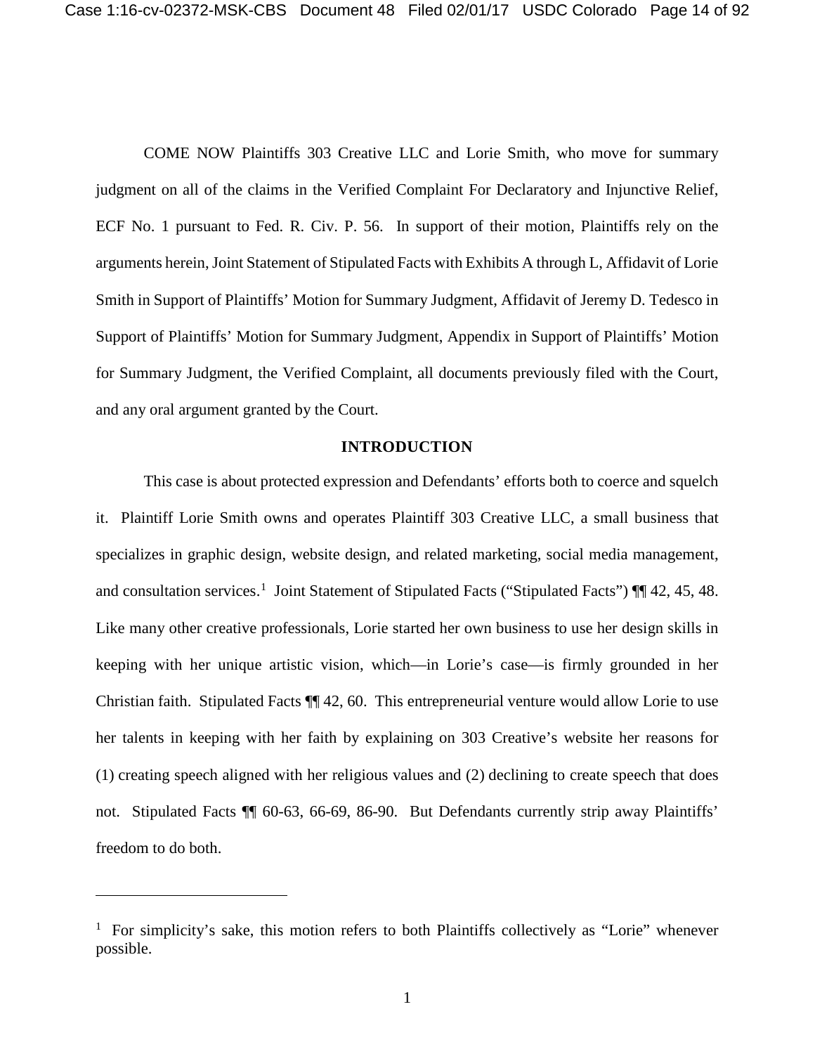COME NOW Plaintiffs 303 Creative LLC and Lorie Smith, who move for summary judgment on all of the claims in the Verified Complaint For Declaratory and Injunctive Relief, ECF No. 1 pursuant to Fed. R. Civ. P. 56. In support of their motion, Plaintiffs rely on the arguments herein, Joint Statement of Stipulated Facts with Exhibits A through L, Affidavit of Lorie Smith in Support of Plaintiffs' Motion for Summary Judgment, Affidavit of Jeremy D. Tedesco in Support of Plaintiffs' Motion for Summary Judgment, Appendix in Support of Plaintiffs' Motion for Summary Judgment, the Verified Complaint, all documents previously filed with the Court, and any oral argument granted by the Court.

## INTRODUCTION

This case is about protected expression and Defendants' efforts both to coerce and squelch it. Plaintiff Lorie Smith owns and operates Plaintiff 303 Creative LLC, a small business that specializes in graphic design, website design, and related marketing, social media management, and consultation services.[1] Joint Statement of Stipulated Facts ("Stipulated Facts") ¶¶ 42, 45, 48. Like many other creative professionals, Lorie started her own business to use her design skills in keeping with her unique artistic vision, which—in Lorie's case—is firmly grounded in her Christian faith. Stipulated Facts ¶¶ 42, 60. This entrepreneurial venture would allow Lorie to use her talents in keeping with her faith by explaining on 303 Creative's website her reasons for (1) creating speech aligned with her religious values and (2) declining to create speech that does not. Stipulated Facts ¶¶ 60-63, 66-69, 86-90. But Defendants currently strip away Plaintiffs' freedom to do both.

---

[1] For simplicity's sake, this motion refers to both Plaintiffs collectively as "Lorie" whenever possible.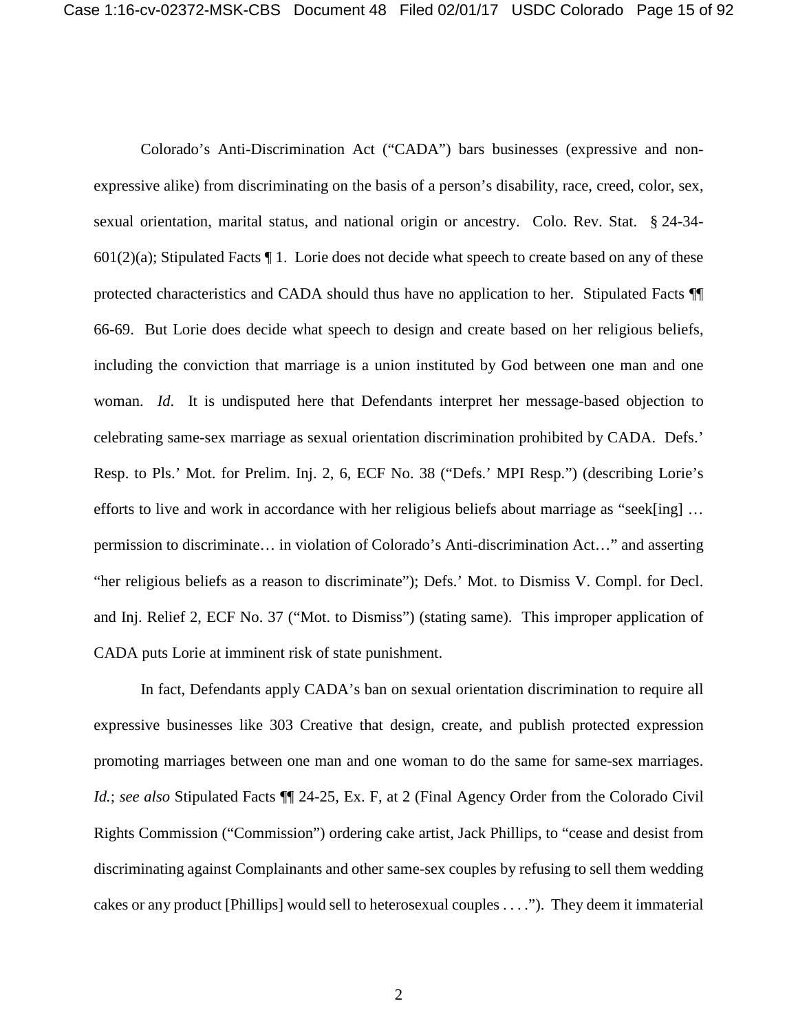Colorado's Anti-Discrimination Act ("CADA") bars businesses (expressive and non-expressive alike) from discriminating on the basis of a person's disability, race, creed, color, sex, sexual orientation, marital status, and national origin or ancestry. Colo. Rev. Stat. § 24-34-601(2)(a); Stipulated Facts ¶ 1. Lorie does not decide what speech to create based on any of these protected characteristics and CADA should thus have no application to her. Stipulated Facts ¶¶ 66-69. But Lorie does decide what speech to design and create based on her religious beliefs, including the conviction that marriage is a union instituted by God between one man and one woman. *Id*. It is undisputed here that Defendants interpret her message-based objection to celebrating same-sex marriage as sexual orientation discrimination prohibited by CADA. Defs.' Resp. to Pls.' Mot. for Prelim. Inj. 2, 6, ECF No. 38 ("Defs.' MPI Resp.") (describing Lorie's efforts to live and work in accordance with her religious beliefs about marriage as "seek[ing] … permission to discriminate… in violation of Colorado's Anti-discrimination Act…" and asserting "her religious beliefs as a reason to discriminate"); Defs.' Mot. to Dismiss V. Compl. for Decl. and Inj. Relief 2, ECF No. 37 ("Mot. to Dismiss") (stating same). This improper application of CADA puts Lorie at imminent risk of state punishment.

In fact, Defendants apply CADA's ban on sexual orientation discrimination to require all expressive businesses like 303 Creative that design, create, and publish protected expression promoting marriages between one man and one woman to do the same for same-sex marriages. *Id.*; *see also* Stipulated Facts ¶¶ 24-25, Ex. F, at 2 (Final Agency Order from the Colorado Civil Rights Commission ("Commission") ordering cake artist, Jack Phillips, to "cease and desist from discriminating against Complainants and other same-sex couples by refusing to sell them wedding cakes or any product [Phillips] would sell to heterosexual couples . . . ."). They deem it immaterial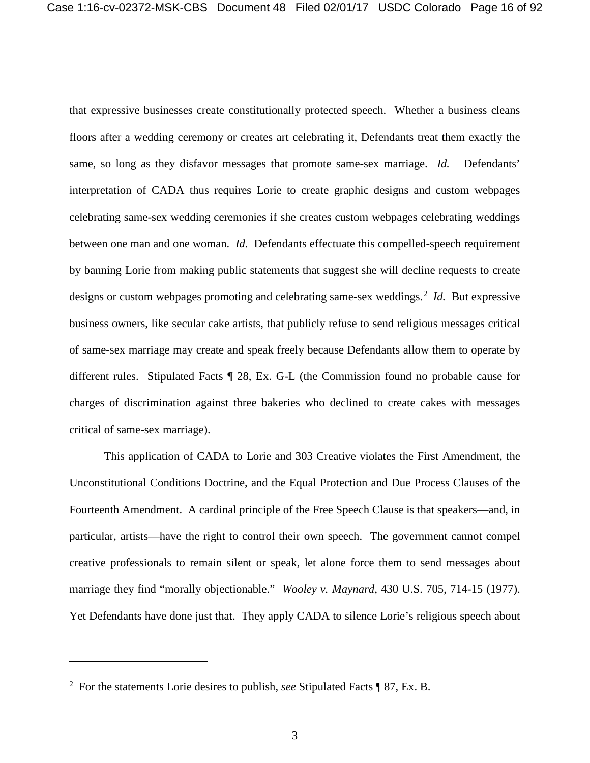that expressive businesses create constitutionally protected speech. Whether a business cleans floors after a wedding ceremony or creates art celebrating it, Defendants treat them exactly the same, so long as they disfavor messages that promote same-sex marriage. *Id.* Defendants' interpretation of CADA thus requires Lorie to create graphic designs and custom webpages celebrating same-sex wedding ceremonies if she creates custom webpages celebrating weddings between one man and one woman. *Id.* Defendants effectuate this compelled-speech requirement by banning Lorie from making public statements that suggest she will decline requests to create designs or custom webpages promoting and celebrating same-sex weddings.[2] *Id.* But expressive business owners, like secular cake artists, that publicly refuse to send religious messages critical of same-sex marriage may create and speak freely because Defendants allow them to operate by different rules. Stipulated Facts ¶ 28, Ex. G-L (the Commission found no probable cause for charges of discrimination against three bakeries who declined to create cakes with messages critical of same-sex marriage).

This application of CADA to Lorie and 303 Creative violates the First Amendment, the Unconstitutional Conditions Doctrine, and the Equal Protection and Due Process Clauses of the Fourteenth Amendment. A cardinal principle of the Free Speech Clause is that speakers—and, in particular, artists—have the right to control their own speech. The government cannot compel creative professionals to remain silent or speak, let alone force them to send messages about marriage they find "morally objectionable." *Wooley v. Maynard*, 430 U.S. 705, 714-15 (1977). Yet Defendants have done just that. They apply CADA to silence Lorie's religious speech about

---

[2] For the statements Lorie desires to publish, *see* Stipulated Facts ¶ 87, Ex. B.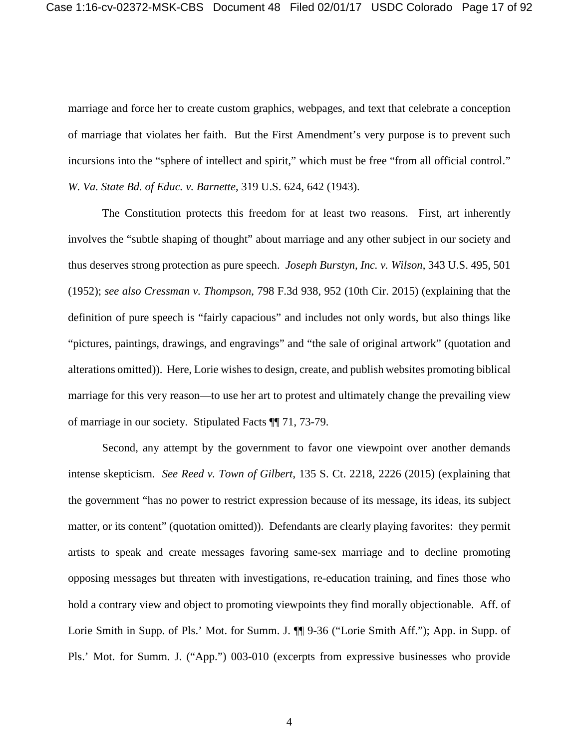marriage and force her to create custom graphics, webpages, and text that celebrate a conception of marriage that violates her faith. But the First Amendment's very purpose is to prevent such incursions into the "sphere of intellect and spirit," which must be free "from all official control." *W. Va. State Bd. of Educ. v. Barnette*, 319 U.S. 624, 642 (1943).

The Constitution protects this freedom for at least two reasons. First, art inherently involves the "subtle shaping of thought" about marriage and any other subject in our society and thus deserves strong protection as pure speech. *Joseph Burstyn, Inc. v. Wilson*, 343 U.S. 495, 501 (1952); *see also Cressman v. Thompson*, 798 F.3d 938, 952 (10th Cir. 2015) (explaining that the definition of pure speech is "fairly capacious" and includes not only words, but also things like "pictures, paintings, drawings, and engravings" and "the sale of original artwork" (quotation and alterations omitted)). Here, Lorie wishes to design, create, and publish websites promoting biblical marriage for this very reason—to use her art to protest and ultimately change the prevailing view of marriage in our society. Stipulated Facts ¶¶ 71, 73-79.

Second, any attempt by the government to favor one viewpoint over another demands intense skepticism. *See Reed v. Town of Gilbert*, 135 S. Ct. 2218, 2226 (2015) (explaining that the government "has no power to restrict expression because of its message, its ideas, its subject matter, or its content" (quotation omitted)). Defendants are clearly playing favorites: they permit artists to speak and create messages favoring same-sex marriage and to decline promoting opposing messages but threaten with investigations, re-education training, and fines those who hold a contrary view and object to promoting viewpoints they find morally objectionable. Aff. of Lorie Smith in Supp. of Pls.' Mot. for Summ. J. ¶¶ 9-36 ("Lorie Smith Aff."); App. in Supp. of Pls.' Mot. for Summ. J. ("App.") 003-010 (excerpts from expressive businesses who provide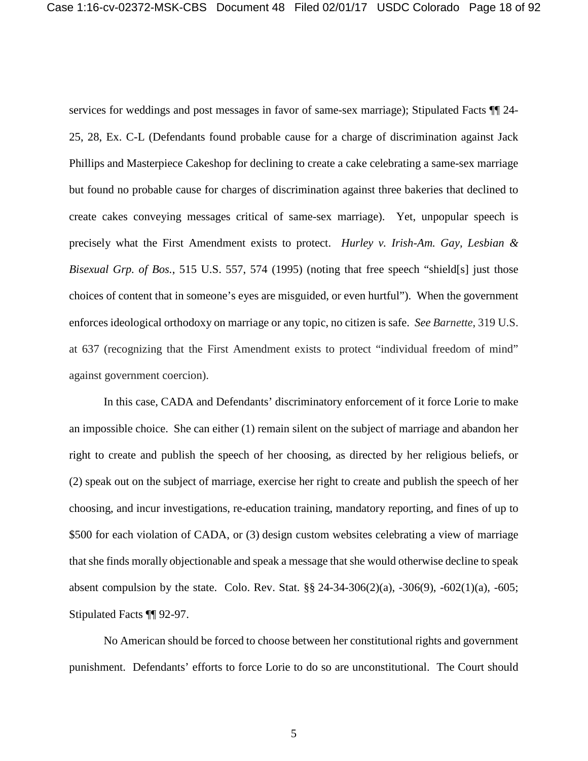services for weddings and post messages in favor of same-sex marriage); Stipulated Facts ¶¶ 24-25, 28, Ex. C-L (Defendants found probable cause for a charge of discrimination against Jack Phillips and Masterpiece Cakeshop for declining to create a cake celebrating a same-sex marriage but found no probable cause for charges of discrimination against three bakeries that declined to create cakes conveying messages critical of same-sex marriage). Yet, unpopular speech is precisely what the First Amendment exists to protect. *Hurley v. Irish-Am. Gay, Lesbian & Bisexual Grp. of Bos.*, 515 U.S. 557, 574 (1995) (noting that free speech "shield[s] just those choices of content that in someone's eyes are misguided, or even hurtful"). When the government enforces ideological orthodoxy on marriage or any topic, no citizen is safe. *See Barnette*, 319 U.S. at 637 (recognizing that the First Amendment exists to protect "individual freedom of mind" against government coercion).

In this case, CADA and Defendants' discriminatory enforcement of it force Lorie to make an impossible choice. She can either (1) remain silent on the subject of marriage and abandon her right to create and publish the speech of her choosing, as directed by her religious beliefs, or (2) speak out on the subject of marriage, exercise her right to create and publish the speech of her choosing, and incur investigations, re-education training, mandatory reporting, and fines of up to $500 for each violation of CADA, or (3) design custom websites celebrating a view of marriage that she finds morally objectionable and speak a message that she would otherwise decline to speak absent compulsion by the state. Colo. Rev. Stat. §§ 24-34-306(2)(a), -306(9), -602(1)(a), -605; Stipulated Facts ¶¶ 92-97.

No American should be forced to choose between her constitutional rights and government punishment. Defendants' efforts to force Lorie to do so are unconstitutional. The Court should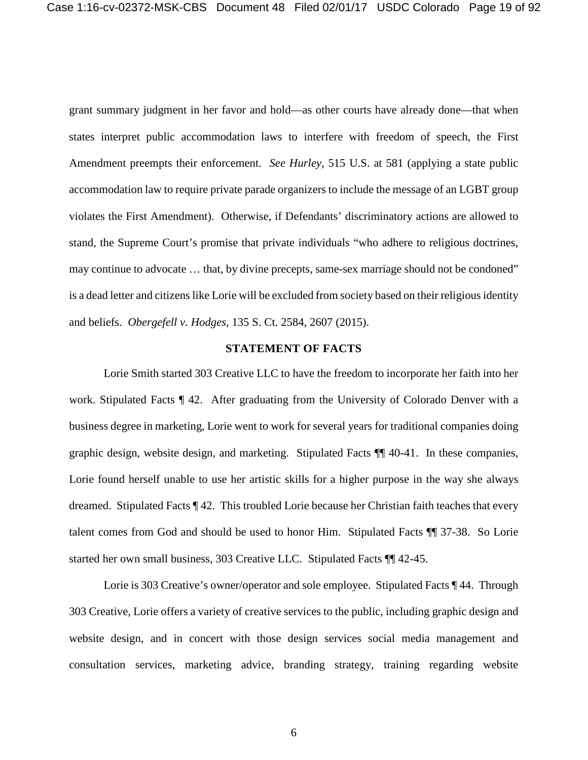grant summary judgment in her favor and hold—as other courts have already done—that when states interpret public accommodation laws to interfere with freedom of speech, the First Amendment preempts their enforcement. *See Hurley*, 515 U.S. at 581 (applying a state public accommodation law to require private parade organizers to include the message of an LGBT group violates the First Amendment). Otherwise, if Defendants' discriminatory actions are allowed to stand, the Supreme Court's promise that private individuals "who adhere to religious doctrines, may continue to advocate … that, by divine precepts, same-sex marriage should not be condoned" is a dead letter and citizens like Lorie will be excluded from society based on their religious identity and beliefs. *Obergefell v. Hodges*, 135 S. Ct. 2584, 2607 (2015).

## STATEMENT OF FACTS

Lorie Smith started 303 Creative LLC to have the freedom to incorporate her faith into her work. Stipulated Facts ¶ 42. After graduating from the University of Colorado Denver with a business degree in marketing, Lorie went to work for several years for traditional companies doing graphic design, website design, and marketing. Stipulated Facts ¶¶ 40-41. In these companies, Lorie found herself unable to use her artistic skills for a higher purpose in the way she always dreamed. Stipulated Facts ¶ 42. This troubled Lorie because her Christian faith teaches that every talent comes from God and should be used to honor Him. Stipulated Facts ¶¶ 37-38. So Lorie started her own small business, 303 Creative LLC. Stipulated Facts ¶¶ 42-45.

Lorie is 303 Creative's owner/operator and sole employee. Stipulated Facts ¶ 44. Through 303 Creative, Lorie offers a variety of creative services to the public, including graphic design and website design, and in concert with those design services social media management and consultation services, marketing advice, branding strategy, training regarding website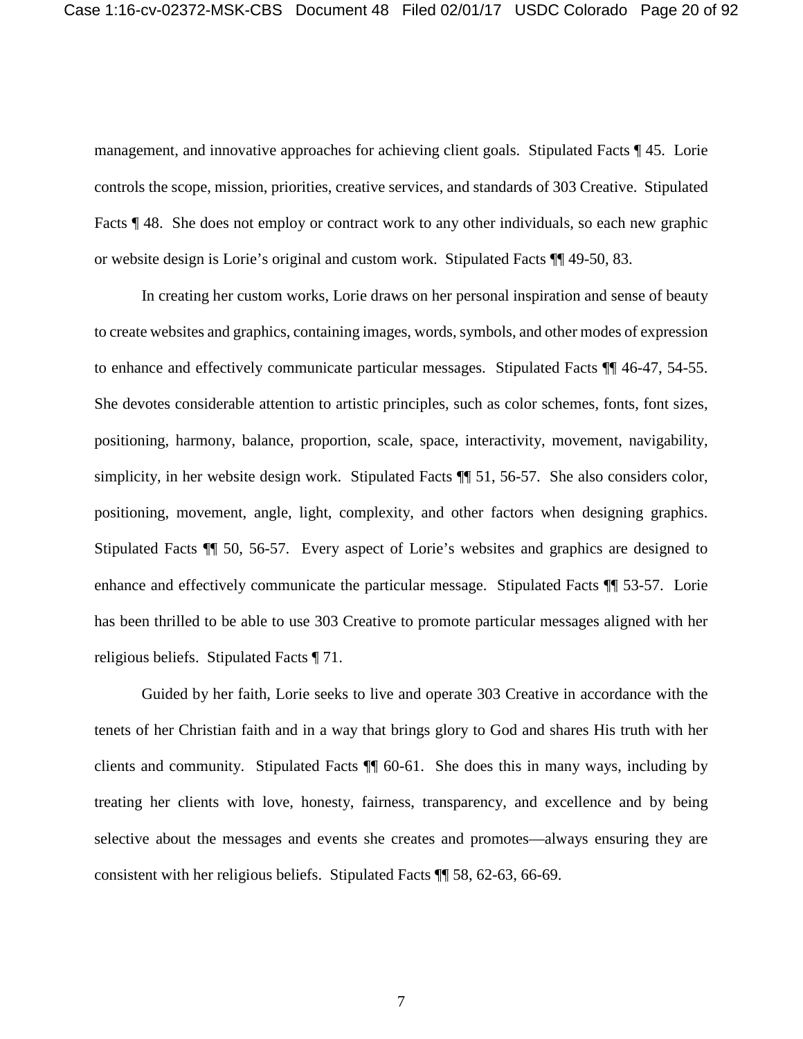management, and innovative approaches for achieving client goals. Stipulated Facts ¶ 45. Lorie controls the scope, mission, priorities, creative services, and standards of 303 Creative. Stipulated Facts ¶ 48. She does not employ or contract work to any other individuals, so each new graphic or website design is Lorie's original and custom work. Stipulated Facts ¶¶ 49-50, 83.

In creating her custom works, Lorie draws on her personal inspiration and sense of beauty to create websites and graphics, containing images, words, symbols, and other modes of expression to enhance and effectively communicate particular messages. Stipulated Facts ¶¶ 46-47, 54-55. She devotes considerable attention to artistic principles, such as color schemes, fonts, font sizes, positioning, harmony, balance, proportion, scale, space, interactivity, movement, navigability, simplicity, in her website design work. Stipulated Facts ¶¶ 51, 56-57. She also considers color, positioning, movement, angle, light, complexity, and other factors when designing graphics. Stipulated Facts ¶¶ 50, 56-57. Every aspect of Lorie's websites and graphics are designed to enhance and effectively communicate the particular message. Stipulated Facts ¶¶ 53-57. Lorie has been thrilled to be able to use 303 Creative to promote particular messages aligned with her religious beliefs. Stipulated Facts ¶ 71.

Guided by her faith, Lorie seeks to live and operate 303 Creative in accordance with the tenets of her Christian faith and in a way that brings glory to God and shares His truth with her clients and community. Stipulated Facts ¶¶ 60-61. She does this in many ways, including by treating her clients with love, honesty, fairness, transparency, and excellence and by being selective about the messages and events she creates and promotes—always ensuring they are consistent with her religious beliefs. Stipulated Facts ¶¶ 58, 62-63, 66-69.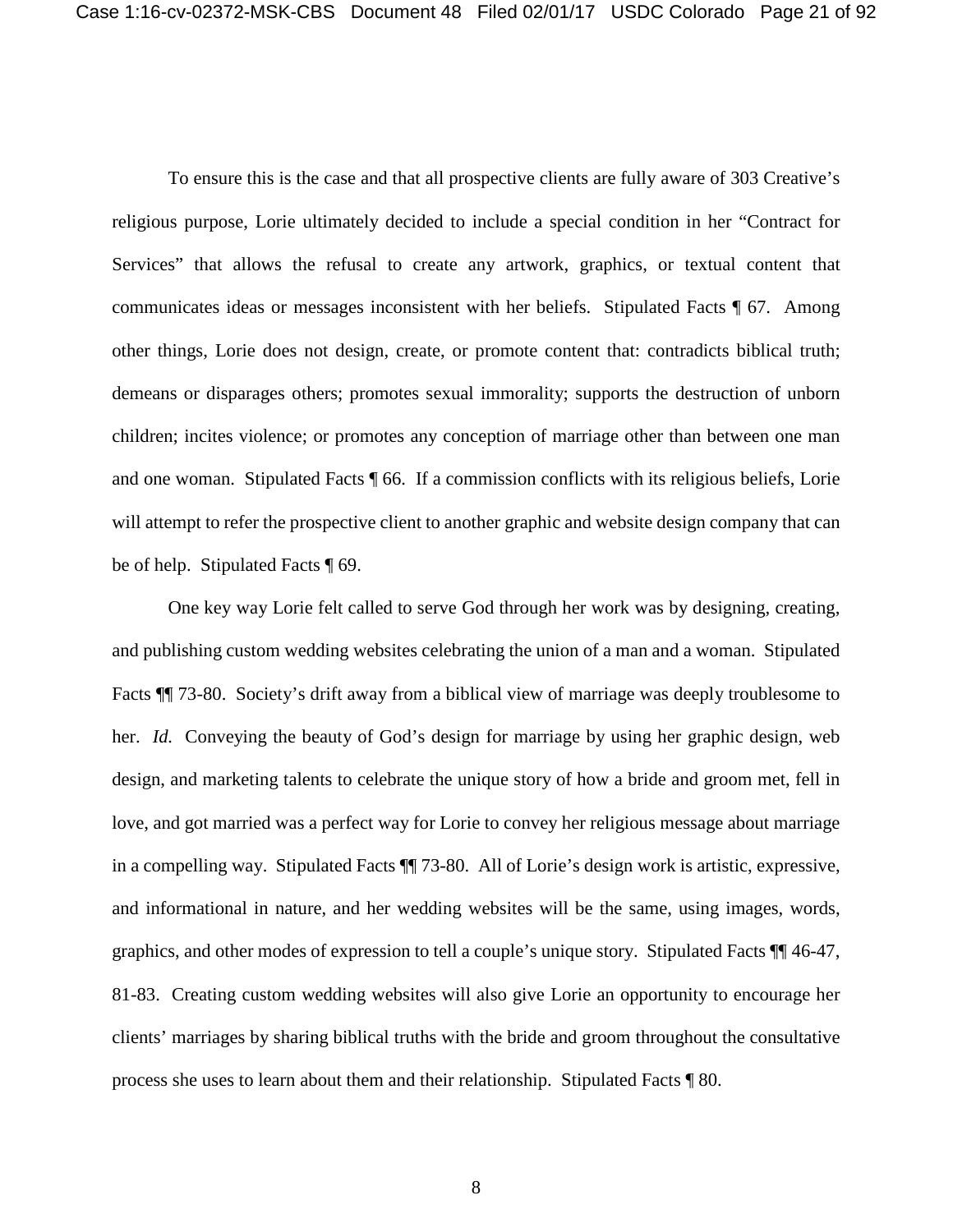To ensure this is the case and that all prospective clients are fully aware of 303 Creative's religious purpose, Lorie ultimately decided to include a special condition in her "Contract for Services" that allows the refusal to create any artwork, graphics, or textual content that communicates ideas or messages inconsistent with her beliefs. Stipulated Facts ¶ 67. Among other things, Lorie does not design, create, or promote content that: contradicts biblical truth; demeans or disparages others; promotes sexual immorality; supports the destruction of unborn children; incites violence; or promotes any conception of marriage other than between one man and one woman. Stipulated Facts ¶ 66. If a commission conflicts with its religious beliefs, Lorie will attempt to refer the prospective client to another graphic and website design company that can be of help. Stipulated Facts ¶ 69.

One key way Lorie felt called to serve God through her work was by designing, creating, and publishing custom wedding websites celebrating the union of a man and a woman. Stipulated Facts ¶¶ 73-80. Society's drift away from a biblical view of marriage was deeply troublesome to her. *Id.* Conveying the beauty of God's design for marriage by using her graphic design, web design, and marketing talents to celebrate the unique story of how a bride and groom met, fell in love, and got married was a perfect way for Lorie to convey her religious message about marriage in a compelling way. Stipulated Facts ¶¶ 73-80. All of Lorie's design work is artistic, expressive, and informational in nature, and her wedding websites will be the same, using images, words, graphics, and other modes of expression to tell a couple's unique story. Stipulated Facts ¶¶ 46-47, 81-83. Creating custom wedding websites will also give Lorie an opportunity to encourage her clients' marriages by sharing biblical truths with the bride and groom throughout the consultative process she uses to learn about them and their relationship. Stipulated Facts ¶ 80.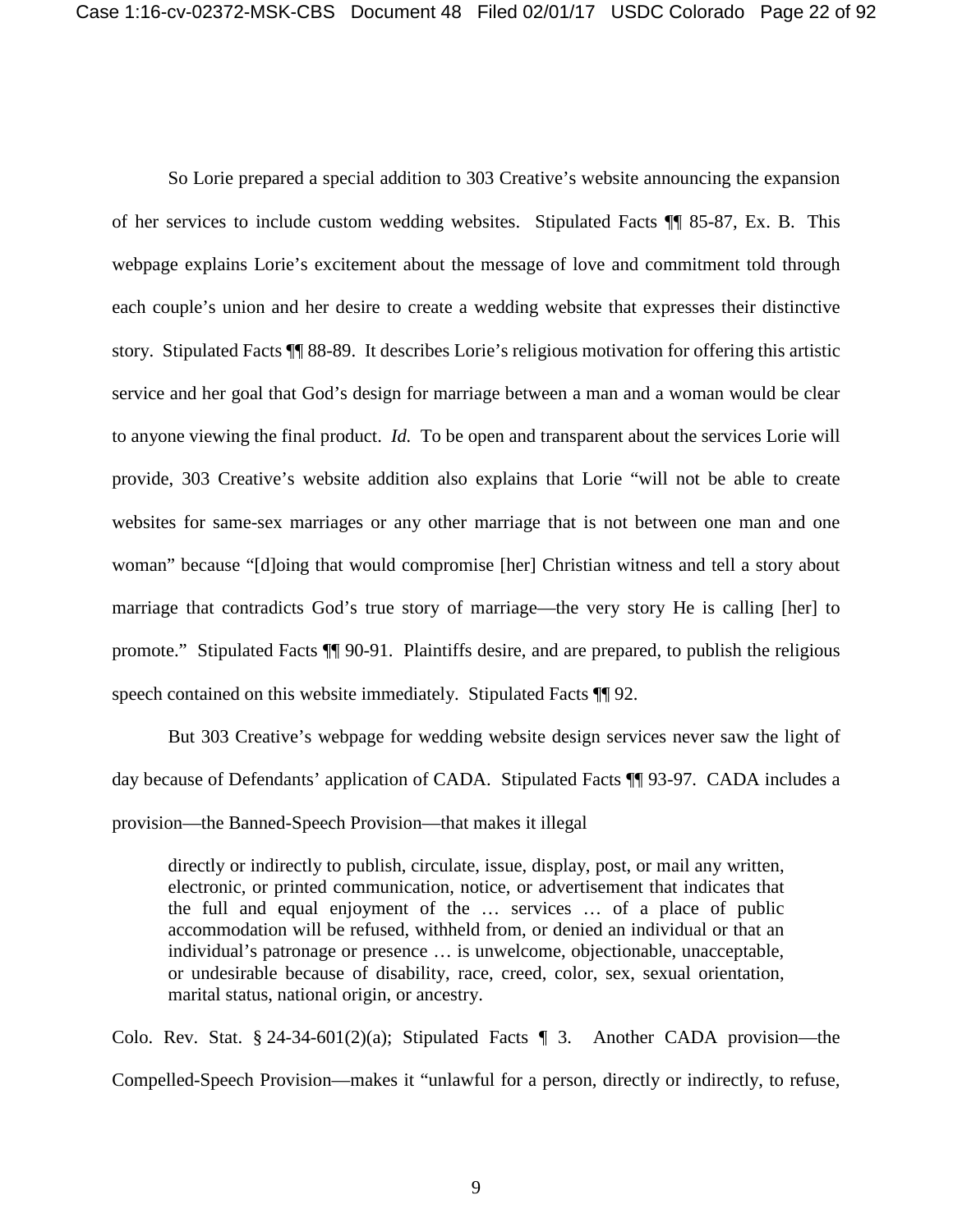So Lorie prepared a special addition to 303 Creative's website announcing the expansion of her services to include custom wedding websites. Stipulated Facts ¶¶ 85-87, Ex. B. This webpage explains Lorie's excitement about the message of love and commitment told through each couple's union and her desire to create a wedding website that expresses their distinctive story. Stipulated Facts ¶¶ 88-89. It describes Lorie's religious motivation for offering this artistic service and her goal that God's design for marriage between a man and a woman would be clear to anyone viewing the final product. *Id.* To be open and transparent about the services Lorie will provide, 303 Creative's website addition also explains that Lorie "will not be able to create websites for same-sex marriages or any other marriage that is not between one man and one woman" because "[d]oing that would compromise [her] Christian witness and tell a story about marriage that contradicts God's true story of marriage—the very story He is calling [her] to promote." Stipulated Facts ¶¶ 90-91. Plaintiffs desire, and are prepared, to publish the religious speech contained on this website immediately. Stipulated Facts ¶¶ 92.

But 303 Creative's webpage for wedding website design services never saw the light of day because of Defendants' application of CADA. Stipulated Facts ¶¶ 93-97. CADA includes a provision—the Banned-Speech Provision—that makes it illegal

> directly or indirectly to publish, circulate, issue, display, post, or mail any written, electronic, or printed communication, notice, or advertisement that indicates that the full and equal enjoyment of the … services … of a place of public accommodation will be refused, withheld from, or denied an individual or that an individual's patronage or presence … is unwelcome, objectionable, unacceptable, or undesirable because of disability, race, creed, color, sex, sexual orientation, marital status, national origin, or ancestry.

Colo. Rev. Stat. § 24-34-601(2)(a); Stipulated Facts ¶ 3. Another CADA provision—the Compelled-Speech Provision—makes it "unlawful for a person, directly or indirectly, to refuse,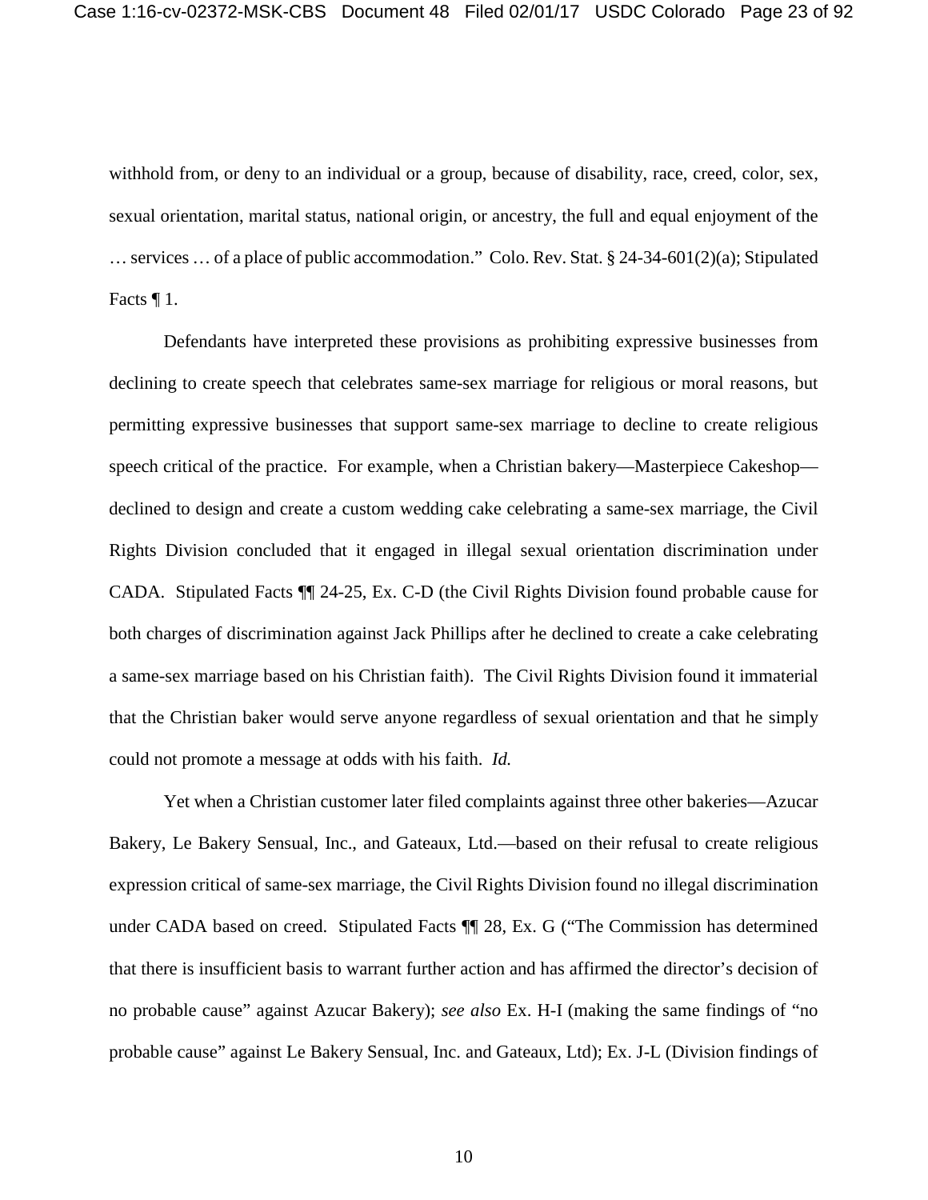withhold from, or deny to an individual or a group, because of disability, race, creed, color, sex, sexual orientation, marital status, national origin, or ancestry, the full and equal enjoyment of the … services … of a place of public accommodation." Colo. Rev. Stat. § 24-34-601(2)(a); Stipulated Facts ¶ 1.

Defendants have interpreted these provisions as prohibiting expressive businesses from declining to create speech that celebrates same-sex marriage for religious or moral reasons, but permitting expressive businesses that support same-sex marriage to decline to create religious speech critical of the practice. For example, when a Christian bakery—Masterpiece Cakeshop—declined to design and create a custom wedding cake celebrating a same-sex marriage, the Civil Rights Division concluded that it engaged in illegal sexual orientation discrimination under CADA. Stipulated Facts ¶¶ 24-25, Ex. C-D (the Civil Rights Division found probable cause for both charges of discrimination against Jack Phillips after he declined to create a cake celebrating a same-sex marriage based on his Christian faith). The Civil Rights Division found it immaterial that the Christian baker would serve anyone regardless of sexual orientation and that he simply could not promote a message at odds with his faith. *Id.*

Yet when a Christian customer later filed complaints against three other bakeries—Azucar Bakery, Le Bakery Sensual, Inc., and Gateaux, Ltd.—based on their refusal to create religious expression critical of same-sex marriage, the Civil Rights Division found no illegal discrimination under CADA based on creed. Stipulated Facts ¶¶ 28, Ex. G ("The Commission has determined that there is insufficient basis to warrant further action and has affirmed the director's decision of no probable cause" against Azucar Bakery); *see also* Ex. H-I (making the same findings of "no probable cause" against Le Bakery Sensual, Inc. and Gateaux, Ltd); Ex. J-L (Division findings of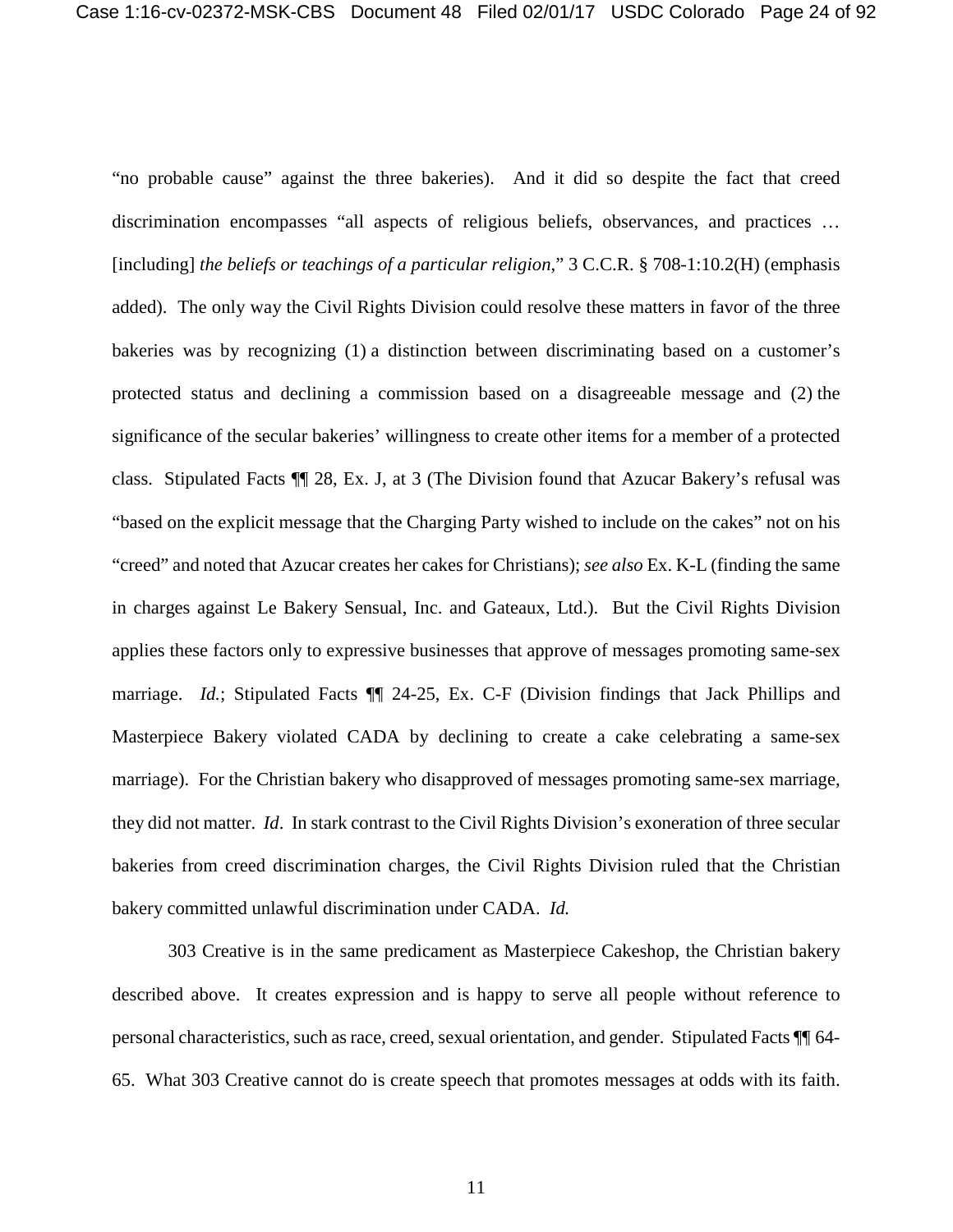"no probable cause" against the three bakeries). And it did so despite the fact that creed discrimination encompasses "all aspects of religious beliefs, observances, and practices … [including] *the beliefs or teachings of a particular religion*," 3 C.C.R. § 708-1:10.2(H) (emphasis added). The only way the Civil Rights Division could resolve these matters in favor of the three bakeries was by recognizing (1) a distinction between discriminating based on a customer's protected status and declining a commission based on a disagreeable message and (2) the significance of the secular bakeries' willingness to create other items for a member of a protected class. Stipulated Facts ¶¶ 28, Ex. J, at 3 (The Division found that Azucar Bakery's refusal was "based on the explicit message that the Charging Party wished to include on the cakes" not on his "creed" and noted that Azucar creates her cakes for Christians); *see also* Ex. K-L (finding the same in charges against Le Bakery Sensual, Inc. and Gateaux, Ltd.). But the Civil Rights Division applies these factors only to expressive businesses that approve of messages promoting same-sex marriage. *Id.*; Stipulated Facts ¶¶ 24-25, Ex. C-F (Division findings that Jack Phillips and Masterpiece Bakery violated CADA by declining to create a cake celebrating a same-sex marriage). For the Christian bakery who disapproved of messages promoting same-sex marriage, they did not matter. *Id*. In stark contrast to the Civil Rights Division's exoneration of three secular bakeries from creed discrimination charges, the Civil Rights Division ruled that the Christian bakery committed unlawful discrimination under CADA. *Id.*

303 Creative is in the same predicament as Masterpiece Cakeshop, the Christian bakery described above. It creates expression and is happy to serve all people without reference to personal characteristics, such as race, creed, sexual orientation, and gender. Stipulated Facts ¶¶ 64-65. What 303 Creative cannot do is create speech that promotes messages at odds with its faith.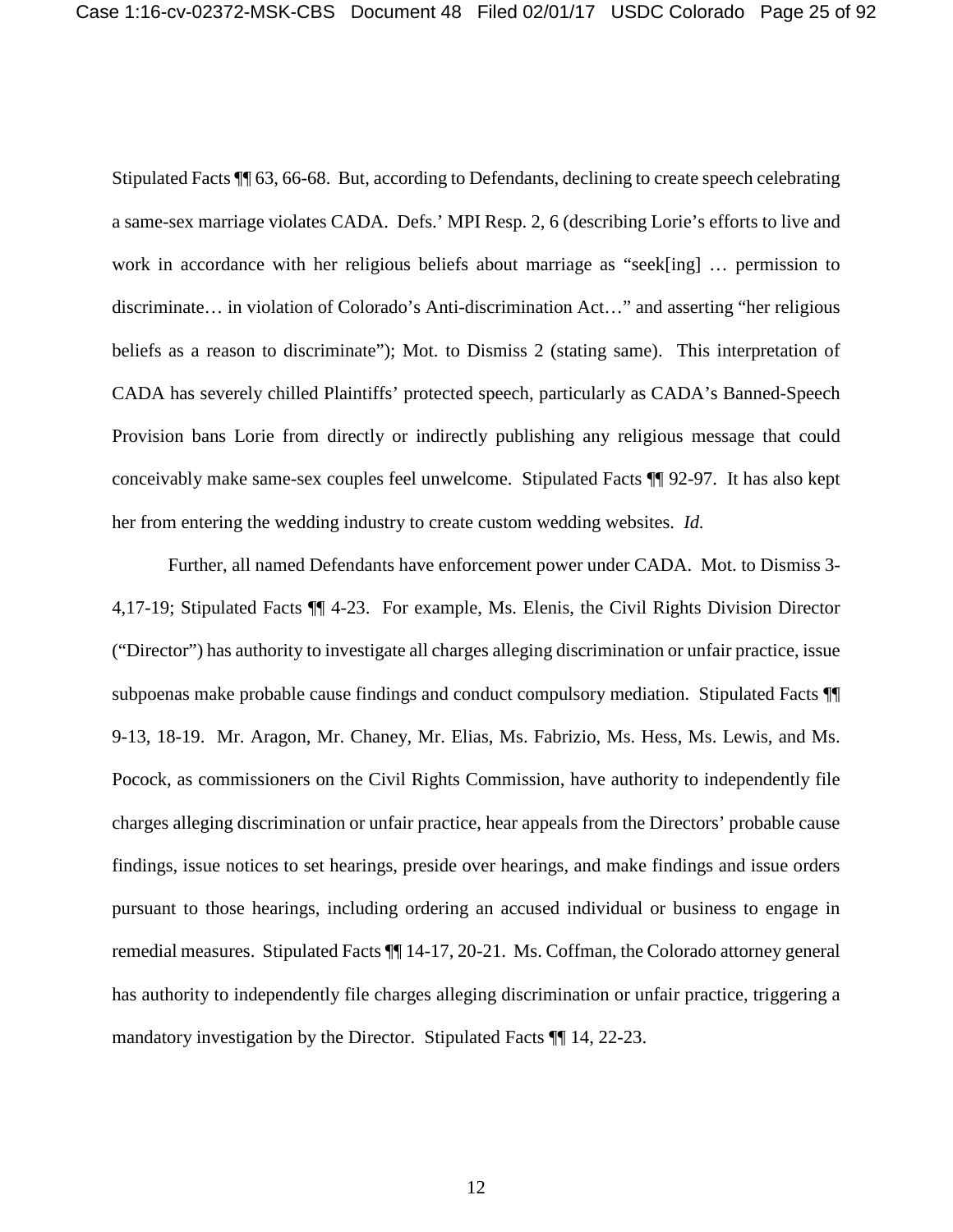Stipulated Facts ¶¶ 63, 66-68. But, according to Defendants, declining to create speech celebrating a same-sex marriage violates CADA. Defs.' MPI Resp. 2, 6 (describing Lorie's efforts to live and work in accordance with her religious beliefs about marriage as "seek[ing] … permission to discriminate… in violation of Colorado's Anti-discrimination Act…" and asserting "her religious beliefs as a reason to discriminate"); Mot. to Dismiss 2 (stating same). This interpretation of CADA has severely chilled Plaintiffs' protected speech, particularly as CADA's Banned-Speech Provision bans Lorie from directly or indirectly publishing any religious message that could conceivably make same-sex couples feel unwelcome. Stipulated Facts ¶¶ 92-97. It has also kept her from entering the wedding industry to create custom wedding websites. *Id.*

Further, all named Defendants have enforcement power under CADA. Mot. to Dismiss 3-4,17-19; Stipulated Facts ¶¶ 4-23. For example, Ms. Elenis, the Civil Rights Division Director ("Director") has authority to investigate all charges alleging discrimination or unfair practice, issue subpoenas make probable cause findings and conduct compulsory mediation. Stipulated Facts ¶¶ 9-13, 18-19. Mr. Aragon, Mr. Chaney, Mr. Elias, Ms. Fabrizio, Ms. Hess, Ms. Lewis, and Ms. Pocock, as commissioners on the Civil Rights Commission, have authority to independently file charges alleging discrimination or unfair practice, hear appeals from the Directors' probable cause findings, issue notices to set hearings, preside over hearings, and make findings and issue orders pursuant to those hearings, including ordering an accused individual or business to engage in remedial measures. Stipulated Facts ¶¶ 14-17, 20-21. Ms. Coffman, the Colorado attorney general has authority to independently file charges alleging discrimination or unfair practice, triggering a mandatory investigation by the Director. Stipulated Facts ¶¶ 14, 22-23.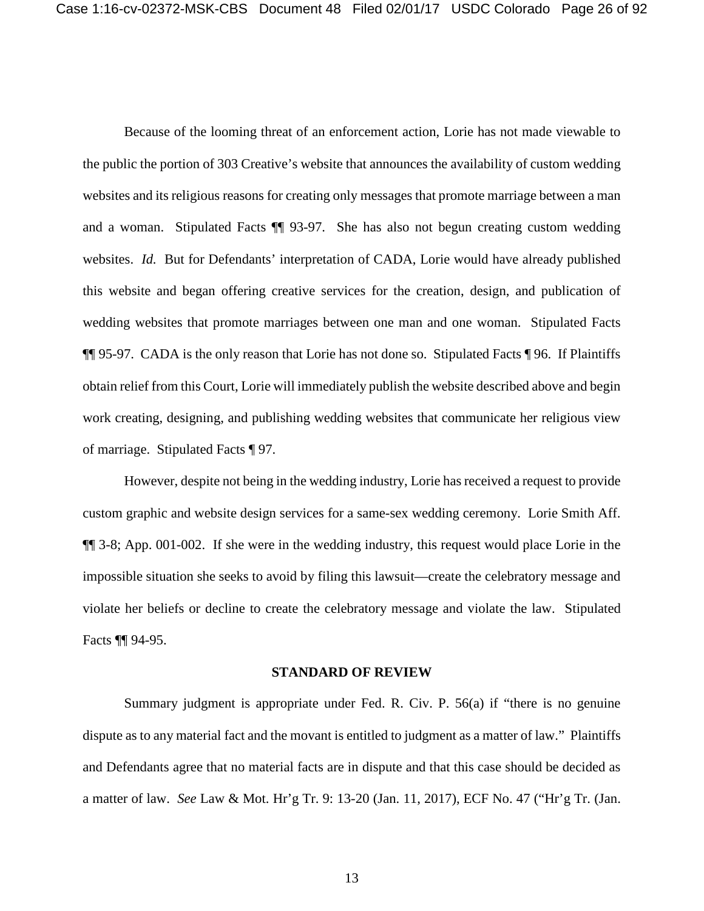Because of the looming threat of an enforcement action, Lorie has not made viewable to the public the portion of 303 Creative's website that announces the availability of custom wedding websites and its religious reasons for creating only messages that promote marriage between a man and a woman. Stipulated Facts ¶¶ 93-97. She has also not begun creating custom wedding websites. *Id.* But for Defendants' interpretation of CADA, Lorie would have already published this website and began offering creative services for the creation, design, and publication of wedding websites that promote marriages between one man and one woman. Stipulated Facts ¶¶ 95-97. CADA is the only reason that Lorie has not done so. Stipulated Facts ¶ 96. If Plaintiffs obtain relief from this Court, Lorie will immediately publish the website described above and begin work creating, designing, and publishing wedding websites that communicate her religious view of marriage. Stipulated Facts ¶ 97.

However, despite not being in the wedding industry, Lorie has received a request to provide custom graphic and website design services for a same-sex wedding ceremony. Lorie Smith Aff. ¶¶ 3-8; App. 001-002. If she were in the wedding industry, this request would place Lorie in the impossible situation she seeks to avoid by filing this lawsuit—create the celebratory message and violate her beliefs or decline to create the celebratory message and violate the law. Stipulated Facts ¶¶ 94-95.

## STANDARD OF REVIEW

Summary judgment is appropriate under Fed. R. Civ. P. 56(a) if "there is no genuine dispute as to any material fact and the movant is entitled to judgment as a matter of law." Plaintiffs and Defendants agree that no material facts are in dispute and that this case should be decided as a matter of law. *See* Law & Mot. Hr'g Tr. 9: 13-20 (Jan. 11, 2017), ECF No. 47 ("Hr'g Tr. (Jan.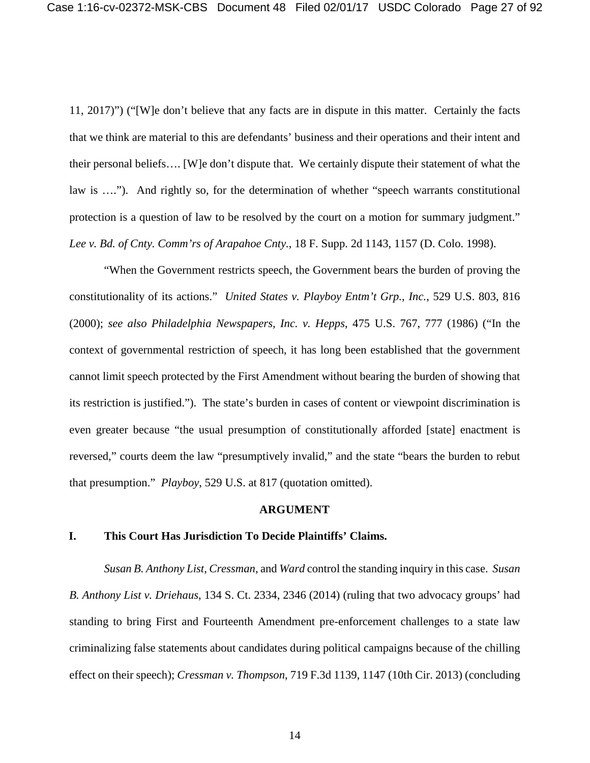11, 2017)") ("[W]e don't believe that any facts are in dispute in this matter. Certainly the facts that we think are material to this are defendants' business and their operations and their intent and their personal beliefs…. [W]e don't dispute that. We certainly dispute their statement of what the law is ….") . And rightly so, for the determination of whether "speech warrants constitutional protection is a question of law to be resolved by the court on a motion for summary judgment." *Lee v. Bd. of Cnty. Comm'rs of Arapahoe Cnty.*, 18 F. Supp. 2d 1143, 1157 (D. Colo. 1998).

"When the Government restricts speech, the Government bears the burden of proving the constitutionality of its actions." *United States v. Playboy Entm't Grp., Inc.*, 529 U.S. 803, 816 (2000); *see also Philadelphia Newspapers, Inc. v. Hepps*, 475 U.S. 767, 777 (1986) ("In the context of governmental restriction of speech, it has long been established that the government cannot limit speech protected by the First Amendment without bearing the burden of showing that its restriction is justified."). The state's burden in cases of content or viewpoint discrimination is even greater because "the usual presumption of constitutionally afforded [state] enactment is reversed," courts deem the law "presumptively invalid," and the state "bears the burden to rebut that presumption." *Playboy*, 529 U.S. at 817 (quotation omitted).

## ARGUMENT

### I. This Court Has Jurisdiction To Decide Plaintiffs' Claims.

*Susan B. Anthony List*, *Cressman*, and *Ward* control the standing inquiry in this case. *Susan B. Anthony List v. Driehaus*, 134 S. Ct. 2334, 2346 (2014) (ruling that two advocacy groups' had standing to bring First and Fourteenth Amendment pre-enforcement challenges to a state law criminalizing false statements about candidates during political campaigns because of the chilling effect on their speech); *Cressman v. Thompson*, 719 F.3d 1139, 1147 (10th Cir. 2013) (concluding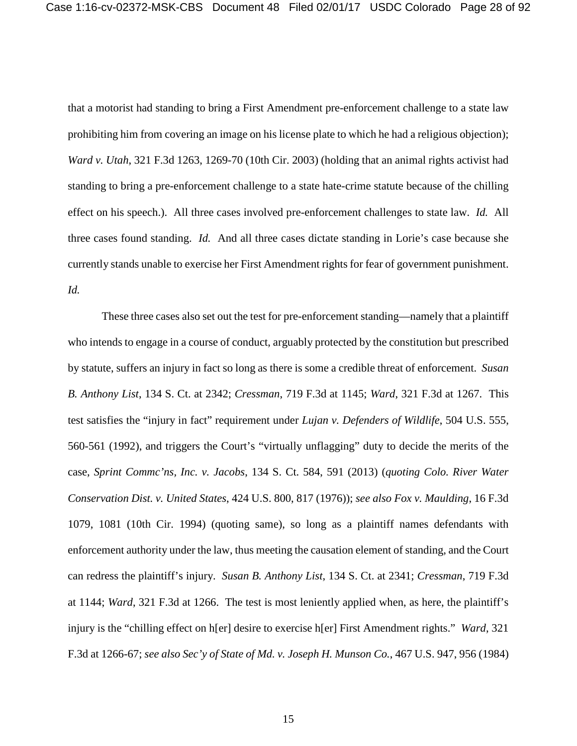that a motorist had standing to bring a First Amendment pre-enforcement challenge to a state law prohibiting him from covering an image on his license plate to which he had a religious objection); *Ward v. Utah*, 321 F.3d 1263, 1269-70 (10th Cir. 2003) (holding that an animal rights activist had standing to bring a pre-enforcement challenge to a state hate-crime statute because of the chilling effect on his speech.). All three cases involved pre-enforcement challenges to state law. *Id.* All three cases found standing. *Id.* And all three cases dictate standing in Lorie's case because she currently stands unable to exercise her First Amendment rights for fear of government punishment. *Id.*

These three cases also set out the test for pre-enforcement standing—namely that a plaintiff who intends to engage in a course of conduct, arguably protected by the constitution but prescribed by statute, suffers an injury in fact so long as there is some a credible threat of enforcement. *Susan B. Anthony List*, 134 S. Ct. at 2342; *Cressman*, 719 F.3d at 1145; *Ward*, 321 F.3d at 1267. This test satisfies the "injury in fact" requirement under *Lujan v. Defenders of Wildlife*, 504 U.S. 555, 560-561 (1992), and triggers the Court's "virtually unflagging" duty to decide the merits of the case, *Sprint Commc'ns, Inc. v. Jacobs*, 134 S. Ct. 584, 591 (2013) (*quoting Colo. River Water Conservation Dist. v. United States*, 424 U.S. 800, 817 (1976)); *see also Fox v. Maulding*, 16 F.3d 1079, 1081 (10th Cir. 1994) (quoting same), so long as a plaintiff names defendants with enforcement authority under the law, thus meeting the causation element of standing, and the Court can redress the plaintiff's injury. *Susan B. Anthony List*, 134 S. Ct. at 2341; *Cressman*, 719 F.3d at 1144; *Ward*, 321 F.3d at 1266. The test is most leniently applied when, as here, the plaintiff's injury is the "chilling effect on h[er] desire to exercise h[er] First Amendment rights." *Ward*, 321 F.3d at 1266-67; *see also Sec'y of State of Md. v. Joseph H. Munson Co.*, 467 U.S. 947, 956 (1984)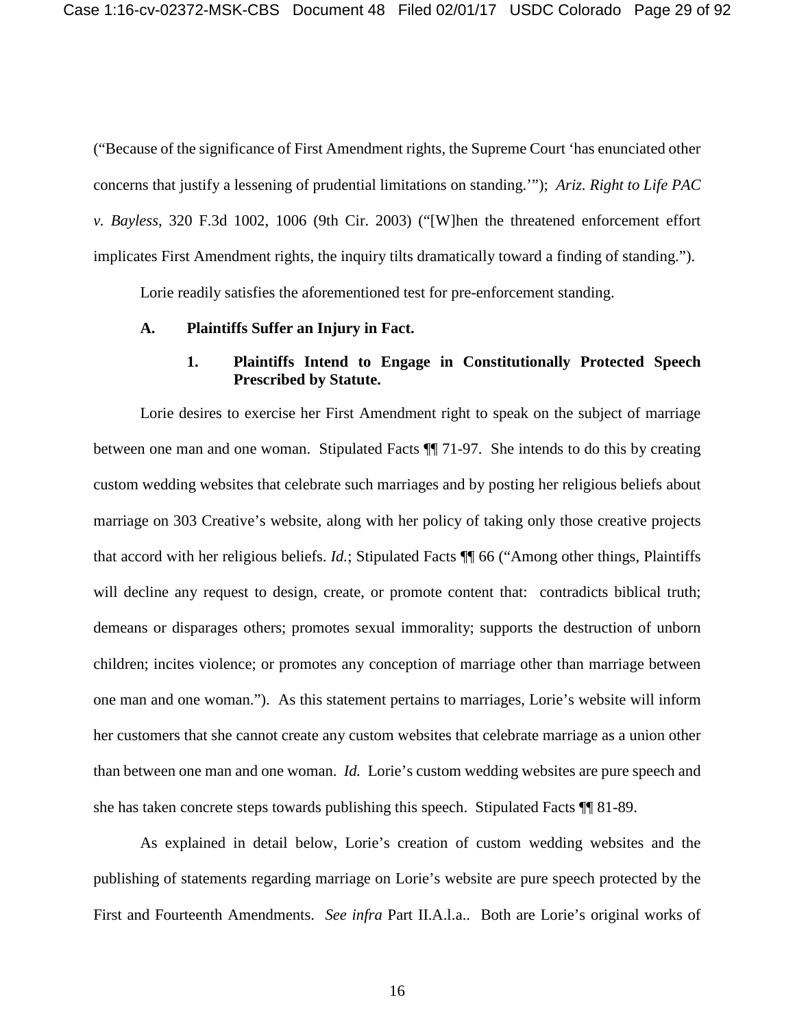("Because of the significance of First Amendment rights, the Supreme Court 'has enunciated other concerns that justify a lessening of prudential limitations on standing.'"); *Ariz. Right to Life PAC v. Bayless*, 320 F.3d 1002, 1006 (9th Cir. 2003) ("[W]hen the threatened enforcement effort implicates First Amendment rights, the inquiry tilts dramatically toward a finding of standing.").

Lorie readily satisfies the aforementioned test for pre-enforcement standing.

**A. Plaintiffs Suffer an Injury in Fact.**

**1. Plaintiffs Intend to Engage in Constitutionally Protected Speech Prescribed by Statute.**

Lorie desires to exercise her First Amendment right to speak on the subject of marriage between one man and one woman. Stipulated Facts ¶¶ 71-97. She intends to do this by creating custom wedding websites that celebrate such marriages and by posting her religious beliefs about marriage on 303 Creative's website, along with her policy of taking only those creative projects that accord with her religious beliefs. *Id.*; Stipulated Facts ¶¶ 66 ("Among other things, Plaintiffs will decline any request to design, create, or promote content that: contradicts biblical truth; demeans or disparages others; promotes sexual immorality; supports the destruction of unborn children; incites violence; or promotes any conception of marriage other than marriage between one man and one woman."). As this statement pertains to marriages, Lorie's website will inform her customers that she cannot create any custom websites that celebrate marriage as a union other than between one man and one woman. *Id.* Lorie's custom wedding websites are pure speech and she has taken concrete steps towards publishing this speech. Stipulated Facts ¶¶ 81-89.

As explained in detail below, Lorie's creation of custom wedding websites and the publishing of statements regarding marriage on Lorie's website are pure speech protected by the First and Fourteenth Amendments. *See infra* Part II.A.l.a.. Both are Lorie's original works of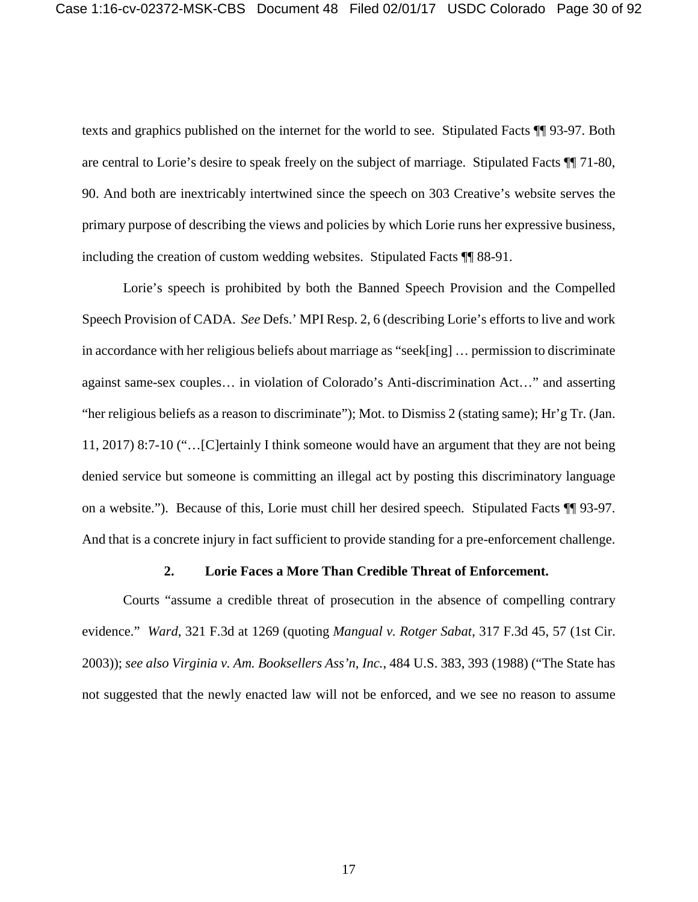texts and graphics published on the internet for the world to see. Stipulated Facts ¶¶ 93-97. Both are central to Lorie's desire to speak freely on the subject of marriage. Stipulated Facts ¶¶ 71-80, 90. And both are inextricably intertwined since the speech on 303 Creative's website serves the primary purpose of describing the views and policies by which Lorie runs her expressive business, including the creation of custom wedding websites. Stipulated Facts ¶¶ 88-91.

Lorie's speech is prohibited by both the Banned Speech Provision and the Compelled Speech Provision of CADA. *See* Defs.' MPI Resp. 2, 6 (describing Lorie's efforts to live and work in accordance with her religious beliefs about marriage as "seek[ing] … permission to discriminate against same-sex couples… in violation of Colorado's Anti-discrimination Act…" and asserting "her religious beliefs as a reason to discriminate"); Mot. to Dismiss 2 (stating same); Hr'g Tr. (Jan. 11, 2017) 8:7-10 ("…[C]ertainly I think someone would have an argument that they are not being denied service but someone is committing an illegal act by posting this discriminatory language on a website."). Because of this, Lorie must chill her desired speech. Stipulated Facts ¶¶ 93-97. And that is a concrete injury in fact sufficient to provide standing for a pre-enforcement challenge.

### 2. Lorie Faces a More Than Credible Threat of Enforcement.

Courts "assume a credible threat of prosecution in the absence of compelling contrary evidence." *Ward*, 321 F.3d at 1269 (quoting *Mangual v. Rotger Sabat*, 317 F.3d 45, 57 (1st Cir. 2003)); *see also Virginia v. Am. Booksellers Ass'n, Inc.*, 484 U.S. 383, 393 (1988) ("The State has not suggested that the newly enacted law will not be enforced, and we see no reason to assume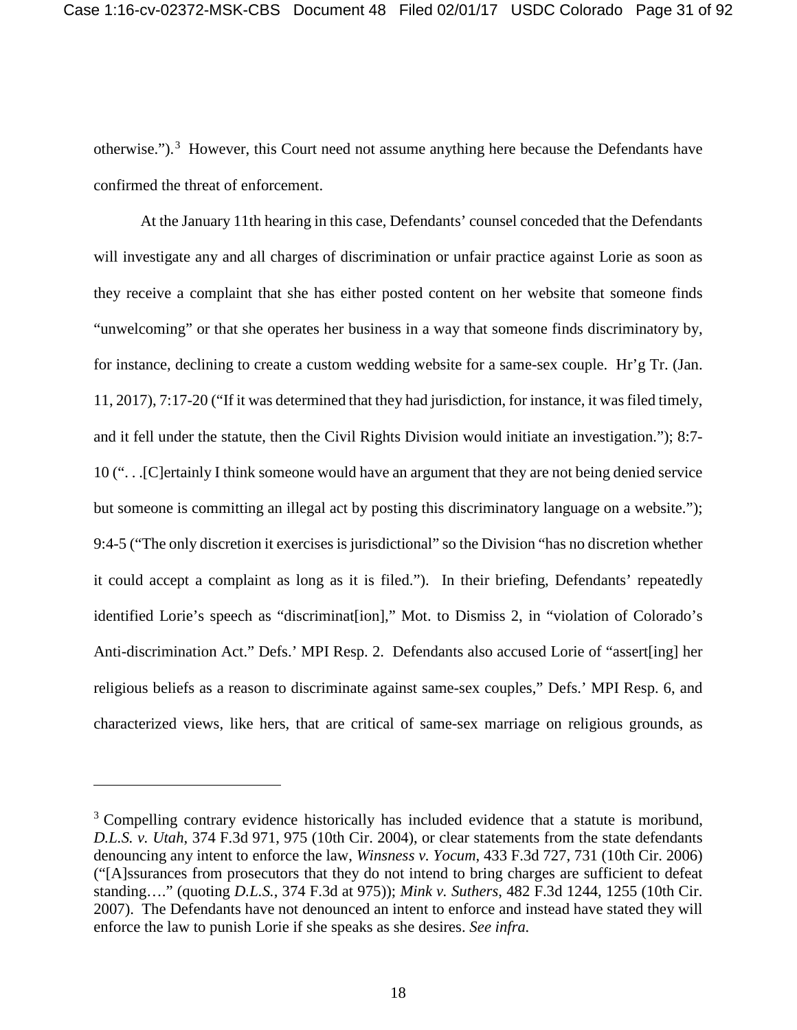otherwise.").[3] However, this Court need not assume anything here because the Defendants have confirmed the threat of enforcement.

At the January 11th hearing in this case, Defendants' counsel conceded that the Defendants will investigate any and all charges of discrimination or unfair practice against Lorie as soon as they receive a complaint that she has either posted content on her website that someone finds "unwelcoming" or that she operates her business in a way that someone finds discriminatory by, for instance, declining to create a custom wedding website for a same-sex couple. Hr'g Tr. (Jan. 11, 2017), 7:17-20 ("If it was determined that they had jurisdiction, for instance, it was filed timely, and it fell under the statute, then the Civil Rights Division would initiate an investigation."); 8:7-10 (". . .[C]ertainly I think someone would have an argument that they are not being denied service but someone is committing an illegal act by posting this discriminatory language on a website."); 9:4-5 ("The only discretion it exercises is jurisdictional" so the Division "has no discretion whether it could accept a complaint as long as it is filed."). In their briefing, Defendants' repeatedly identified Lorie's speech as "discriminat[ion]," Mot. to Dismiss 2, in "violation of Colorado's Anti-discrimination Act." Defs.' MPI Resp. 2. Defendants also accused Lorie of "assert[ing] her religious beliefs as a reason to discriminate against same-sex couples," Defs.' MPI Resp. 6, and characterized views, like hers, that are critical of same-sex marriage on religious grounds, as

---

[3] Compelling contrary evidence historically has included evidence that a statute is moribund, *D.L.S. v. Utah*, 374 F.3d 971, 975 (10th Cir. 2004), or clear statements from the state defendants denouncing any intent to enforce the law, *Winsness v. Yocum*, 433 F.3d 727, 731 (10th Cir. 2006) ("[A]ssurances from prosecutors that they do not intend to bring charges are sufficient to defeat standing…." (quoting *D.L.S.*, 374 F.3d at 975)); *Mink v. Suthers*, 482 F.3d 1244, 1255 (10th Cir. 2007). The Defendants have not denounced an intent to enforce and instead have stated they will enforce the law to punish Lorie if she speaks as she desires. *See infra*.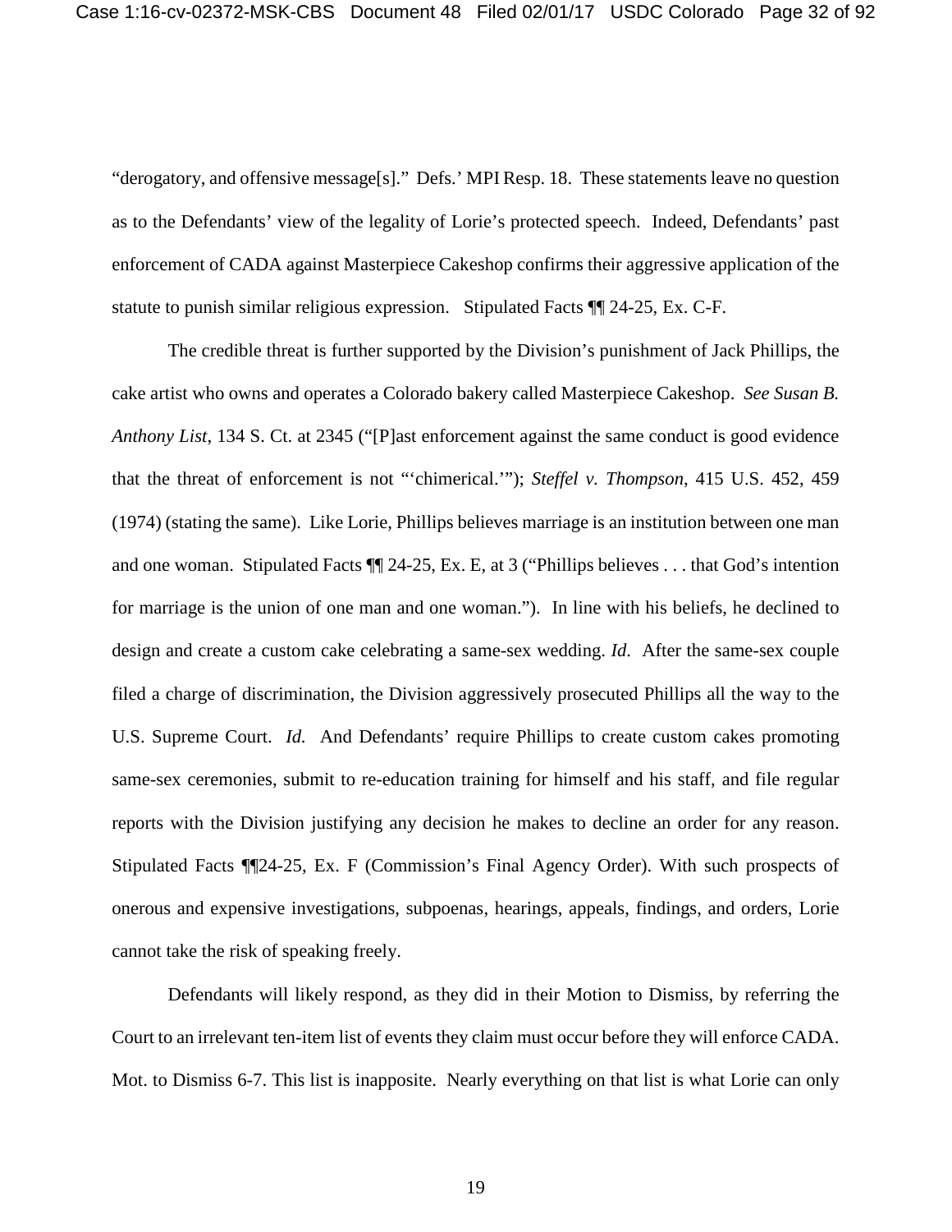"derogatory, and offensive message[s]." Defs.' MPI Resp. 18. These statements leave no question as to the Defendants' view of the legality of Lorie's protected speech. Indeed, Defendants' past enforcement of CADA against Masterpiece Cakeshop confirms their aggressive application of the statute to punish similar religious expression. Stipulated Facts ¶¶ 24-25, Ex. C-F.

The credible threat is further supported by the Division's punishment of Jack Phillips, the cake artist who owns and operates a Colorado bakery called Masterpiece Cakeshop. *See Susan B. Anthony List*, 134 S. Ct. at 2345 ("[P]ast enforcement against the same conduct is good evidence that the threat of enforcement is not "'chimerical.'"); *Steffel v. Thompson*, 415 U.S. 452, 459 (1974) (stating the same). Like Lorie, Phillips believes marriage is an institution between one man and one woman. Stipulated Facts ¶¶ 24-25, Ex. E, at 3 ("Phillips believes . . . that God's intention for marriage is the union of one man and one woman."). In line with his beliefs, he declined to design and create a custom cake celebrating a same-sex wedding. *Id*. After the same-sex couple filed a charge of discrimination, the Division aggressively prosecuted Phillips all the way to the U.S. Supreme Court. *Id.* And Defendants' require Phillips to create custom cakes promoting same-sex ceremonies, submit to re-education training for himself and his staff, and file regular reports with the Division justifying any decision he makes to decline an order for any reason. Stipulated Facts ¶¶24-25, Ex. F (Commission's Final Agency Order). With such prospects of onerous and expensive investigations, subpoenas, hearings, appeals, findings, and orders, Lorie cannot take the risk of speaking freely.

Defendants will likely respond, as they did in their Motion to Dismiss, by referring the Court to an irrelevant ten-item list of events they claim must occur before they will enforce CADA. Mot. to Dismiss 6-7. This list is inapposite. Nearly everything on that list is what Lorie can only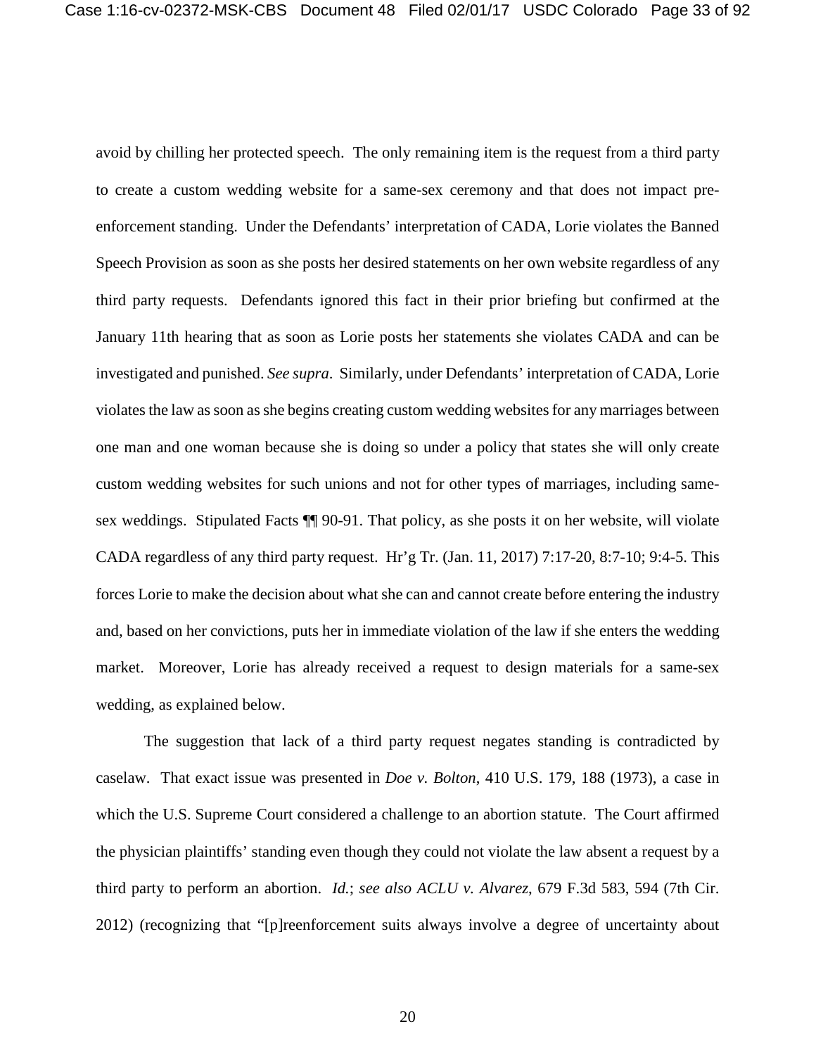avoid by chilling her protected speech. The only remaining item is the request from a third party to create a custom wedding website for a same-sex ceremony and that does not impact pre-enforcement standing. Under the Defendants' interpretation of CADA, Lorie violates the Banned Speech Provision as soon as she posts her desired statements on her own website regardless of any third party requests. Defendants ignored this fact in their prior briefing but confirmed at the January 11th hearing that as soon as Lorie posts her statements she violates CADA and can be investigated and punished. *See supra*. Similarly, under Defendants' interpretation of CADA, Lorie violates the law as soon as she begins creating custom wedding websites for any marriages between one man and one woman because she is doing so under a policy that states she will only create custom wedding websites for such unions and not for other types of marriages, including same-sex weddings. Stipulated Facts ¶¶ 90-91. That policy, as she posts it on her website, will violate CADA regardless of any third party request. Hr'g Tr. (Jan. 11, 2017) 7:17-20, 8:7-10; 9:4-5. This forces Lorie to make the decision about what she can and cannot create before entering the industry and, based on her convictions, puts her in immediate violation of the law if she enters the wedding market. Moreover, Lorie has already received a request to design materials for a same-sex wedding, as explained below.

The suggestion that lack of a third party request negates standing is contradicted by caselaw. That exact issue was presented in *Doe v. Bolton*, 410 U.S. 179, 188 (1973), a case in which the U.S. Supreme Court considered a challenge to an abortion statute. The Court affirmed the physician plaintiffs' standing even though they could not violate the law absent a request by a third party to perform an abortion. *Id.*; *see also ACLU v. Alvarez*, 679 F.3d 583, 594 (7th Cir. 2012) (recognizing that "[p]reenforcement suits always involve a degree of uncertainty about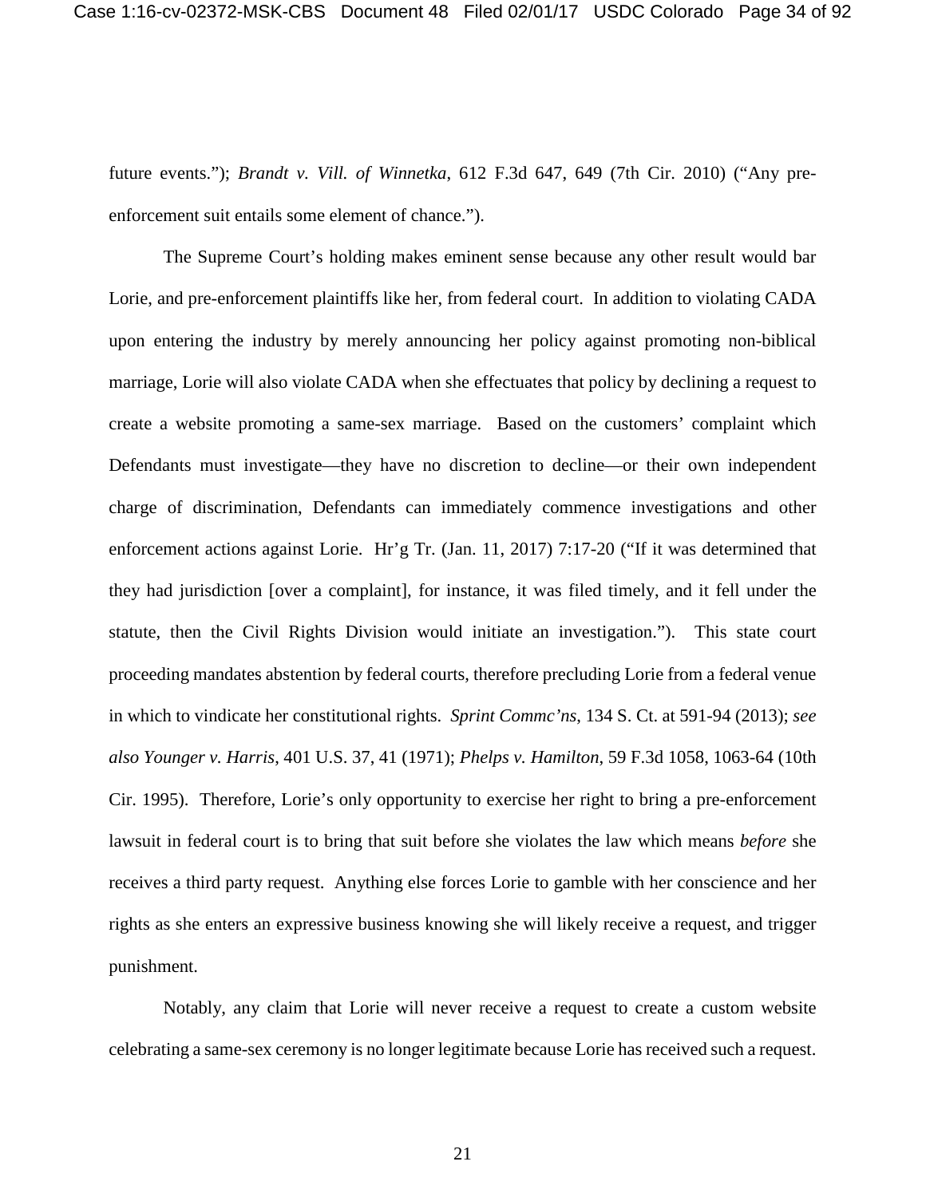future events."); *Brandt v. Vill. of Winnetka*, 612 F.3d 647, 649 (7th Cir. 2010) ("Any pre-enforcement suit entails some element of chance.").

The Supreme Court's holding makes eminent sense because any other result would bar Lorie, and pre-enforcement plaintiffs like her, from federal court. In addition to violating CADA upon entering the industry by merely announcing her policy against promoting non-biblical marriage, Lorie will also violate CADA when she effectuates that policy by declining a request to create a website promoting a same-sex marriage. Based on the customers' complaint which Defendants must investigate—they have no discretion to decline—or their own independent charge of discrimination, Defendants can immediately commence investigations and other enforcement actions against Lorie. Hr'g Tr. (Jan. 11, 2017) 7:17-20 ("If it was determined that they had jurisdiction [over a complaint], for instance, it was filed timely, and it fell under the statute, then the Civil Rights Division would initiate an investigation."). This state court proceeding mandates abstention by federal courts, therefore precluding Lorie from a federal venue in which to vindicate her constitutional rights. *Sprint Commc'ns*, 134 S. Ct. at 591-94 (2013); *see also Younger v. Harris*, 401 U.S. 37, 41 (1971); *Phelps v. Hamilton*, 59 F.3d 1058, 1063-64 (10th Cir. 1995). Therefore, Lorie's only opportunity to exercise her right to bring a pre-enforcement lawsuit in federal court is to bring that suit before she violates the law which means *before* she receives a third party request. Anything else forces Lorie to gamble with her conscience and her rights as she enters an expressive business knowing she will likely receive a request, and trigger punishment.

Notably, any claim that Lorie will never receive a request to create a custom website celebrating a same-sex ceremony is no longer legitimate because Lorie has received such a request.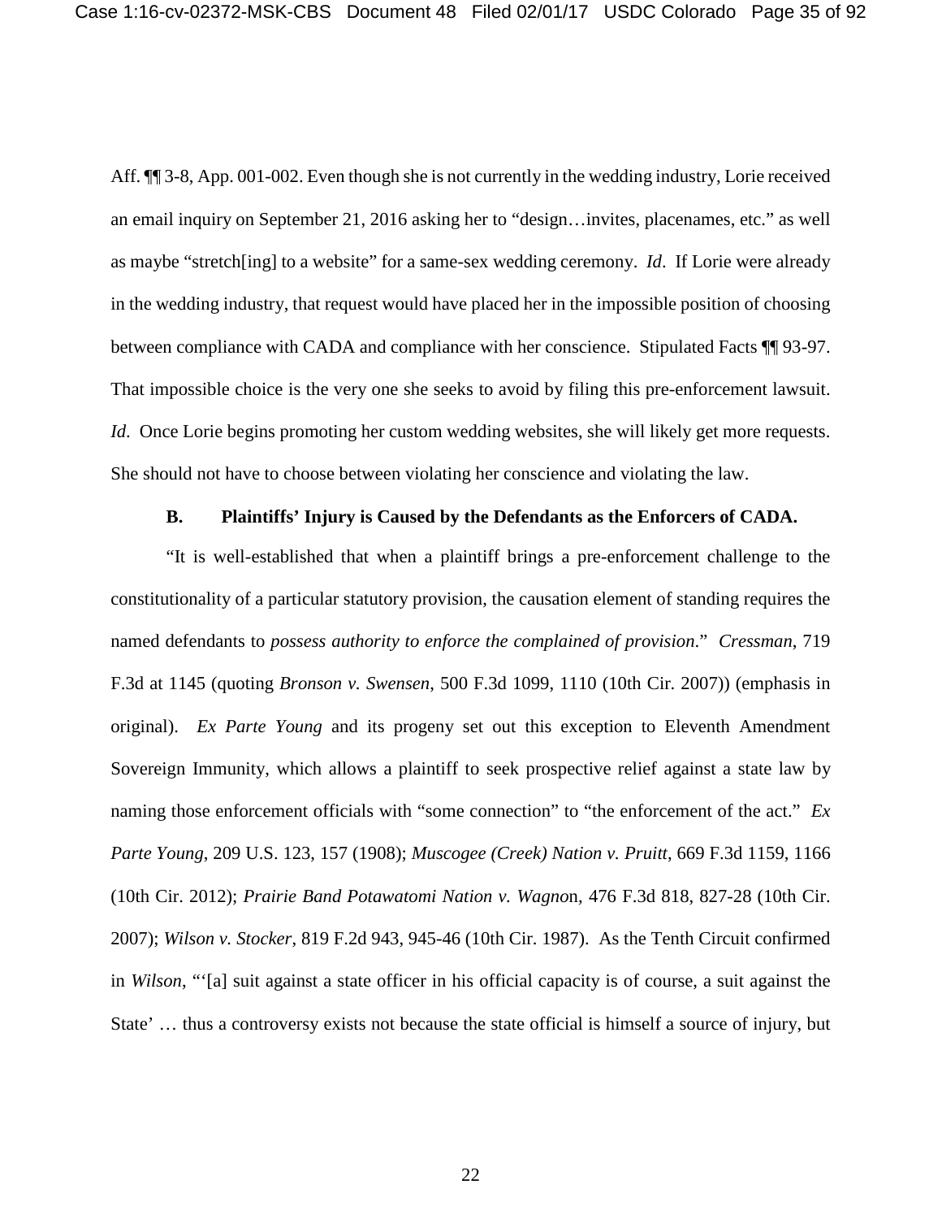Aff. ¶¶ 3-8, App. 001-002. Even though she is not currently in the wedding industry, Lorie received an email inquiry on September 21, 2016 asking her to "design…invites, placenames, etc." as well as maybe "stretch[ing] to a website" for a same-sex wedding ceremony. *Id*. If Lorie were already in the wedding industry, that request would have placed her in the impossible position of choosing between compliance with CADA and compliance with her conscience. Stipulated Facts ¶¶ 93-97. That impossible choice is the very one she seeks to avoid by filing this pre-enforcement lawsuit. *Id*. Once Lorie begins promoting her custom wedding websites, she will likely get more requests. She should not have to choose between violating her conscience and violating the law.

### B. Plaintiffs' Injury is Caused by the Defendants as the Enforcers of CADA.

"It is well-established that when a plaintiff brings a pre-enforcement challenge to the constitutionality of a particular statutory provision, the causation element of standing requires the named defendants to *possess authority to enforce the complained of provision*." *Cressman*, 719 F.3d at 1145 (quoting *Bronson v. Swensen*, 500 F.3d 1099, 1110 (10th Cir. 2007)) (emphasis in original). *Ex Parte Young* and its progeny set out this exception to Eleventh Amendment Sovereign Immunity, which allows a plaintiff to seek prospective relief against a state law by naming those enforcement officials with "some connection" to "the enforcement of the act." *Ex Parte Young*, 209 U.S. 123, 157 (1908); *Muscogee (Creek) Nation v. Pruitt*, 669 F.3d 1159, 1166 (10th Cir. 2012); *Prairie Band Potawatomi Nation v. Wagnon*, 476 F.3d 818, 827-28 (10th Cir. 2007); *Wilson v. Stocker*, 819 F.2d 943, 945-46 (10th Cir. 1987). As the Tenth Circuit confirmed in *Wilson*, "'[a] suit against a state officer in his official capacity is of course, a suit against the State' … thus a controversy exists not because the state official is himself a source of injury, but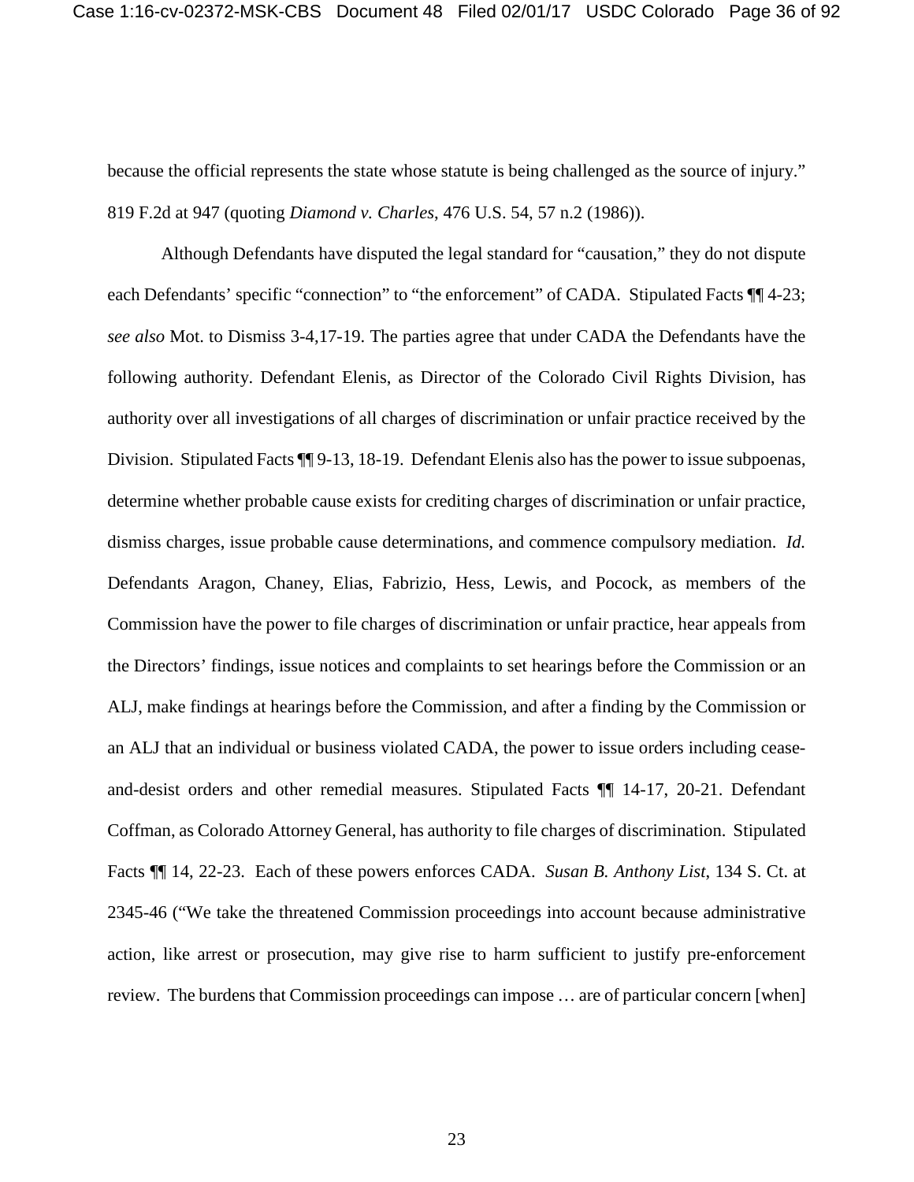because the official represents the state whose statute is being challenged as the source of injury." 819 F.2d at 947 (quoting *Diamond v. Charles*, 476 U.S. 54, 57 n.2 (1986)).

Although Defendants have disputed the legal standard for "causation," they do not dispute each Defendants' specific "connection" to "the enforcement" of CADA. Stipulated Facts ¶¶ 4-23; *see also* Mot. to Dismiss 3-4,17-19. The parties agree that under CADA the Defendants have the following authority. Defendant Elenis, as Director of the Colorado Civil Rights Division, has authority over all investigations of all charges of discrimination or unfair practice received by the Division. Stipulated Facts ¶¶ 9-13, 18-19. Defendant Elenis also has the power to issue subpoenas, determine whether probable cause exists for crediting charges of discrimination or unfair practice, dismiss charges, issue probable cause determinations, and commence compulsory mediation. *Id.* Defendants Aragon, Chaney, Elias, Fabrizio, Hess, Lewis, and Pocock, as members of the Commission have the power to file charges of discrimination or unfair practice, hear appeals from the Directors' findings, issue notices and complaints to set hearings before the Commission or an ALJ, make findings at hearings before the Commission, and after a finding by the Commission or an ALJ that an individual or business violated CADA, the power to issue orders including cease-and-desist orders and other remedial measures. Stipulated Facts ¶¶ 14-17, 20-21. Defendant Coffman, as Colorado Attorney General, has authority to file charges of discrimination. Stipulated Facts ¶¶ 14, 22-23. Each of these powers enforces CADA. *Susan B. Anthony List*, 134 S. Ct. at 2345-46 ("We take the threatened Commission proceedings into account because administrative action, like arrest or prosecution, may give rise to harm sufficient to justify pre-enforcement review. The burdens that Commission proceedings can impose … are of particular concern [when]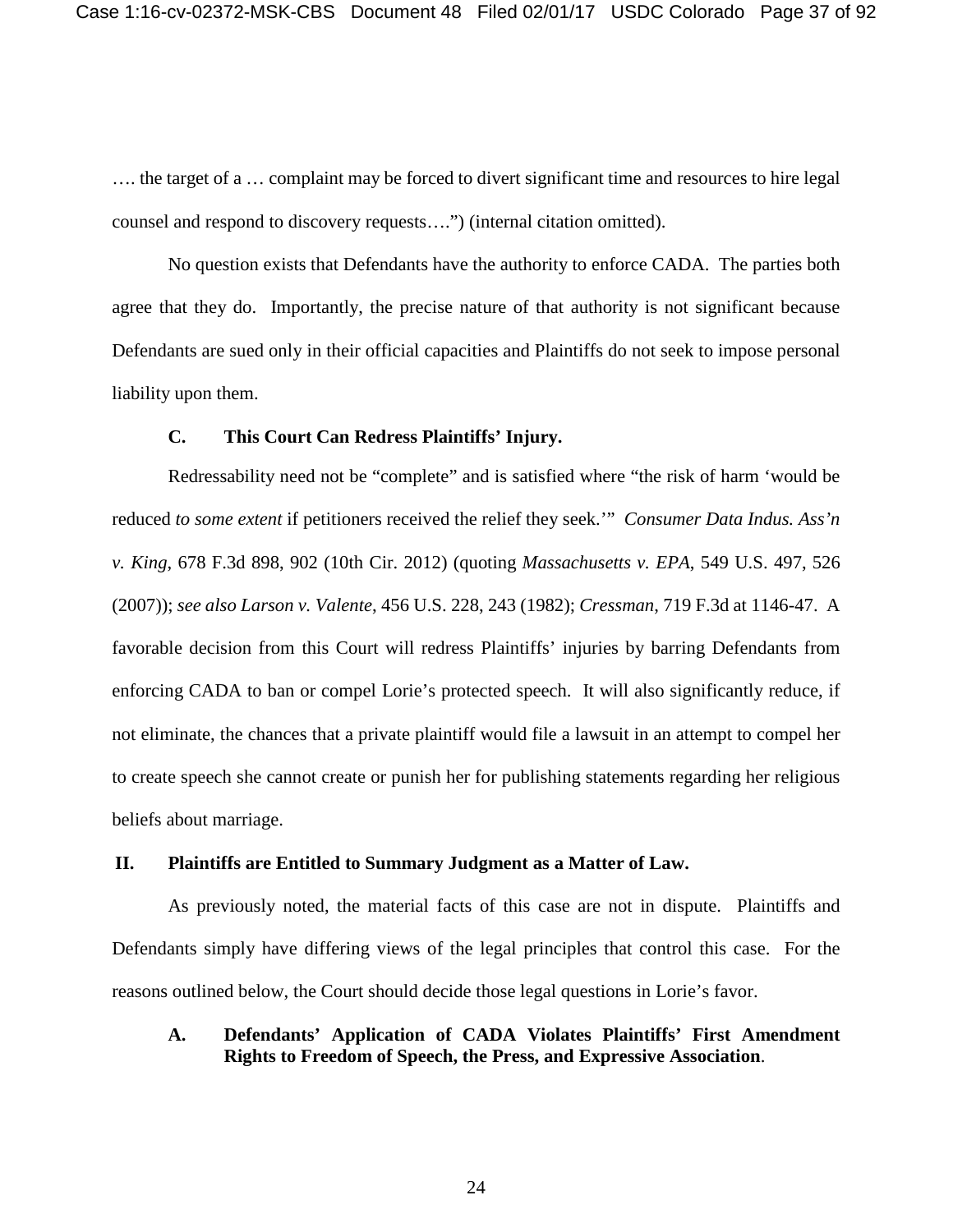…. the target of a … complaint may be forced to divert significant time and resources to hire legal counsel and respond to discovery requests….") (internal citation omitted).

No question exists that Defendants have the authority to enforce CADA. The parties both agree that they do. Importantly, the precise nature of that authority is not significant because Defendants are sued only in their official capacities and Plaintiffs do not seek to impose personal liability upon them.

### C. This Court Can Redress Plaintiffs' Injury.

Redressability need not be "complete" and is satisfied where "the risk of harm 'would be reduced *to some extent* if petitioners received the relief they seek.'" *Consumer Data Indus. Ass'n v. King*, 678 F.3d 898, 902 (10th Cir. 2012) (quoting *Massachusetts v. EPA*, 549 U.S. 497, 526 (2007)); *see also Larson v. Valente*, 456 U.S. 228, 243 (1982); *Cressman*, 719 F.3d at 1146-47. A favorable decision from this Court will redress Plaintiffs' injuries by barring Defendants from enforcing CADA to ban or compel Lorie's protected speech. It will also significantly reduce, if not eliminate, the chances that a private plaintiff would file a lawsuit in an attempt to compel her to create speech she cannot create or punish her for publishing statements regarding her religious beliefs about marriage.

## II. Plaintiffs are Entitled to Summary Judgment as a Matter of Law.

As previously noted, the material facts of this case are not in dispute. Plaintiffs and Defendants simply have differing views of the legal principles that control this case. For the reasons outlined below, the Court should decide those legal questions in Lorie's favor.

### A. Defendants' Application of CADA Violates Plaintiffs' First Amendment Rights to Freedom of Speech, the Press, and Expressive Association.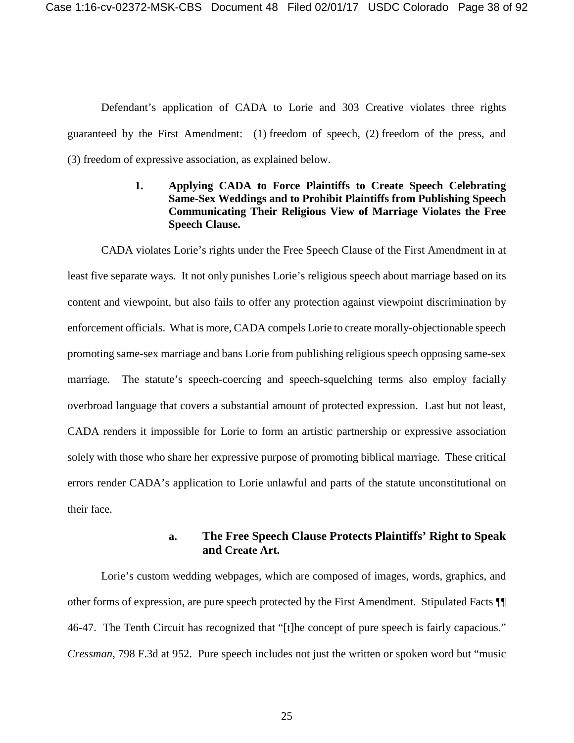Defendant's application of CADA to Lorie and 303 Creative violates three rights guaranteed by the First Amendment: (1) freedom of speech, (2) freedom of the press, and (3) freedom of expressive association, as explained below.

### 1. Applying CADA to Force Plaintiffs to Create Speech Celebrating Same-Sex Weddings and to Prohibit Plaintiffs from Publishing Speech Communicating Their Religious View of Marriage Violates the Free Speech Clause.

CADA violates Lorie's rights under the Free Speech Clause of the First Amendment in at least five separate ways. It not only punishes Lorie's religious speech about marriage based on its content and viewpoint, but also fails to offer any protection against viewpoint discrimination by enforcement officials. What is more, CADA compels Lorie to create morally-objectionable speech promoting same-sex marriage and bans Lorie from publishing religious speech opposing same-sex marriage. The statute's speech-coercing and speech-squelching terms also employ facially overbroad language that covers a substantial amount of protected expression. Last but not least, CADA renders it impossible for Lorie to form an artistic partnership or expressive association solely with those who share her expressive purpose of promoting biblical marriage. These critical errors render CADA's application to Lorie unlawful and parts of the statute unconstitutional on their face.

#### a. The Free Speech Clause Protects Plaintiffs' Right to Speak and Create Art.

Lorie's custom wedding webpages, which are composed of images, words, graphics, and other forms of expression, are pure speech protected by the First Amendment. Stipulated Facts ¶¶ 46-47. The Tenth Circuit has recognized that "[t]he concept of pure speech is fairly capacious." *Cressman*, 798 F.3d at 952. Pure speech includes not just the written or spoken word but "music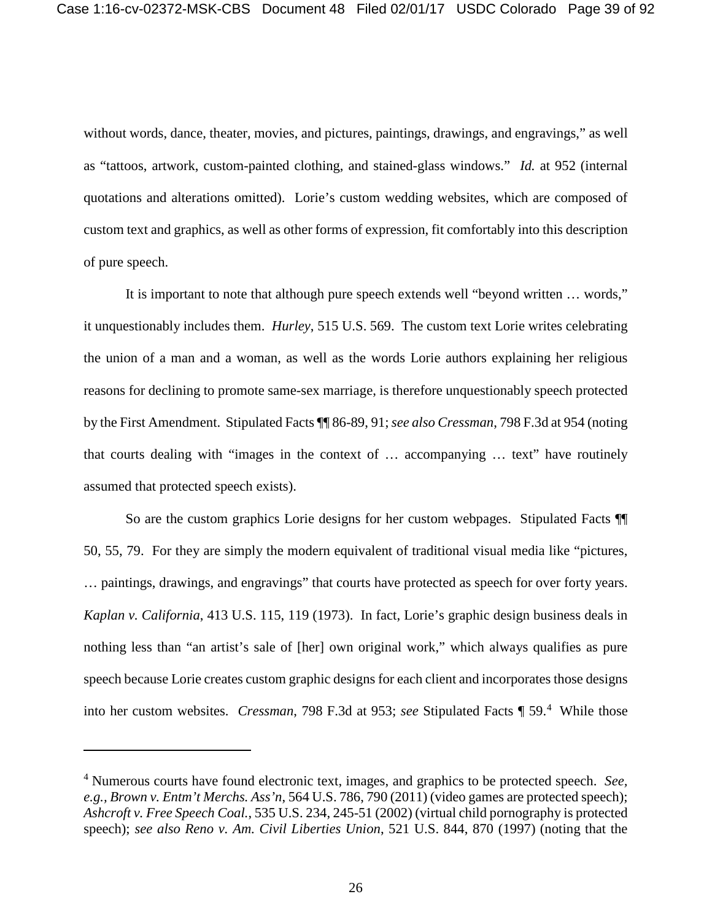without words, dance, theater, movies, and pictures, paintings, drawings, and engravings," as well as "tattoos, artwork, custom-painted clothing, and stained-glass windows." *Id.* at 952 (internal quotations and alterations omitted). Lorie's custom wedding websites, which are composed of custom text and graphics, as well as other forms of expression, fit comfortably into this description of pure speech.

It is important to note that although pure speech extends well "beyond written … words," it unquestionably includes them. *Hurley*, 515 U.S. 569. The custom text Lorie writes celebrating the union of a man and a woman, as well as the words Lorie authors explaining her religious reasons for declining to promote same-sex marriage, is therefore unquestionably speech protected by the First Amendment. Stipulated Facts ¶¶ 86-89, 91; *see also Cressman*, 798 F.3d at 954 (noting that courts dealing with "images in the context of … accompanying … text" have routinely assumed that protected speech exists).

So are the custom graphics Lorie designs for her custom webpages. Stipulated Facts ¶¶ 50, 55, 79. For they are simply the modern equivalent of traditional visual media like "pictures, … paintings, drawings, and engravings" that courts have protected as speech for over forty years. *Kaplan v. California*, 413 U.S. 115, 119 (1973). In fact, Lorie's graphic design business deals in nothing less than "an artist's sale of [her] own original work," which always qualifies as pure speech because Lorie creates custom graphic designs for each client and incorporates those designs into her custom websites. *Cressman*, 798 F.3d at 953; *see* Stipulated Facts ¶ 59.[4] While those

---

[4] Numerous courts have found electronic text, images, and graphics to be protected speech. *See, e.g., Brown v. Entm't Merchs. Ass'n*, 564 U.S. 786, 790 (2011) (video games are protected speech); *Ashcroft v. Free Speech Coal.*, 535 U.S. 234, 245-51 (2002) (virtual child pornography is protected speech); *see also Reno v. Am. Civil Liberties Union*, 521 U.S. 844, 870 (1997) (noting that the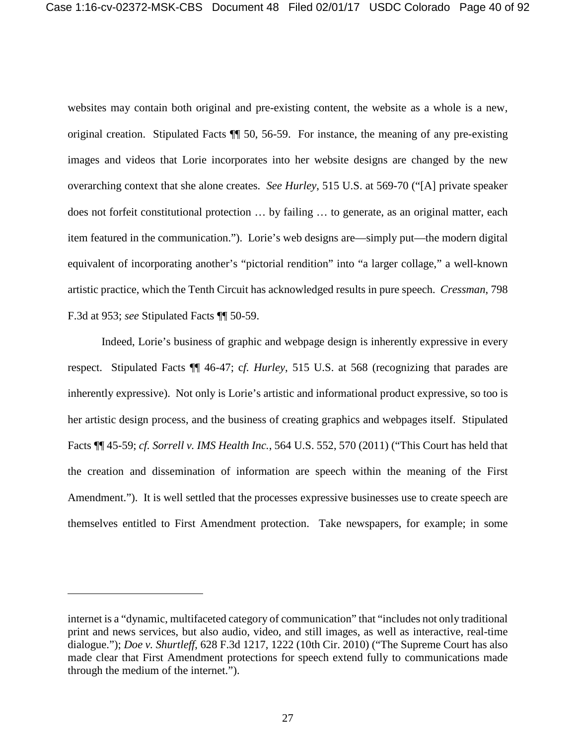websites may contain both original and pre-existing content, the website as a whole is a new, original creation. Stipulated Facts ¶¶ 50, 56-59. For instance, the meaning of any pre-existing images and videos that Lorie incorporates into her website designs are changed by the new overarching context that she alone creates. *See Hurley*, 515 U.S. at 569-70 ("[A] private speaker does not forfeit constitutional protection … by failing … to generate, as an original matter, each item featured in the communication."). Lorie's web designs are—simply put—the modern digital equivalent of incorporating another's "pictorial rendition" into "a larger collage," a well-known artistic practice, which the Tenth Circuit has acknowledged results in pure speech. *Cressman*, 798 F.3d at 953; *see* Stipulated Facts ¶¶ 50-59.

Indeed, Lorie's business of graphic and webpage design is inherently expressive in every respect. Stipulated Facts ¶¶ 46-47; c*f. Hurley*, 515 U.S. at 568 (recognizing that parades are inherently expressive). Not only is Lorie's artistic and informational product expressive, so too is her artistic design process, and the business of creating graphics and webpages itself. Stipulated Facts ¶¶ 45-59; *cf. Sorrell v. IMS Health Inc.*, 564 U.S. 552, 570 (2011) ("This Court has held that the creation and dissemination of information are speech within the meaning of the First Amendment."). It is well settled that the processes expressive businesses use to create speech are themselves entitled to First Amendment protection. Take newspapers, for example; in some

---

internet is a "dynamic, multifaceted category of communication" that "includes not only traditional print and news services, but also audio, video, and still images, as well as interactive, real-time dialogue."); *Doe v. Shurtleff*, 628 F.3d 1217, 1222 (10th Cir. 2010) ("The Supreme Court has also made clear that First Amendment protections for speech extend fully to communications made through the medium of the internet.").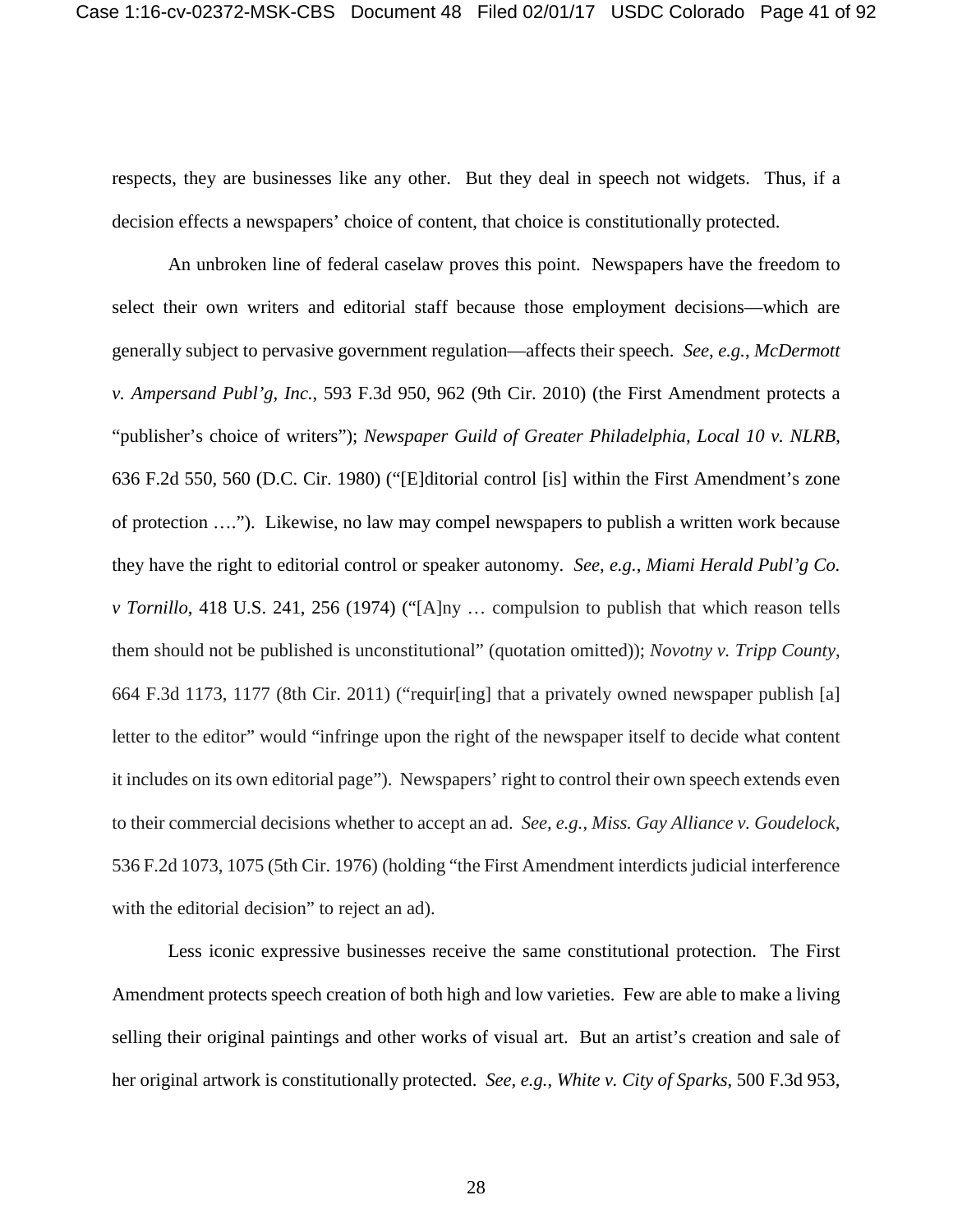respects, they are businesses like any other. But they deal in speech not widgets. Thus, if a decision effects a newspapers' choice of content, that choice is constitutionally protected.

An unbroken line of federal caselaw proves this point. Newspapers have the freedom to select their own writers and editorial staff because those employment decisions—which are generally subject to pervasive government regulation—affects their speech. *See, e.g.*, *McDermott v. Ampersand Publ'g, Inc.*, 593 F.3d 950, 962 (9th Cir. 2010) (the First Amendment protects a "publisher's choice of writers"); *Newspaper Guild of Greater Philadelphia, Local 10 v. NLRB*, 636 F.2d 550, 560 (D.C. Cir. 1980) ("[E]ditorial control [is] within the First Amendment's zone of protection …."). Likewise, no law may compel newspapers to publish a written work because they have the right to editorial control or speaker autonomy. *See, e.g.*, *Miami Herald Publ'g Co. v Tornillo*, 418 U.S. 241, 256 (1974) ("[A]ny … compulsion to publish that which reason tells them should not be published is unconstitutional" (quotation omitted)); *Novotny v. Tripp County*, 664 F.3d 1173, 1177 (8th Cir. 2011) ("requir[ing] that a privately owned newspaper publish [a] letter to the editor" would "infringe upon the right of the newspaper itself to decide what content it includes on its own editorial page"). Newspapers' right to control their own speech extends even to their commercial decisions whether to accept an ad. *See, e.g.*, *Miss. Gay Alliance v. Goudelock*, 536 F.2d 1073, 1075 (5th Cir. 1976) (holding "the First Amendment interdicts judicial interference with the editorial decision" to reject an ad).

Less iconic expressive businesses receive the same constitutional protection. The First Amendment protects speech creation of both high and low varieties. Few are able to make a living selling their original paintings and other works of visual art. But an artist's creation and sale of her original artwork is constitutionally protected. *See, e.g.*, *White v. City of Sparks*, 500 F.3d 953,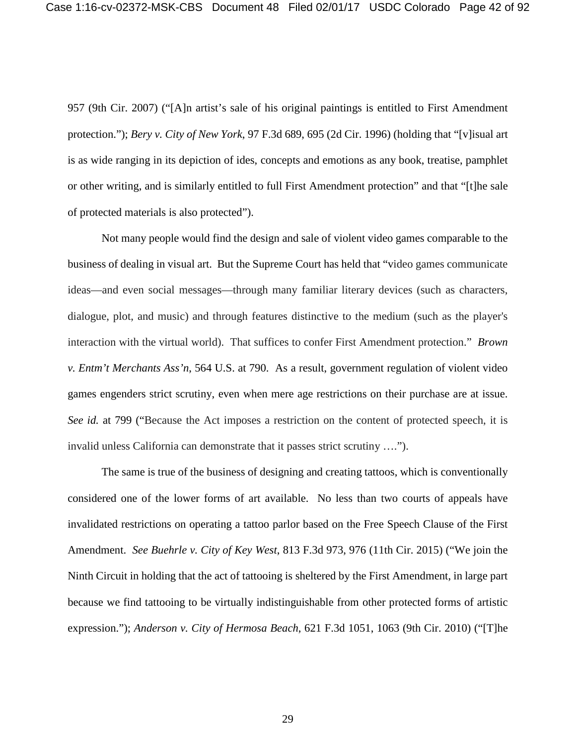957 (9th Cir. 2007) ("[A]n artist's sale of his original paintings is entitled to First Amendment protection."); *Bery v. City of New York*, 97 F.3d 689, 695 (2d Cir. 1996) (holding that "[v]isual art is as wide ranging in its depiction of ides, concepts and emotions as any book, treatise, pamphlet or other writing, and is similarly entitled to full First Amendment protection" and that "[t]he sale of protected materials is also protected").

Not many people would find the design and sale of violent video games comparable to the business of dealing in visual art. But the Supreme Court has held that "video games communicate ideas—and even social messages—through many familiar literary devices (such as characters, dialogue, plot, and music) and through features distinctive to the medium (such as the player's interaction with the virtual world). That suffices to confer First Amendment protection." *Brown v. Entm't Merchants Ass'n*, 564 U.S. at 790. As a result, government regulation of violent video games engenders strict scrutiny, even when mere age restrictions on their purchase are at issue. *See id.* at 799 ("Because the Act imposes a restriction on the content of protected speech, it is invalid unless California can demonstrate that it passes strict scrutiny ….").

The same is true of the business of designing and creating tattoos, which is conventionally considered one of the lower forms of art available. No less than two courts of appeals have invalidated restrictions on operating a tattoo parlor based on the Free Speech Clause of the First Amendment. *See Buehrle v. City of Key West*, 813 F.3d 973, 976 (11th Cir. 2015) ("We join the Ninth Circuit in holding that the act of tattooing is sheltered by the First Amendment, in large part because we find tattooing to be virtually indistinguishable from other protected forms of artistic expression."); *Anderson v. City of Hermosa Beach*, 621 F.3d 1051, 1063 (9th Cir. 2010) ("[T]he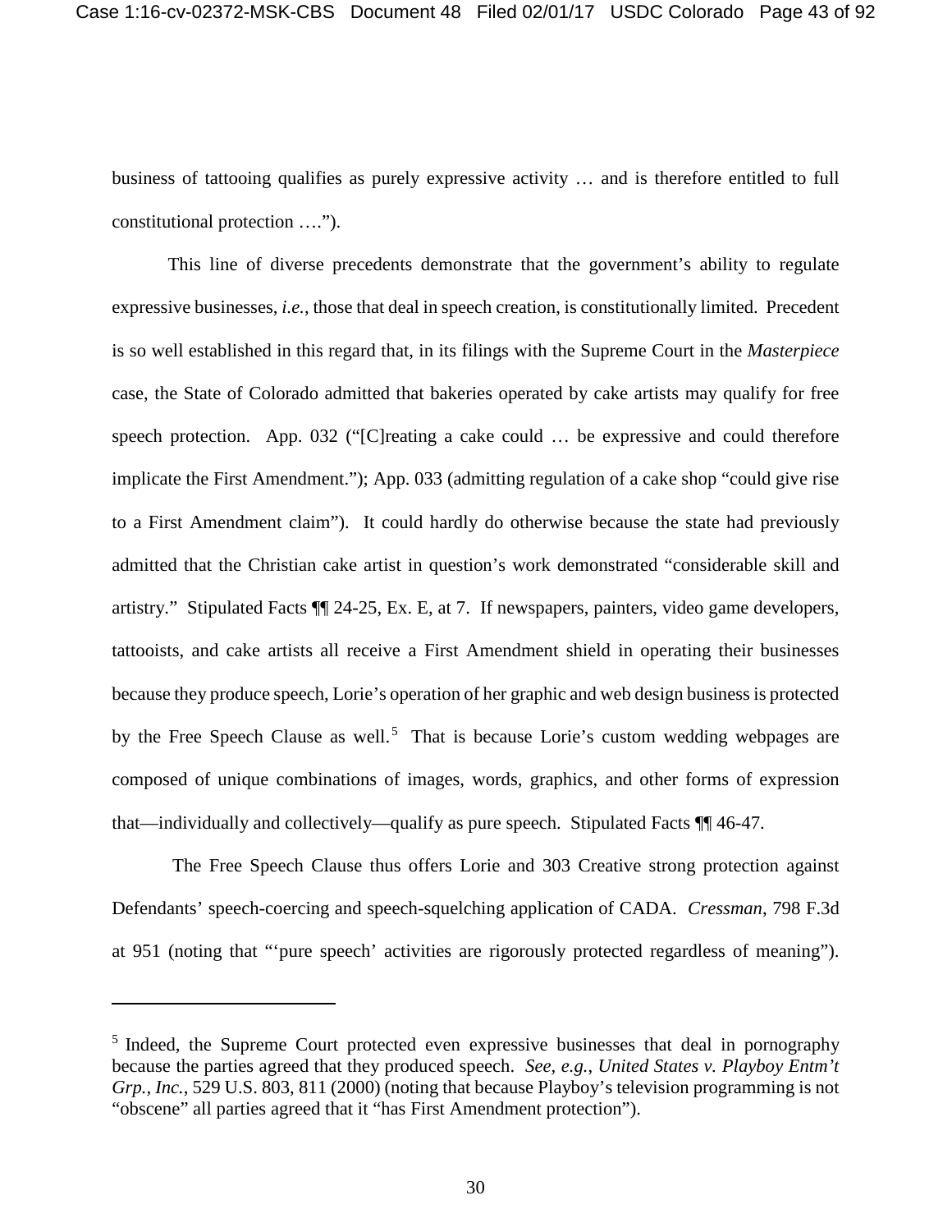business of tattooing qualifies as purely expressive activity … and is therefore entitled to full constitutional protection ….").

This line of diverse precedents demonstrate that the government's ability to regulate expressive businesses, *i.e.*, those that deal in speech creation, is constitutionally limited. Precedent is so well established in this regard that, in its filings with the Supreme Court in the *Masterpiece* case, the State of Colorado admitted that bakeries operated by cake artists may qualify for free speech protection. App. 032 ("[C]reating a cake could … be expressive and could therefore implicate the First Amendment."); App. 033 (admitting regulation of a cake shop "could give rise to a First Amendment claim"). It could hardly do otherwise because the state had previously admitted that the Christian cake artist in question's work demonstrated "considerable skill and artistry." Stipulated Facts ¶¶ 24-25, Ex. E, at 7. If newspapers, painters, video game developers, tattooists, and cake artists all receive a First Amendment shield in operating their businesses because they produce speech, Lorie's operation of her graphic and web design business is protected by the Free Speech Clause as well.[5] That is because Lorie's custom wedding webpages are composed of unique combinations of images, words, graphics, and other forms of expression that—individually and collectively—qualify as pure speech. Stipulated Facts ¶¶ 46-47.

The Free Speech Clause thus offers Lorie and 303 Creative strong protection against Defendants' speech-coercing and speech-squelching application of CADA. *Cressman*, 798 F.3d at 951 (noting that "'pure speech' activities are rigorously protected regardless of meaning").

---

[5] Indeed, the Supreme Court protected even expressive businesses that deal in pornography because the parties agreed that they produced speech. *See, e.g.*, *United States v. Playboy Entm't Grp., Inc.*, 529 U.S. 803, 811 (2000) (noting that because Playboy's television programming is not "obscene" all parties agreed that it "has First Amendment protection").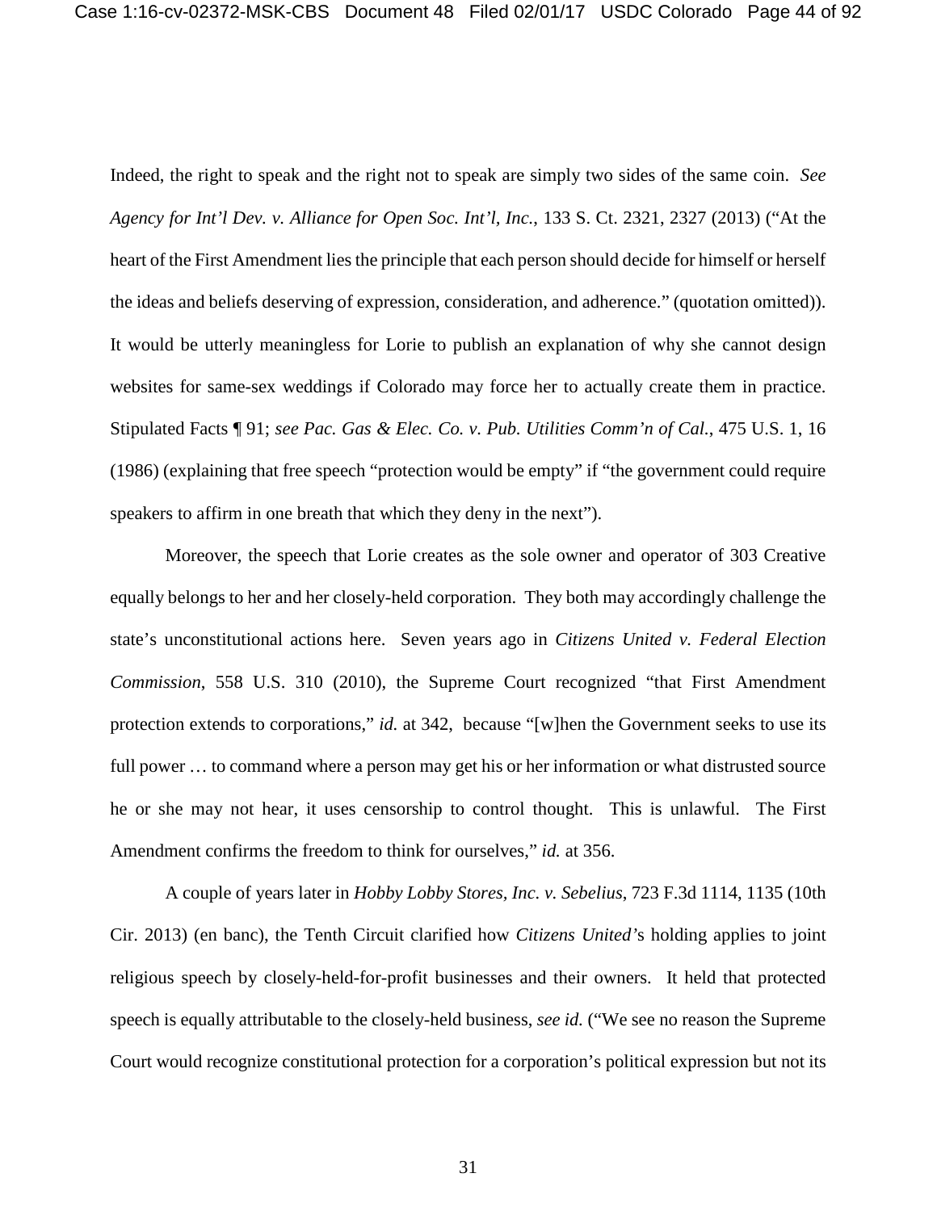Indeed, the right to speak and the right not to speak are simply two sides of the same coin. *See Agency for Int'l Dev. v. Alliance for Open Soc. Int'l, Inc.*, 133 S. Ct. 2321, 2327 (2013) ("At the heart of the First Amendment lies the principle that each person should decide for himself or herself the ideas and beliefs deserving of expression, consideration, and adherence." (quotation omitted)). It would be utterly meaningless for Lorie to publish an explanation of why she cannot design websites for same-sex weddings if Colorado may force her to actually create them in practice. Stipulated Facts ¶ 91; *see Pac. Gas & Elec. Co. v. Pub. Utilities Comm'n of Cal.*, 475 U.S. 1, 16 (1986) (explaining that free speech "protection would be empty" if "the government could require speakers to affirm in one breath that which they deny in the next").

Moreover, the speech that Lorie creates as the sole owner and operator of 303 Creative equally belongs to her and her closely-held corporation. They both may accordingly challenge the state's unconstitutional actions here. Seven years ago in *Citizens United v. Federal Election Commission*, 558 U.S. 310 (2010), the Supreme Court recognized "that First Amendment protection extends to corporations," *id.* at 342, because "[w]hen the Government seeks to use its full power … to command where a person may get his or her information or what distrusted source he or she may not hear, it uses censorship to control thought. This is unlawful. The First Amendment confirms the freedom to think for ourselves," *id.* at 356.

A couple of years later in *Hobby Lobby Stores, Inc. v. Sebelius*, 723 F.3d 1114, 1135 (10th Cir. 2013) (en banc), the Tenth Circuit clarified how *Citizens United*'s holding applies to joint religious speech by closely-held-for-profit businesses and their owners. It held that protected speech is equally attributable to the closely-held business, *see id.* ("We see no reason the Supreme Court would recognize constitutional protection for a corporation's political expression but not its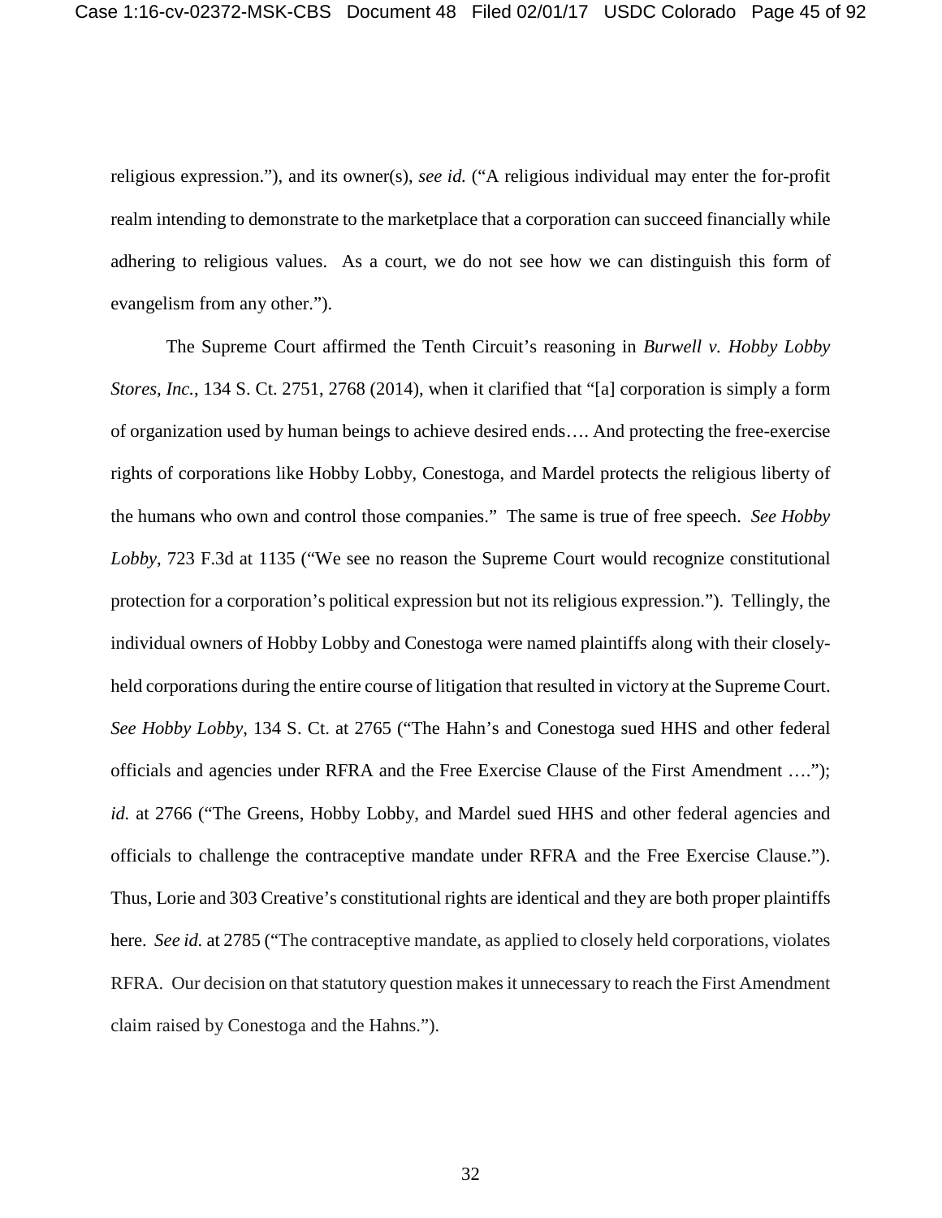religious expression."), and its owner(s), *see id.* ("A religious individual may enter the for-profit realm intending to demonstrate to the marketplace that a corporation can succeed financially while adhering to religious values. As a court, we do not see how we can distinguish this form of evangelism from any other.").

The Supreme Court affirmed the Tenth Circuit's reasoning in *Burwell v. Hobby Lobby Stores, Inc.*, 134 S. Ct. 2751, 2768 (2014), when it clarified that "[a] corporation is simply a form of organization used by human beings to achieve desired ends…. And protecting the free-exercise rights of corporations like Hobby Lobby, Conestoga, and Mardel protects the religious liberty of the humans who own and control those companies." The same is true of free speech. *See Hobby Lobby*, 723 F.3d at 1135 ("We see no reason the Supreme Court would recognize constitutional protection for a corporation's political expression but not its religious expression."). Tellingly, the individual owners of Hobby Lobby and Conestoga were named plaintiffs along with their closely-held corporations during the entire course of litigation that resulted in victory at the Supreme Court. *See Hobby Lobby*, 134 S. Ct. at 2765 ("The Hahn's and Conestoga sued HHS and other federal officials and agencies under RFRA and the Free Exercise Clause of the First Amendment …."); *id.* at 2766 ("The Greens, Hobby Lobby, and Mardel sued HHS and other federal agencies and officials to challenge the contraceptive mandate under RFRA and the Free Exercise Clause."). Thus, Lorie and 303 Creative's constitutional rights are identical and they are both proper plaintiffs here. *See id.* at 2785 ("The contraceptive mandate, as applied to closely held corporations, violates RFRA. Our decision on that statutory question makes it unnecessary to reach the First Amendment claim raised by Conestoga and the Hahns.").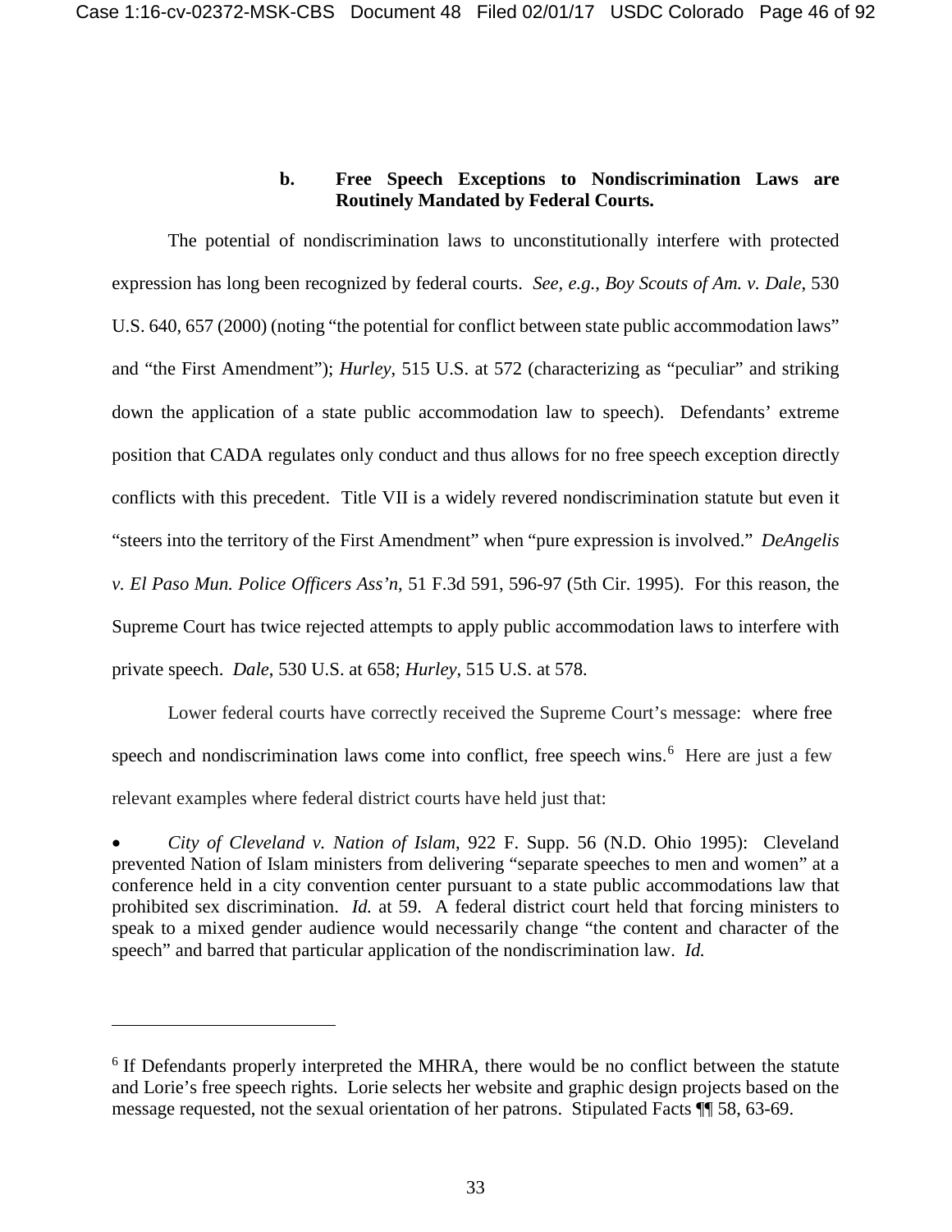#### b. Free Speech Exceptions to Nondiscrimination Laws are Routinely Mandated by Federal Courts.

The potential of nondiscrimination laws to unconstitutionally interfere with protected expression has long been recognized by federal courts. *See, e.g.*, *Boy Scouts of Am. v. Dale*, 530 U.S. 640, 657 (2000) (noting "the potential for conflict between state public accommodation laws" and "the First Amendment"); *Hurley*, 515 U.S. at 572 (characterizing as "peculiar" and striking down the application of a state public accommodation law to speech). Defendants' extreme position that CADA regulates only conduct and thus allows for no free speech exception directly conflicts with this precedent. Title VII is a widely revered nondiscrimination statute but even it "steers into the territory of the First Amendment" when "pure expression is involved." *DeAngelis v. El Paso Mun. Police Officers Ass'n*, 51 F.3d 591, 596-97 (5th Cir. 1995). For this reason, the Supreme Court has twice rejected attempts to apply public accommodation laws to interfere with private speech. *Dale*, 530 U.S. at 658; *Hurley*, 515 U.S. at 578.

Lower federal courts have correctly received the Supreme Court's message: where free speech and nondiscrimination laws come into conflict, free speech wins.[6] Here are just a few relevant examples where federal district courts have held just that:

- *City of Cleveland v. Nation of Islam*, 922 F. Supp. 56 (N.D. Ohio 1995): Cleveland prevented Nation of Islam ministers from delivering "separate speeches to men and women" at a conference held in a city convention center pursuant to a state public accommodations law that prohibited sex discrimination. *Id.* at 59. A federal district court held that forcing ministers to speak to a mixed gender audience would necessarily change "the content and character of the speech" and barred that particular application of the nondiscrimination law. *Id.*

---

[6] If Defendants properly interpreted the MHRA, there would be no conflict between the statute and Lorie's free speech rights. Lorie selects her website and graphic design projects based on the message requested, not the sexual orientation of her patrons. Stipulated Facts ¶¶ 58, 63-69.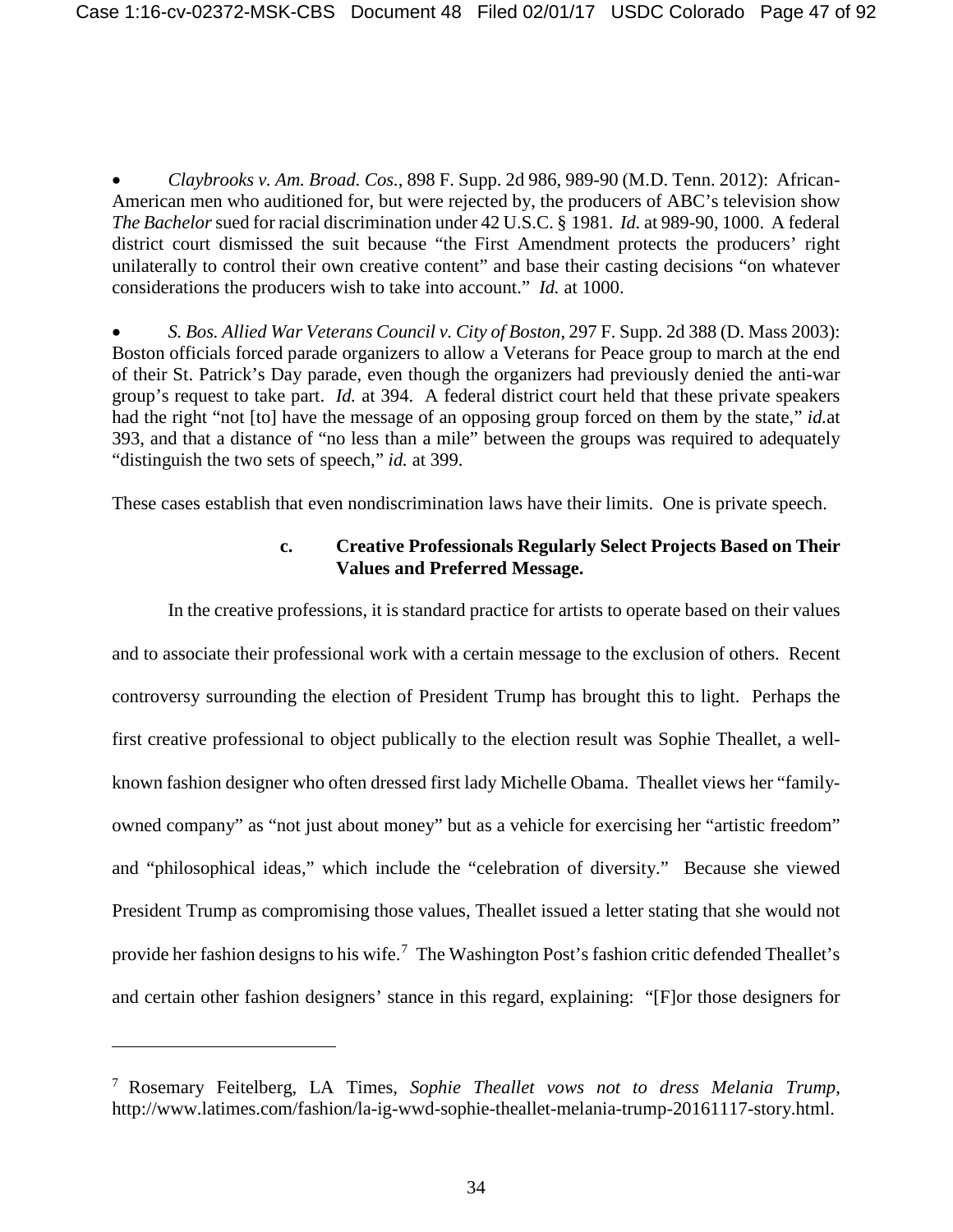- *Claybrooks v. Am. Broad. Cos.*, 898 F. Supp. 2d 986, 989-90 (M.D. Tenn. 2012): African-American men who auditioned for, but were rejected by, the producers of ABC's television show *The Bachelor* sued for racial discrimination under 42 U.S.C. § 1981. *Id.* at 989-90, 1000. A federal district court dismissed the suit because "the First Amendment protects the producers' right unilaterally to control their own creative content" and base their casting decisions "on whatever considerations the producers wish to take into account." *Id.* at 1000.

- *S. Bos. Allied War Veterans Council v. City of Boston*, 297 F. Supp. 2d 388 (D. Mass 2003): Boston officials forced parade organizers to allow a Veterans for Peace group to march at the end of their St. Patrick's Day parade, even though the organizers had previously denied the anti-war group's request to take part. *Id.* at 394. A federal district court held that these private speakers had the right "not [to] have the message of an opposing group forced on them by the state," *id.*at 393, and that a distance of "no less than a mile" between the groups was required to adequately "distinguish the two sets of speech," *id.* at 399.

These cases establish that even nondiscrimination laws have their limits. One is private speech.

**c. Creative Professionals Regularly Select Projects Based on Their Values and Preferred Message.**

In the creative professions, it is standard practice for artists to operate based on their values and to associate their professional work with a certain message to the exclusion of others. Recent controversy surrounding the election of President Trump has brought this to light. Perhaps the first creative professional to object publically to the election result was Sophie Theallet, a well-known fashion designer who often dressed first lady Michelle Obama. Theallet views her "family-owned company" as "not just about money" but as a vehicle for exercising her "artistic freedom" and "philosophical ideas," which include the "celebration of diversity." Because she viewed President Trump as compromising those values, Theallet issued a letter stating that she would not provide her fashion designs to his wife.[7] The Washington Post's fashion critic defended Theallet's and certain other fashion designers' stance in this regard, explaining: "[F]or those designers for

---

[7] Rosemary Feitelberg, LA Times, *Sophie Theallet vows not to dress Melania Trump*, http://www.latimes.com/fashion/la-ig-wwd-sophie-theallet-melania-trump-20161117-story.html.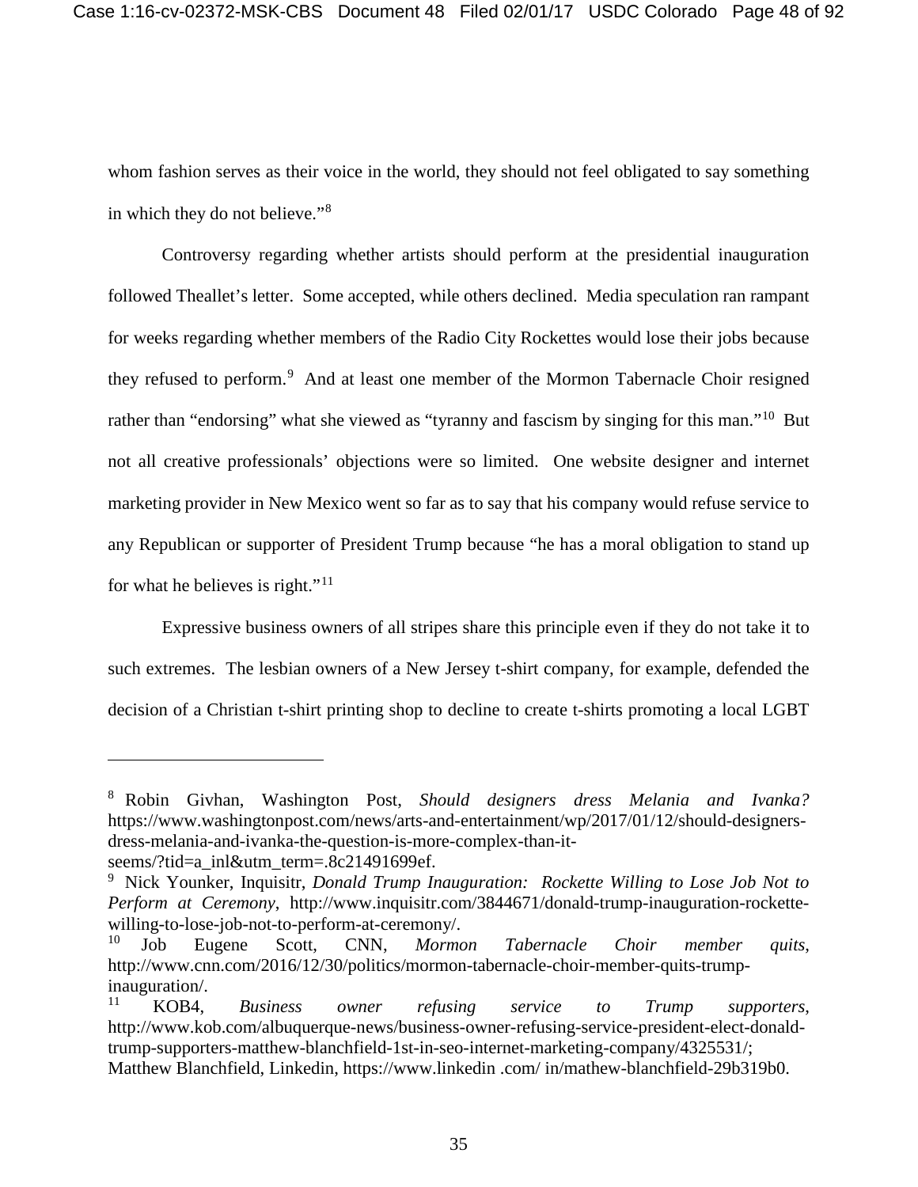whom fashion serves as their voice in the world, they should not feel obligated to say something in which they do not believe."[8]

Controversy regarding whether artists should perform at the presidential inauguration followed Theallet's letter. Some accepted, while others declined. Media speculation ran rampant for weeks regarding whether members of the Radio City Rockettes would lose their jobs because they refused to perform.[9] And at least one member of the Mormon Tabernacle Choir resigned rather than "endorsing" what she viewed as "tyranny and fascism by singing for this man."[10] But not all creative professionals' objections were so limited. One website designer and internet marketing provider in New Mexico went so far as to say that his company would refuse service to any Republican or supporter of President Trump because "he has a moral obligation to stand up for what he believes is right."[11]

Expressive business owners of all stripes share this principle even if they do not take it to such extremes. The lesbian owners of a New Jersey t-shirt company, for example, defended the decision of a Christian t-shirt printing shop to decline to create t-shirts promoting a local LGBT

---

[8] Robin Givhan, Washington Post, *Should designers dress Melania and Ivanka?* https://www.washingtonpost.com/news/arts-and-entertainment/wp/2017/01/12/should-designers-dress-melania-and-ivanka-the-question-is-more-complex-than-it-seems/?tid=a_inl&utm_term=.8c21491699ef.

[9] Nick Younker, Inquisitr, *Donald Trump Inauguration: Rockette Willing to Lose Job Not to Perform at Ceremony*, http://www.inquisitr.com/3844671/donald-trump-inauguration-rockette-willing-to-lose-job-not-to-perform-at-ceremony/.

[10] Job Eugene Scott, CNN, *Mormon Tabernacle Choir member quits*, http://www.cnn.com/2016/12/30/politics/mormon-tabernacle-choir-member-quits-trump-inauguration/.

[11] KOB4, *Business owner refusing service to Trump supporters*, http://www.kob.com/albuquerque-news/business-owner-refusing-service-president-elect-donald-trump-supporters-matthew-blanchfield-1st-in-seo-internet-marketing-company/4325531/; Matthew Blanchfield, Linkedin, https://www.linkedin .com/ in/mathew-blanchfield-29b319b0.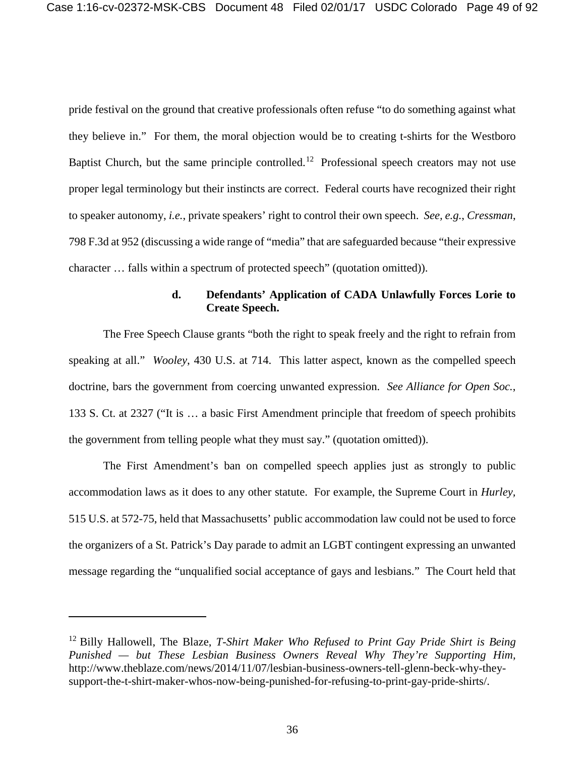pride festival on the ground that creative professionals often refuse "to do something against what they believe in." For them, the moral objection would be to creating t-shirts for the Westboro Baptist Church, but the same principle controlled.[12] Professional speech creators may not use proper legal terminology but their instincts are correct. Federal courts have recognized their right to speaker autonomy, *i.e.*, private speakers' right to control their own speech. *See, e.g.*, *Cressman*, 798 F.3d at 952 (discussing a wide range of "media" that are safeguarded because "their expressive character … falls within a spectrum of protected speech" (quotation omitted)).

#### d. Defendants' Application of CADA Unlawfully Forces Lorie to Create Speech.

The Free Speech Clause grants "both the right to speak freely and the right to refrain from speaking at all." *Wooley*, 430 U.S. at 714. This latter aspect, known as the compelled speech doctrine, bars the government from coercing unwanted expression. *See Alliance for Open Soc.*, 133 S. Ct. at 2327 ("It is … a basic First Amendment principle that freedom of speech prohibits the government from telling people what they must say." (quotation omitted)).

The First Amendment's ban on compelled speech applies just as strongly to public accommodation laws as it does to any other statute. For example, the Supreme Court in *Hurley*, 515 U.S. at 572-75, held that Massachusetts' public accommodation law could not be used to force the organizers of a St. Patrick's Day parade to admit an LGBT contingent expressing an unwanted message regarding the "unqualified social acceptance of gays and lesbians." The Court held that

---

[12] Billy Hallowell, The Blaze, *T-Shirt Maker Who Refused to Print Gay Pride Shirt is Being Punished — but These Lesbian Business Owners Reveal Why They're Supporting Him*, http://www.theblaze.com/news/2014/11/07/lesbian-business-owners-tell-glenn-beck-why-they-support-the-t-shirt-maker-whos-now-being-punished-for-refusing-to-print-gay-pride-shirts/.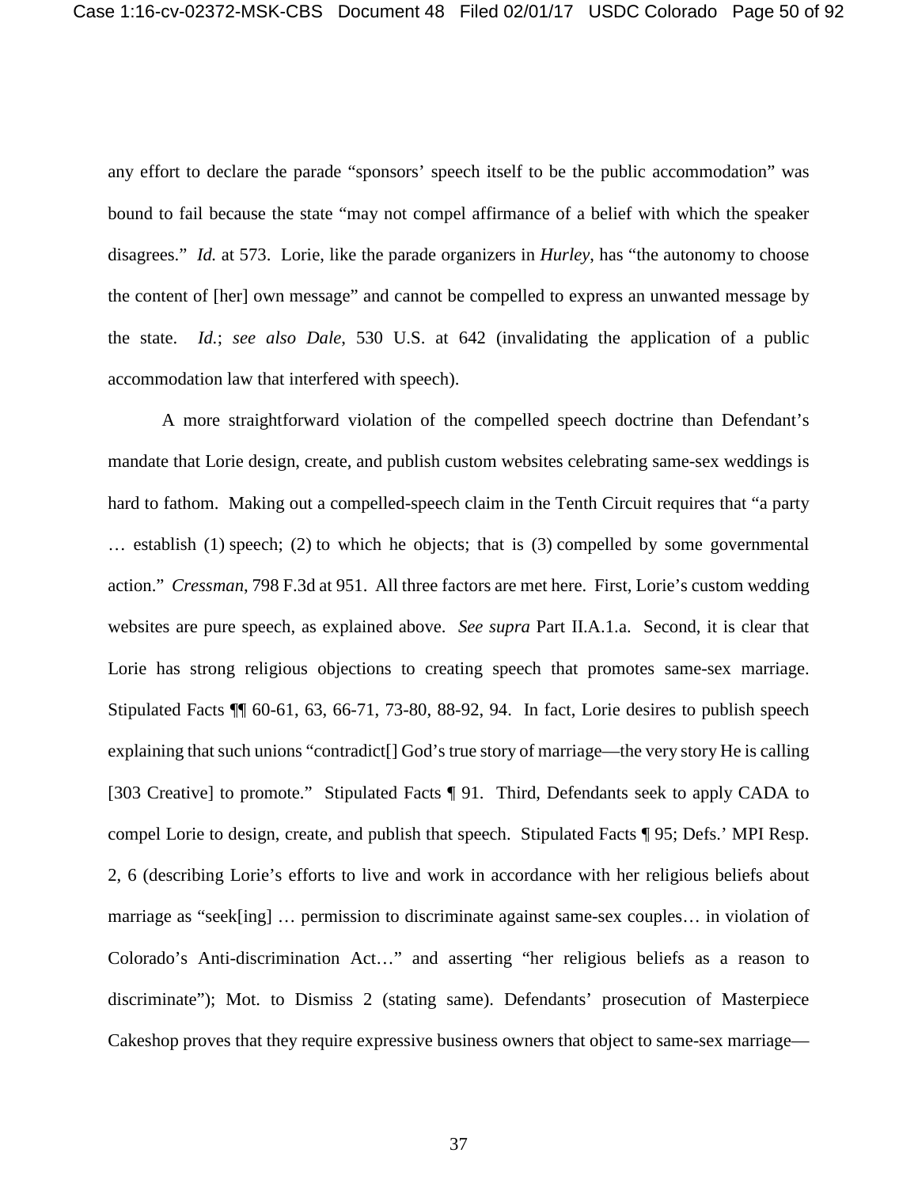any effort to declare the parade "sponsors' speech itself to be the public accommodation" was bound to fail because the state "may not compel affirmance of a belief with which the speaker disagrees." *Id.* at 573. Lorie, like the parade organizers in *Hurley*, has "the autonomy to choose the content of [her] own message" and cannot be compelled to express an unwanted message by the state. *Id.*; *see also Dale*, 530 U.S. at 642 (invalidating the application of a public accommodation law that interfered with speech).

A more straightforward violation of the compelled speech doctrine than Defendant's mandate that Lorie design, create, and publish custom websites celebrating same-sex weddings is hard to fathom. Making out a compelled-speech claim in the Tenth Circuit requires that "a party … establish (1) speech; (2) to which he objects; that is (3) compelled by some governmental action." *Cressman*, 798 F.3d at 951. All three factors are met here. First, Lorie's custom wedding websites are pure speech, as explained above. *See supra* Part II.A.1.a. Second, it is clear that Lorie has strong religious objections to creating speech that promotes same-sex marriage. Stipulated Facts ¶¶ 60-61, 63, 66-71, 73-80, 88-92, 94. In fact, Lorie desires to publish speech explaining that such unions "contradict[] God's true story of marriage—the very story He is calling [303 Creative] to promote." Stipulated Facts ¶ 91. Third, Defendants seek to apply CADA to compel Lorie to design, create, and publish that speech. Stipulated Facts ¶ 95; Defs.' MPI Resp. 2, 6 (describing Lorie's efforts to live and work in accordance with her religious beliefs about marriage as "seek[ing] … permission to discriminate against same-sex couples… in violation of Colorado's Anti-discrimination Act…" and asserting "her religious beliefs as a reason to discriminate"); Mot. to Dismiss 2 (stating same). Defendants' prosecution of Masterpiece Cakeshop proves that they require expressive business owners that object to same-sex marriage—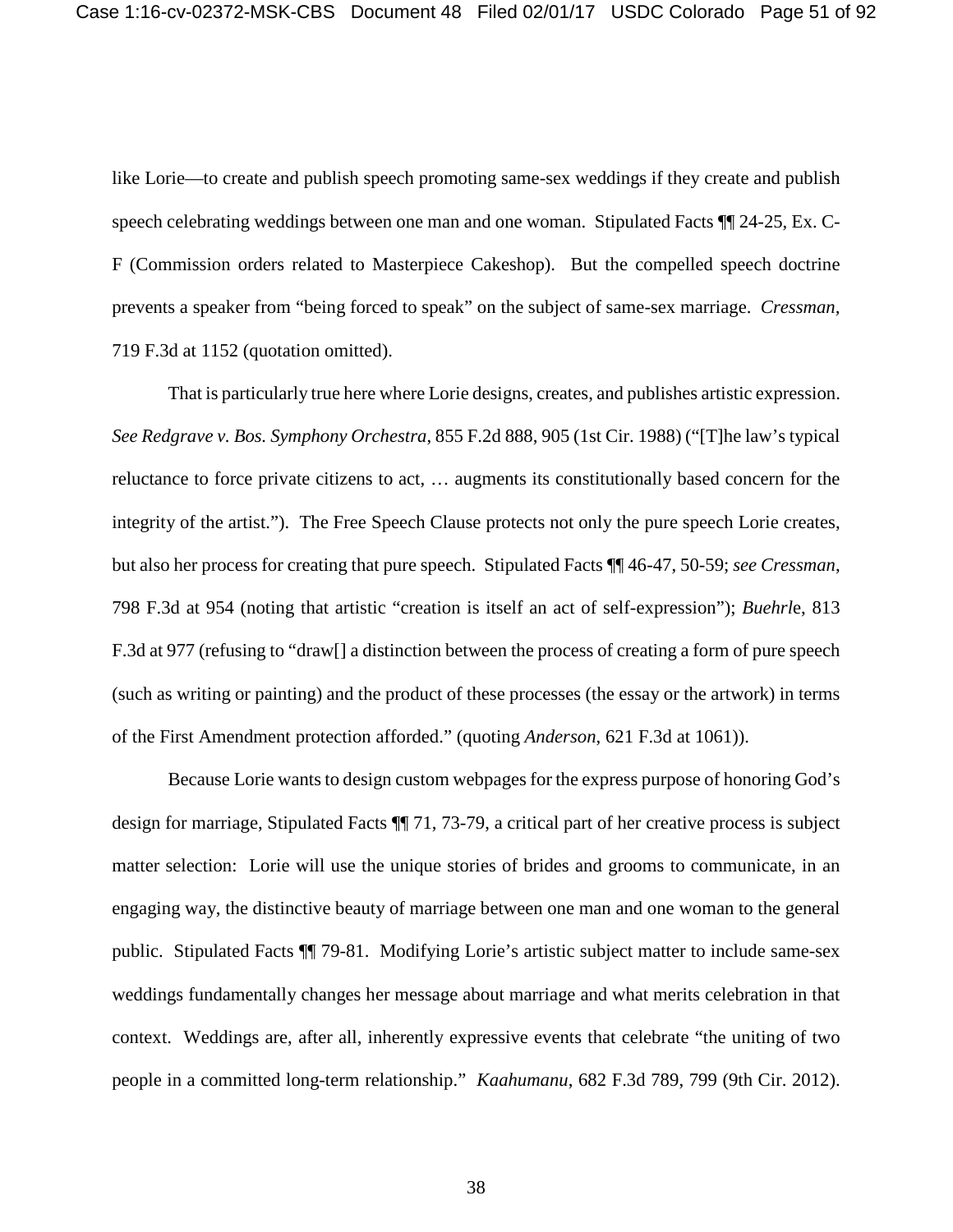like Lorie—to create and publish speech promoting same-sex weddings if they create and publish speech celebrating weddings between one man and one woman. Stipulated Facts ¶¶ 24-25, Ex. C-F (Commission orders related to Masterpiece Cakeshop). But the compelled speech doctrine prevents a speaker from "being forced to speak" on the subject of same-sex marriage. *Cressman*, 719 F.3d at 1152 (quotation omitted).

That is particularly true here where Lorie designs, creates, and publishes artistic expression. *See Redgrave v. Bos. Symphony Orchestra*, 855 F.2d 888, 905 (1st Cir. 1988) ("[T]he law's typical reluctance to force private citizens to act, … augments its constitutionally based concern for the integrity of the artist."). The Free Speech Clause protects not only the pure speech Lorie creates, but also her process for creating that pure speech. Stipulated Facts ¶¶ 46-47, 50-59; *see Cressman*, 798 F.3d at 954 (noting that artistic "creation is itself an act of self-expression"); *Buehrle*, 813 F.3d at 977 (refusing to "draw[] a distinction between the process of creating a form of pure speech (such as writing or painting) and the product of these processes (the essay or the artwork) in terms of the First Amendment protection afforded." (quoting *Anderson*, 621 F.3d at 1061)).

Because Lorie wants to design custom webpages for the express purpose of honoring God's design for marriage, Stipulated Facts ¶¶ 71, 73-79, a critical part of her creative process is subject matter selection: Lorie will use the unique stories of brides and grooms to communicate, in an engaging way, the distinctive beauty of marriage between one man and one woman to the general public. Stipulated Facts ¶¶ 79-81. Modifying Lorie's artistic subject matter to include same-sex weddings fundamentally changes her message about marriage and what merits celebration in that context. Weddings are, after all, inherently expressive events that celebrate "the uniting of two people in a committed long-term relationship." *Kaahumanu*, 682 F.3d 789, 799 (9th Cir. 2012).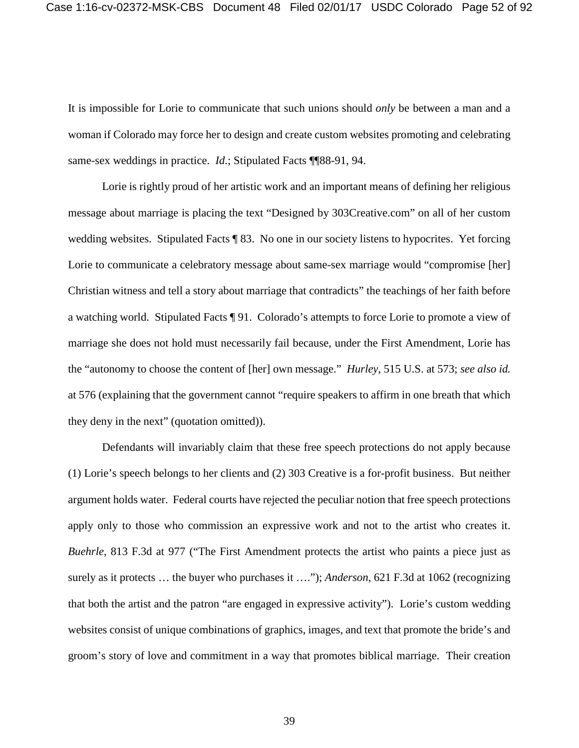It is impossible for Lorie to communicate that such unions should *only* be between a man and a woman if Colorado may force her to design and create custom websites promoting and celebrating same-sex weddings in practice. *Id.*; Stipulated Facts ¶¶88-91, 94.

Lorie is rightly proud of her artistic work and an important means of defining her religious message about marriage is placing the text "Designed by 303Creative.com" on all of her custom wedding websites. Stipulated Facts ¶ 83. No one in our society listens to hypocrites. Yet forcing Lorie to communicate a celebratory message about same-sex marriage would "compromise [her] Christian witness and tell a story about marriage that contradicts" the teachings of her faith before a watching world. Stipulated Facts ¶ 91. Colorado's attempts to force Lorie to promote a view of marriage she does not hold must necessarily fail because, under the First Amendment, Lorie has the "autonomy to choose the content of [her] own message." *Hurley*, 515 U.S. at 573; *see also id.* at 576 (explaining that the government cannot "require speakers to affirm in one breath that which they deny in the next" (quotation omitted)).

Defendants will invariably claim that these free speech protections do not apply because (1) Lorie's speech belongs to her clients and (2) 303 Creative is a for-profit business. But neither argument holds water. Federal courts have rejected the peculiar notion that free speech protections apply only to those who commission an expressive work and not to the artist who creates it. *Buehrle*, 813 F.3d at 977 ("The First Amendment protects the artist who paints a piece just as surely as it protects … the buyer who purchases it …."); *Anderson*, 621 F.3d at 1062 (recognizing that both the artist and the patron "are engaged in expressive activity"). Lorie's custom wedding websites consist of unique combinations of graphics, images, and text that promote the bride's and groom's story of love and commitment in a way that promotes biblical marriage. Their creation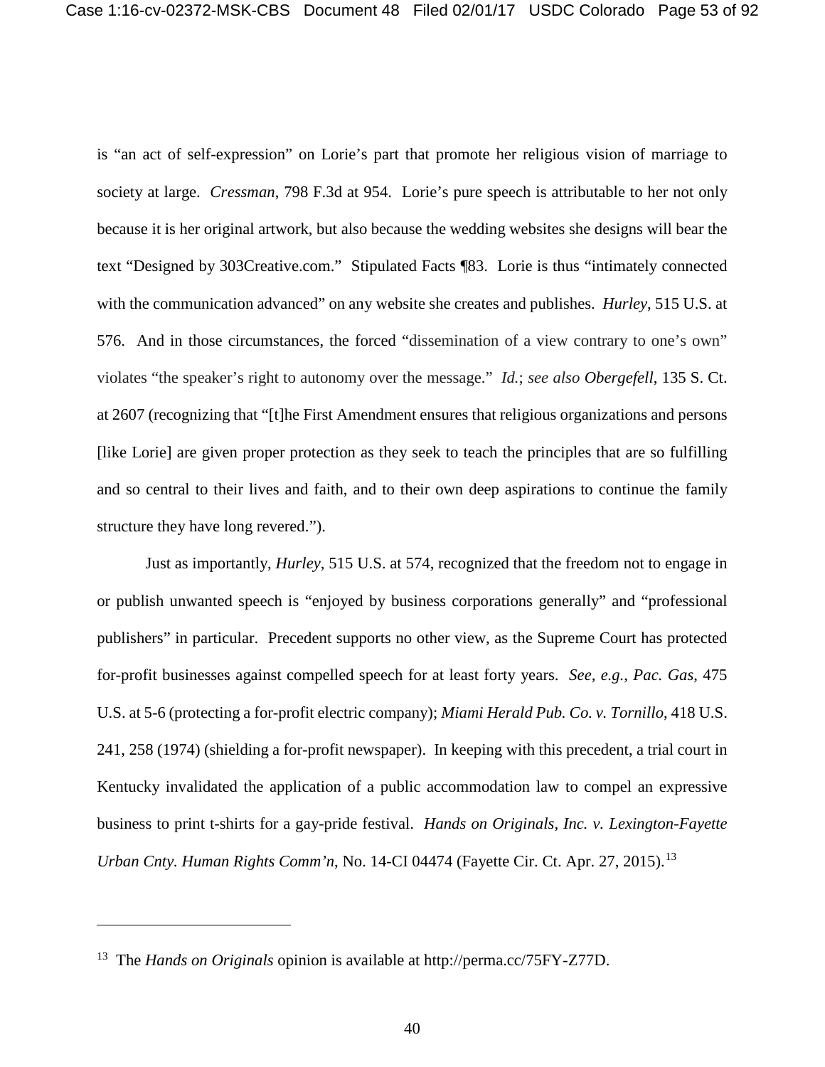is "an act of self-expression" on Lorie's part that promote her religious vision of marriage to society at large. *Cressman*, 798 F.3d at 954. Lorie's pure speech is attributable to her not only because it is her original artwork, but also because the wedding websites she designs will bear the text "Designed by 303Creative.com." Stipulated Facts ¶83. Lorie is thus "intimately connected with the communication advanced" on any website she creates and publishes. *Hurley*, 515 U.S. at 576. And in those circumstances, the forced "dissemination of a view contrary to one's own" violates "the speaker's right to autonomy over the message." *Id.*; *see also Obergefell*, 135 S. Ct. at 2607 (recognizing that "[t]he First Amendment ensures that religious organizations and persons [like Lorie] are given proper protection as they seek to teach the principles that are so fulfilling and so central to their lives and faith, and to their own deep aspirations to continue the family structure they have long revered.").

Just as importantly, *Hurley*, 515 U.S. at 574, recognized that the freedom not to engage in or publish unwanted speech is "enjoyed by business corporations generally" and "professional publishers" in particular. Precedent supports no other view, as the Supreme Court has protected for-profit businesses against compelled speech for at least forty years. *See, e.g.*, *Pac. Gas*, 475 U.S. at 5-6 (protecting a for-profit electric company); *Miami Herald Pub. Co. v. Tornillo*, 418 U.S. 241, 258 (1974) (shielding a for-profit newspaper). In keeping with this precedent, a trial court in Kentucky invalidated the application of a public accommodation law to compel an expressive business to print t-shirts for a gay-pride festival. *Hands on Originals, Inc. v. Lexington-Fayette Urban Cnty. Human Rights Comm'n*, No. 14-CI 04474 (Fayette Cir. Ct. Apr. 27, 2015).[13]

---

[13] The *Hands on Originals* opinion is available at http://perma.cc/75FY-Z77D.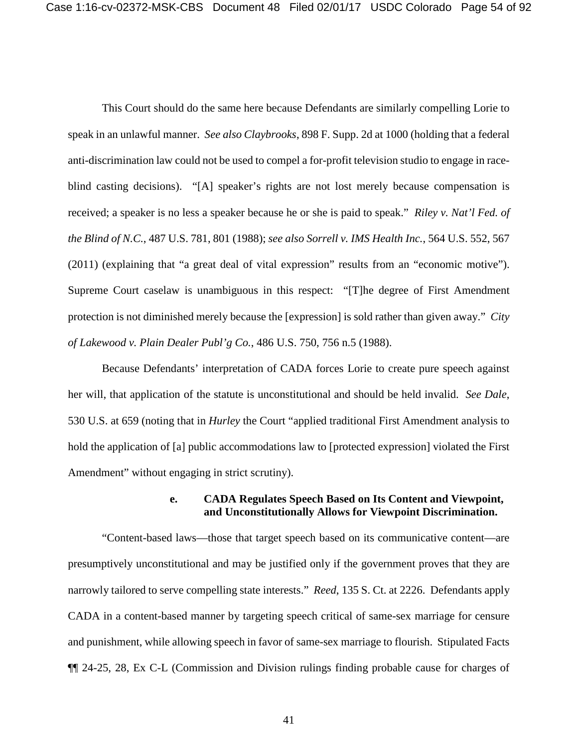This Court should do the same here because Defendants are similarly compelling Lorie to speak in an unlawful manner. *See also Claybrooks*, 898 F. Supp. 2d at 1000 (holding that a federal anti-discrimination law could not be used to compel a for-profit television studio to engage in race-blind casting decisions). "[A] speaker's rights are not lost merely because compensation is received; a speaker is no less a speaker because he or she is paid to speak." *Riley v. Nat'l Fed. of the Blind of N.C.*, 487 U.S. 781, 801 (1988); *see also Sorrell v. IMS Health Inc.*, 564 U.S. 552, 567 (2011) (explaining that "a great deal of vital expression" results from an "economic motive"). Supreme Court caselaw is unambiguous in this respect: "[T]he degree of First Amendment protection is not diminished merely because the [expression] is sold rather than given away." *City of Lakewood v. Plain Dealer Publ'g Co.*, 486 U.S. 750, 756 n.5 (1988).

Because Defendants' interpretation of CADA forces Lorie to create pure speech against her will, that application of the statute is unconstitutional and should be held invalid. *See Dale*, 530 U.S. at 659 (noting that in *Hurley* the Court "applied traditional First Amendment analysis to hold the application of [a] public accommodations law to [protected expression] violated the First Amendment" without engaging in strict scrutiny).

**e. CADA Regulates Speech Based on Its Content and Viewpoint, and Unconstitutionally Allows for Viewpoint Discrimination.**

"Content-based laws—those that target speech based on its communicative content—are presumptively unconstitutional and may be justified only if the government proves that they are narrowly tailored to serve compelling state interests." *Reed*, 135 S. Ct. at 2226. Defendants apply CADA in a content-based manner by targeting speech critical of same-sex marriage for censure and punishment, while allowing speech in favor of same-sex marriage to flourish. Stipulated Facts ¶¶ 24-25, 28, Ex C-L (Commission and Division rulings finding probable cause for charges of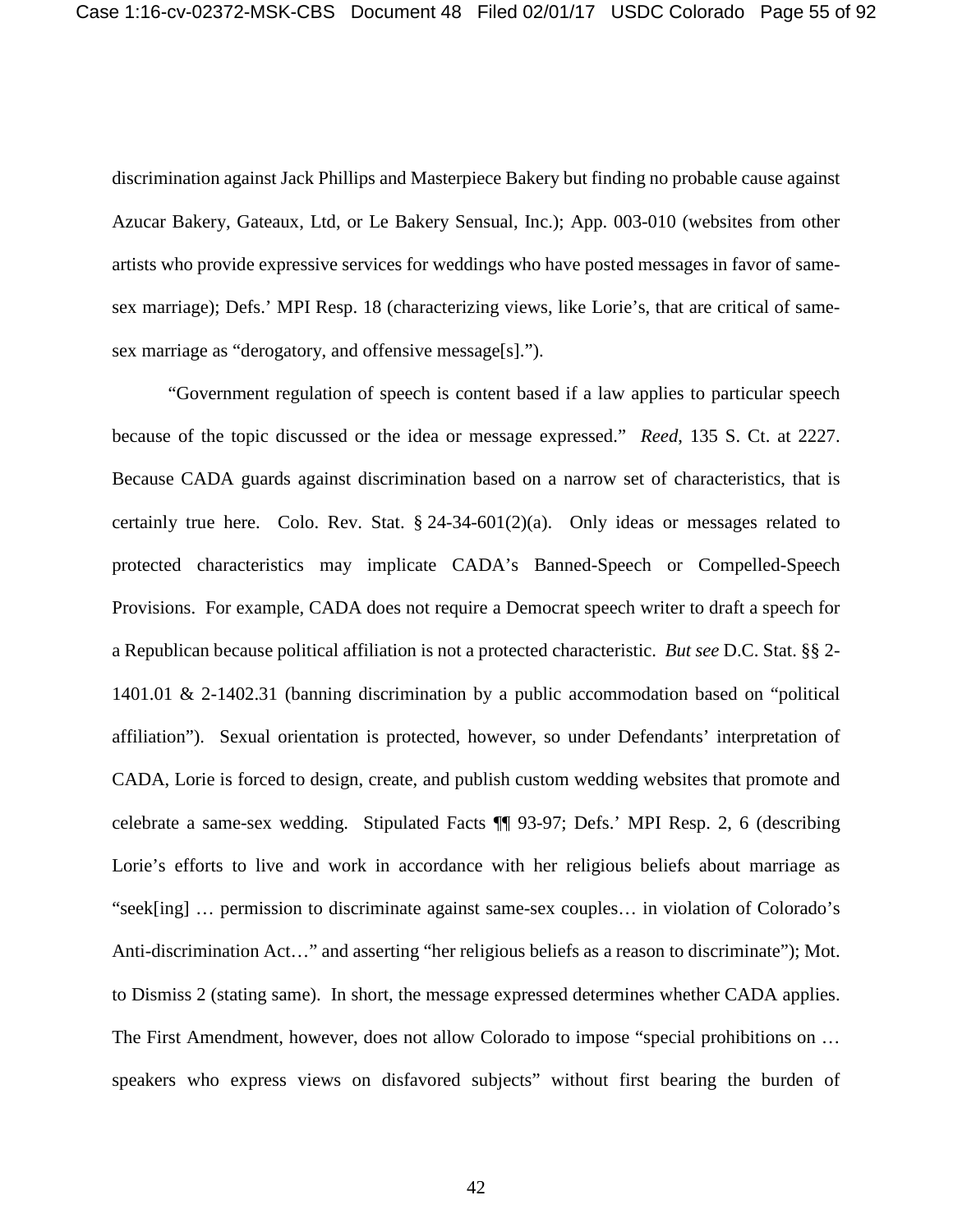discrimination against Jack Phillips and Masterpiece Bakery but finding no probable cause against Azucar Bakery, Gateaux, Ltd, or Le Bakery Sensual, Inc.); App. 003-010 (websites from other artists who provide expressive services for weddings who have posted messages in favor of same-sex marriage); Defs.' MPI Resp. 18 (characterizing views, like Lorie's, that are critical of same-sex marriage as "derogatory, and offensive message[s].").

"Government regulation of speech is content based if a law applies to particular speech because of the topic discussed or the idea or message expressed." *Reed*, 135 S. Ct. at 2227. Because CADA guards against discrimination based on a narrow set of characteristics, that is certainly true here. Colo. Rev. Stat. § 24-34-601(2)(a). Only ideas or messages related to protected characteristics may implicate CADA's Banned-Speech or Compelled-Speech Provisions. For example, CADA does not require a Democrat speech writer to draft a speech for a Republican because political affiliation is not a protected characteristic. *But see* D.C. Stat. §§ 2-1401.01 & 2-1402.31 (banning discrimination by a public accommodation based on "political affiliation"). Sexual orientation is protected, however, so under Defendants' interpretation of CADA, Lorie is forced to design, create, and publish custom wedding websites that promote and celebrate a same-sex wedding. Stipulated Facts ¶¶ 93-97; Defs.' MPI Resp. 2, 6 (describing Lorie's efforts to live and work in accordance with her religious beliefs about marriage as "seek[ing] … permission to discriminate against same-sex couples… in violation of Colorado's Anti-discrimination Act…" and asserting "her religious beliefs as a reason to discriminate"); Mot. to Dismiss 2 (stating same). In short, the message expressed determines whether CADA applies. The First Amendment, however, does not allow Colorado to impose "special prohibitions on … speakers who express views on disfavored subjects" without first bearing the burden of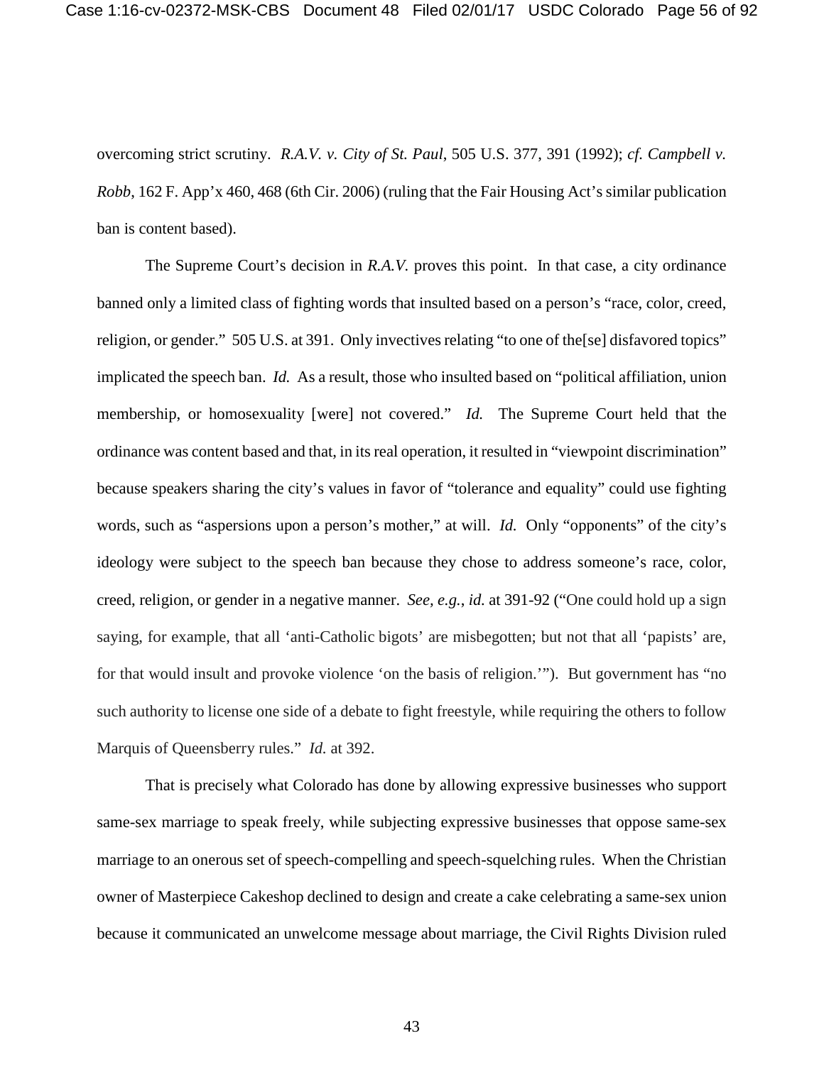overcoming strict scrutiny. *R.A.V. v. City of St. Paul*, 505 U.S. 377, 391 (1992); *cf. Campbell v. Robb*, 162 F. App'x 460, 468 (6th Cir. 2006) (ruling that the Fair Housing Act's similar publication ban is content based).

The Supreme Court's decision in *R.A.V.* proves this point. In that case, a city ordinance banned only a limited class of fighting words that insulted based on a person's "race, color, creed, religion, or gender." 505 U.S. at 391. Only invectives relating "to one of the[se] disfavored topics" implicated the speech ban. *Id.* As a result, those who insulted based on "political affiliation, union membership, or homosexuality [were] not covered." *Id.* The Supreme Court held that the ordinance was content based and that, in its real operation, it resulted in "viewpoint discrimination" because speakers sharing the city's values in favor of "tolerance and equality" could use fighting words, such as "aspersions upon a person's mother," at will. *Id.* Only "opponents" of the city's ideology were subject to the speech ban because they chose to address someone's race, color, creed, religion, or gender in a negative manner. *See, e.g.*, *id.* at 391-92 ("One could hold up a sign saying, for example, that all 'anti-Catholic bigots' are misbegotten; but not that all 'papists' are, for that would insult and provoke violence 'on the basis of religion.'"). But government has "no such authority to license one side of a debate to fight freestyle, while requiring the others to follow Marquis of Queensberry rules." *Id.* at 392.

That is precisely what Colorado has done by allowing expressive businesses who support same-sex marriage to speak freely, while subjecting expressive businesses that oppose same-sex marriage to an onerous set of speech-compelling and speech-squelching rules. When the Christian owner of Masterpiece Cakeshop declined to design and create a cake celebrating a same-sex union because it communicated an unwelcome message about marriage, the Civil Rights Division ruled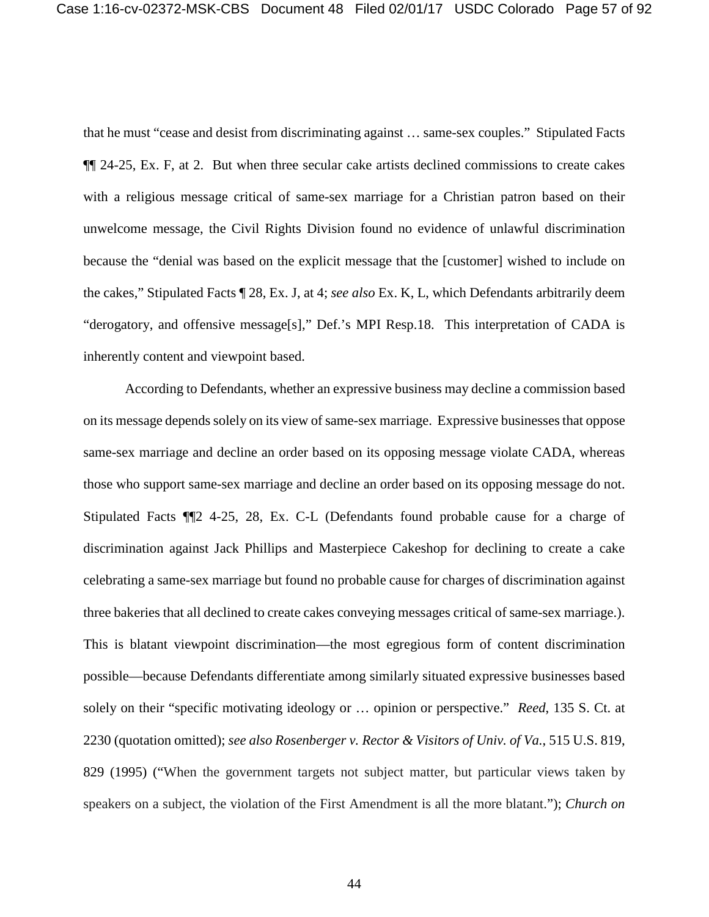that he must "cease and desist from discriminating against … same-sex couples." Stipulated Facts ¶¶ 24-25, Ex. F, at 2. But when three secular cake artists declined commissions to create cakes with a religious message critical of same-sex marriage for a Christian patron based on their unwelcome message, the Civil Rights Division found no evidence of unlawful discrimination because the "denial was based on the explicit message that the [customer] wished to include on the cakes," Stipulated Facts ¶ 28, Ex. J, at 4; *see also* Ex. K, L, which Defendants arbitrarily deem "derogatory, and offensive message[s]," Def.'s MPI Resp.18. This interpretation of CADA is inherently content and viewpoint based.

According to Defendants, whether an expressive business may decline a commission based on its message depends solely on its view of same-sex marriage. Expressive businesses that oppose same-sex marriage and decline an order based on its opposing message violate CADA, whereas those who support same-sex marriage and decline an order based on its opposing message do not. Stipulated Facts ¶¶2 4-25, 28, Ex. C-L (Defendants found probable cause for a charge of discrimination against Jack Phillips and Masterpiece Cakeshop for declining to create a cake celebrating a same-sex marriage but found no probable cause for charges of discrimination against three bakeries that all declined to create cakes conveying messages critical of same-sex marriage.). This is blatant viewpoint discrimination—the most egregious form of content discrimination possible—because Defendants differentiate among similarly situated expressive businesses based solely on their "specific motivating ideology or … opinion or perspective." *Reed*, 135 S. Ct. at 2230 (quotation omitted); *see also Rosenberger v. Rector & Visitors of Univ. of Va.*, 515 U.S. 819, 829 (1995) ("When the government targets not subject matter, but particular views taken by speakers on a subject, the violation of the First Amendment is all the more blatant."); *Church on*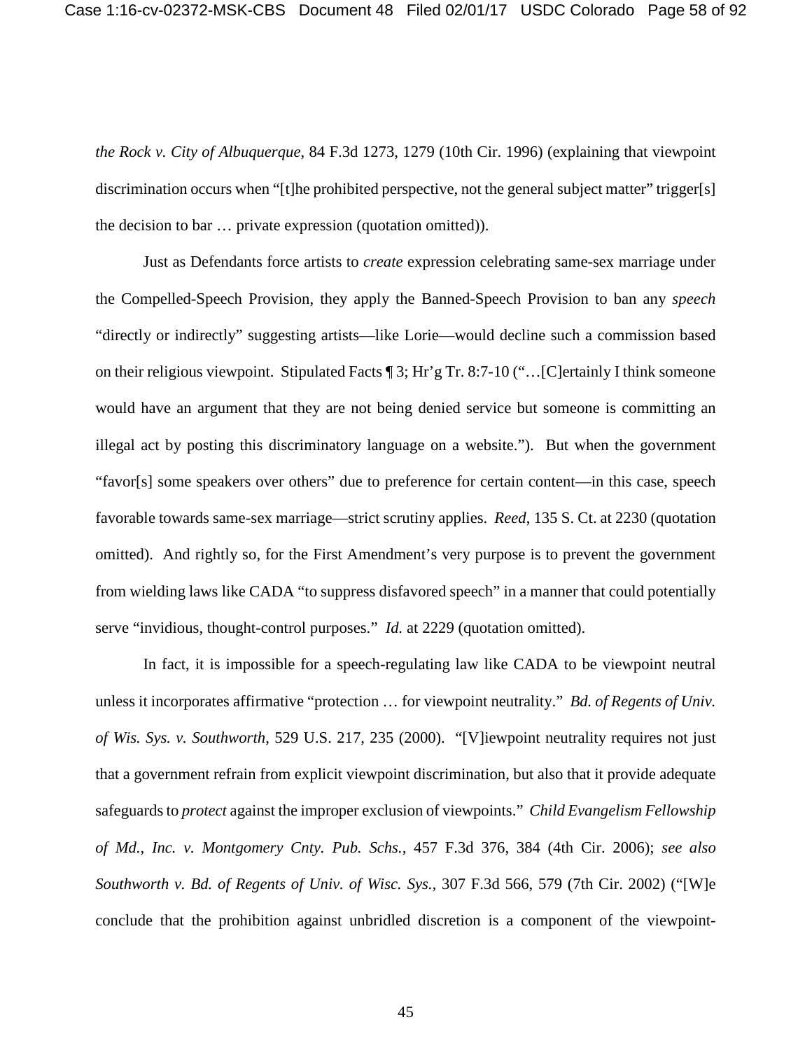*the Rock v. City of Albuquerque*, 84 F.3d 1273, 1279 (10th Cir. 1996) (explaining that viewpoint discrimination occurs when "[t]he prohibited perspective, not the general subject matter" trigger[s] the decision to bar … private expression (quotation omitted)).

Just as Defendants force artists to *create* expression celebrating same-sex marriage under the Compelled-Speech Provision, they apply the Banned-Speech Provision to ban any *speech* "directly or indirectly" suggesting artists—like Lorie—would decline such a commission based on their religious viewpoint. Stipulated Facts ¶ 3; Hr'g Tr. 8:7-10 ("…[C]ertainly I think someone would have an argument that they are not being denied service but someone is committing an illegal act by posting this discriminatory language on a website."). But when the government "favor[s] some speakers over others" due to preference for certain content—in this case, speech favorable towards same-sex marriage—strict scrutiny applies. *Reed*, 135 S. Ct. at 2230 (quotation omitted). And rightly so, for the First Amendment's very purpose is to prevent the government from wielding laws like CADA "to suppress disfavored speech" in a manner that could potentially serve "invidious, thought-control purposes." *Id.* at 2229 (quotation omitted).

In fact, it is impossible for a speech-regulating law like CADA to be viewpoint neutral unless it incorporates affirmative "protection … for viewpoint neutrality." *Bd. of Regents of Univ. of Wis. Sys. v. Southworth*, 529 U.S. 217, 235 (2000). "[V]iewpoint neutrality requires not just that a government refrain from explicit viewpoint discrimination, but also that it provide adequate safeguards to *protect* against the improper exclusion of viewpoints." *Child Evangelism Fellowship of Md., Inc. v. Montgomery Cnty. Pub. Schs.*, 457 F.3d 376, 384 (4th Cir. 2006); *see also Southworth v. Bd. of Regents of Univ. of Wisc. Sys.*, 307 F.3d 566, 579 (7th Cir. 2002) ("[W]e conclude that the prohibition against unbridled discretion is a component of the viewpoint-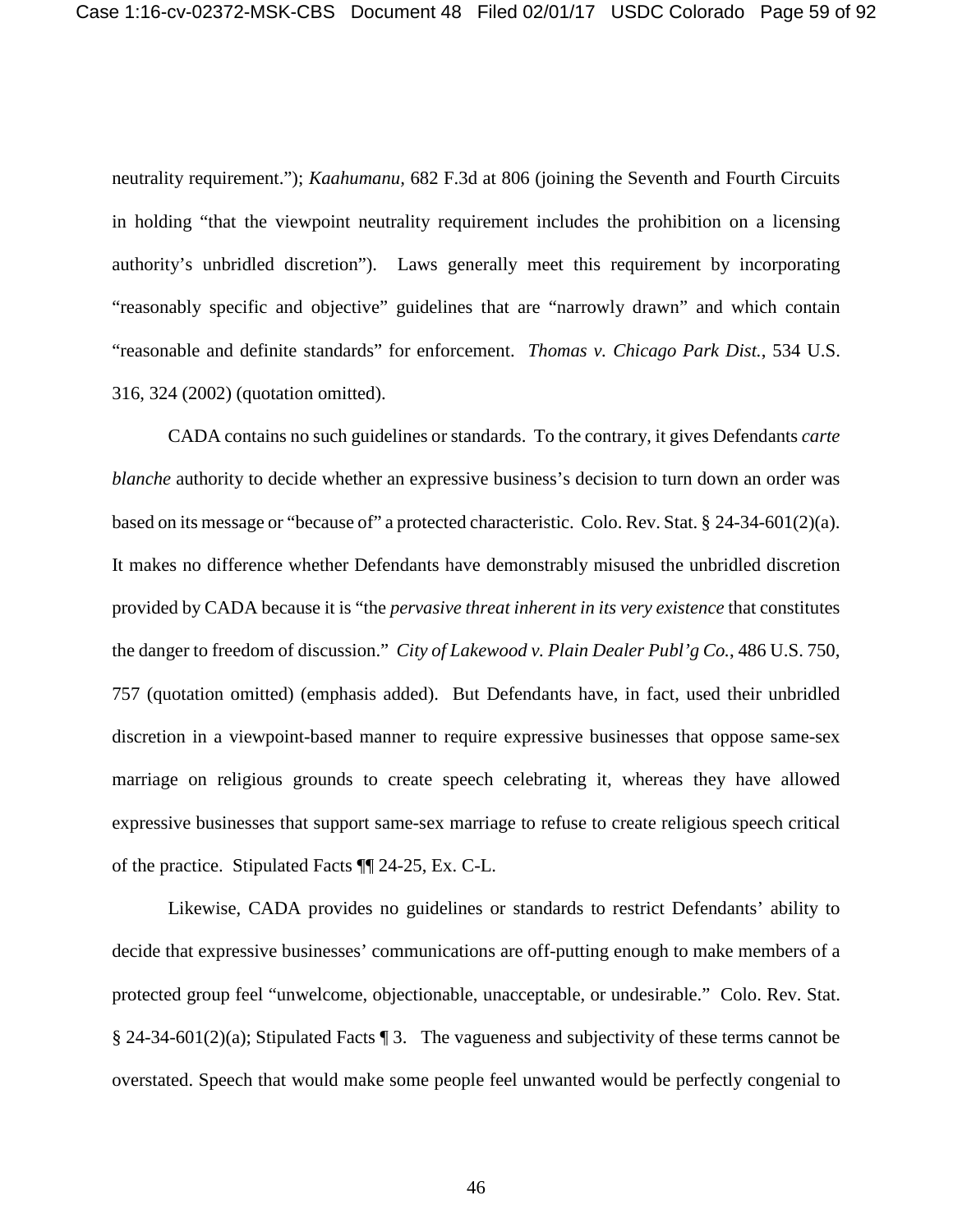neutrality requirement."); *Kaahumanu*, 682 F.3d at 806 (joining the Seventh and Fourth Circuits in holding "that the viewpoint neutrality requirement includes the prohibition on a licensing authority's unbridled discretion"). Laws generally meet this requirement by incorporating "reasonably specific and objective" guidelines that are "narrowly drawn" and which contain "reasonable and definite standards" for enforcement. *Thomas v. Chicago Park Dist.*, 534 U.S. 316, 324 (2002) (quotation omitted).

CADA contains no such guidelines or standards. To the contrary, it gives Defendants *carte blanche* authority to decide whether an expressive business's decision to turn down an order was based on its message or "because of" a protected characteristic. Colo. Rev. Stat. § 24-34-601(2)(a). It makes no difference whether Defendants have demonstrably misused the unbridled discretion provided by CADA because it is "the *pervasive threat inherent in its very existence* that constitutes the danger to freedom of discussion." *City of Lakewood v. Plain Dealer Publ'g Co.*, 486 U.S. 750, 757 (quotation omitted) (emphasis added). But Defendants have, in fact, used their unbridled discretion in a viewpoint-based manner to require expressive businesses that oppose same-sex marriage on religious grounds to create speech celebrating it, whereas they have allowed expressive businesses that support same-sex marriage to refuse to create religious speech critical of the practice. Stipulated Facts ¶¶ 24-25, Ex. C-L.

Likewise, CADA provides no guidelines or standards to restrict Defendants' ability to decide that expressive businesses' communications are off-putting enough to make members of a protected group feel "unwelcome, objectionable, unacceptable, or undesirable." Colo. Rev. Stat. § 24-34-601(2)(a); Stipulated Facts ¶ 3. The vagueness and subjectivity of these terms cannot be overstated. Speech that would make some people feel unwanted would be perfectly congenial to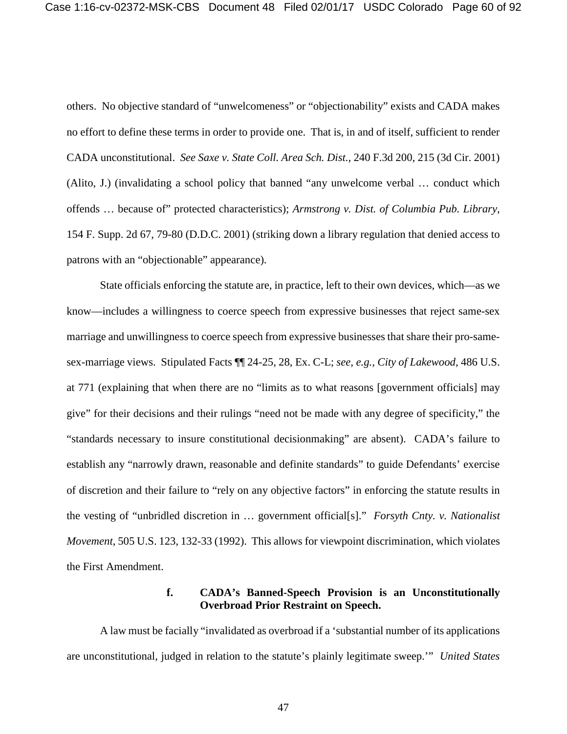others. No objective standard of "unwelcomeness" or "objectionability" exists and CADA makes no effort to define these terms in order to provide one. That is, in and of itself, sufficient to render CADA unconstitutional. *See Saxe v. State Coll. Area Sch. Dist.*, 240 F.3d 200, 215 (3d Cir. 2001) (Alito, J.) (invalidating a school policy that banned "any unwelcome verbal … conduct which offends … because of" protected characteristics); *Armstrong v. Dist. of Columbia Pub. Library*, 154 F. Supp. 2d 67, 79-80 (D.D.C. 2001) (striking down a library regulation that denied access to patrons with an "objectionable" appearance).

State officials enforcing the statute are, in practice, left to their own devices, which—as we know—includes a willingness to coerce speech from expressive businesses that reject same-sex marriage and unwillingness to coerce speech from expressive businesses that share their pro-same-sex-marriage views. Stipulated Facts ¶¶ 24-25, 28, Ex. C-L; *see, e.g.*, *City of Lakewood*, 486 U.S. at 771 (explaining that when there are no "limits as to what reasons [government officials] may give" for their decisions and their rulings "need not be made with any degree of specificity," the "standards necessary to insure constitutional decisionmaking" are absent). CADA's failure to establish any "narrowly drawn, reasonable and definite standards" to guide Defendants' exercise of discretion and their failure to "rely on any objective factors" in enforcing the statute results in the vesting of "unbridled discretion in … government official[s]." *Forsyth Cnty. v. Nationalist Movement*, 505 U.S. 123, 132-33 (1992). This allows for viewpoint discrimination, which violates the First Amendment.

**f. CADA's Banned-Speech Provision is an Unconstitutionally Overbroad Prior Restraint on Speech.**

A law must be facially "invalidated as overbroad if a 'substantial number of its applications are unconstitutional, judged in relation to the statute's plainly legitimate sweep.'" *United States*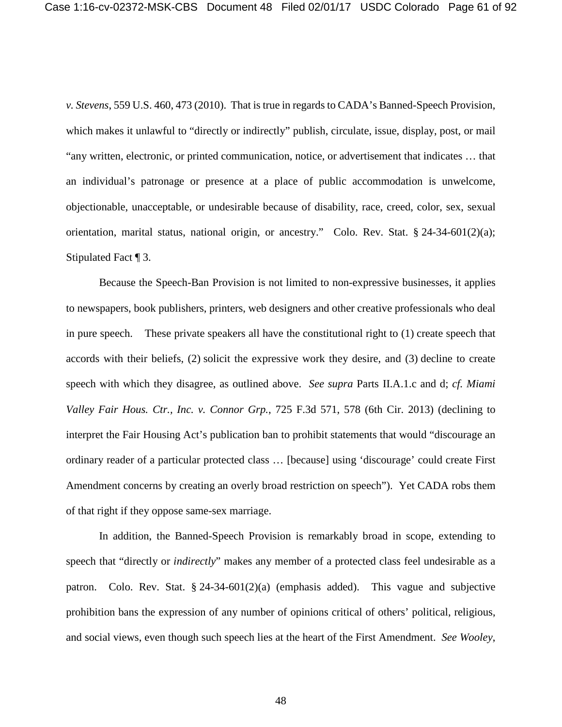*v. Stevens*, 559 U.S. 460, 473 (2010). That is true in regards to CADA's Banned-Speech Provision, which makes it unlawful to "directly or indirectly" publish, circulate, issue, display, post, or mail "any written, electronic, or printed communication, notice, or advertisement that indicates … that an individual's patronage or presence at a place of public accommodation is unwelcome, objectionable, unacceptable, or undesirable because of disability, race, creed, color, sex, sexual orientation, marital status, national origin, or ancestry." Colo. Rev. Stat. § 24-34-601(2)(a); Stipulated Fact ¶ 3.

Because the Speech-Ban Provision is not limited to non-expressive businesses, it applies to newspapers, book publishers, printers, web designers and other creative professionals who deal in pure speech. These private speakers all have the constitutional right to (1) create speech that accords with their beliefs, (2) solicit the expressive work they desire, and (3) decline to create speech with which they disagree, as outlined above. *See supra* Parts II.A.1.c and d; *cf. Miami Valley Fair Hous. Ctr., Inc. v. Connor Grp.*, 725 F.3d 571, 578 (6th Cir. 2013) (declining to interpret the Fair Housing Act's publication ban to prohibit statements that would "discourage an ordinary reader of a particular protected class … [because] using 'discourage' could create First Amendment concerns by creating an overly broad restriction on speech"). Yet CADA robs them of that right if they oppose same-sex marriage.

In addition, the Banned-Speech Provision is remarkably broad in scope, extending to speech that "directly or *indirectly*" makes any member of a protected class feel undesirable as a patron. Colo. Rev. Stat. § 24-34-601(2)(a) (emphasis added). This vague and subjective prohibition bans the expression of any number of opinions critical of others' political, religious, and social views, even though such speech lies at the heart of the First Amendment. *See Wooley*,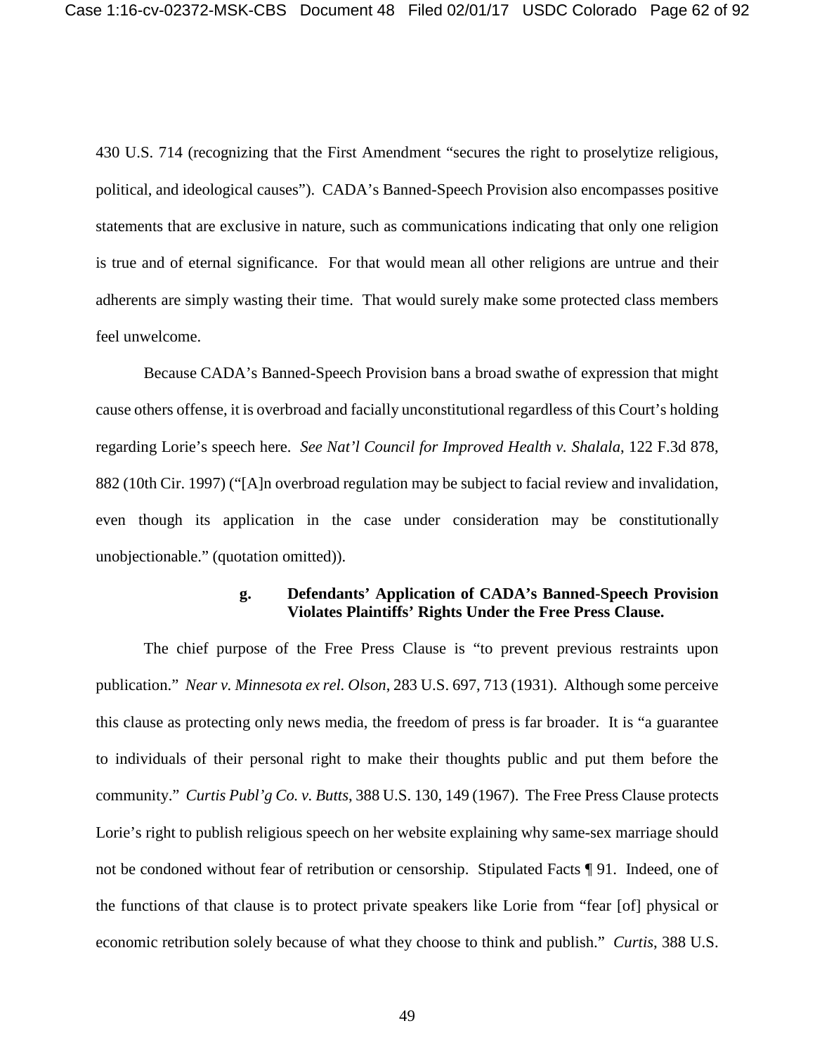430 U.S. 714 (recognizing that the First Amendment "secures the right to proselytize religious, political, and ideological causes"). CADA's Banned-Speech Provision also encompasses positive statements that are exclusive in nature, such as communications indicating that only one religion is true and of eternal significance. For that would mean all other religions are untrue and their adherents are simply wasting their time. That would surely make some protected class members feel unwelcome.

Because CADA's Banned-Speech Provision bans a broad swathe of expression that might cause others offense, it is overbroad and facially unconstitutional regardless of this Court's holding regarding Lorie's speech here. *See Nat'l Council for Improved Health v. Shalala*, 122 F.3d 878, 882 (10th Cir. 1997) ("[A]n overbroad regulation may be subject to facial review and invalidation, even though its application in the case under consideration may be constitutionally unobjectionable." (quotation omitted)).

**g. Defendants' Application of CADA's Banned-Speech Provision Violates Plaintiffs' Rights Under the Free Press Clause.**

The chief purpose of the Free Press Clause is "to prevent previous restraints upon publication." *Near v. Minnesota ex rel. Olson*, 283 U.S. 697, 713 (1931). Although some perceive this clause as protecting only news media, the freedom of press is far broader. It is "a guarantee to individuals of their personal right to make their thoughts public and put them before the community." *Curtis Publ'g Co. v. Butts*, 388 U.S. 130, 149 (1967). The Free Press Clause protects Lorie's right to publish religious speech on her website explaining why same-sex marriage should not be condoned without fear of retribution or censorship. Stipulated Facts ¶ 91. Indeed, one of the functions of that clause is to protect private speakers like Lorie from "fear [of] physical or economic retribution solely because of what they choose to think and publish." *Curtis*, 388 U.S.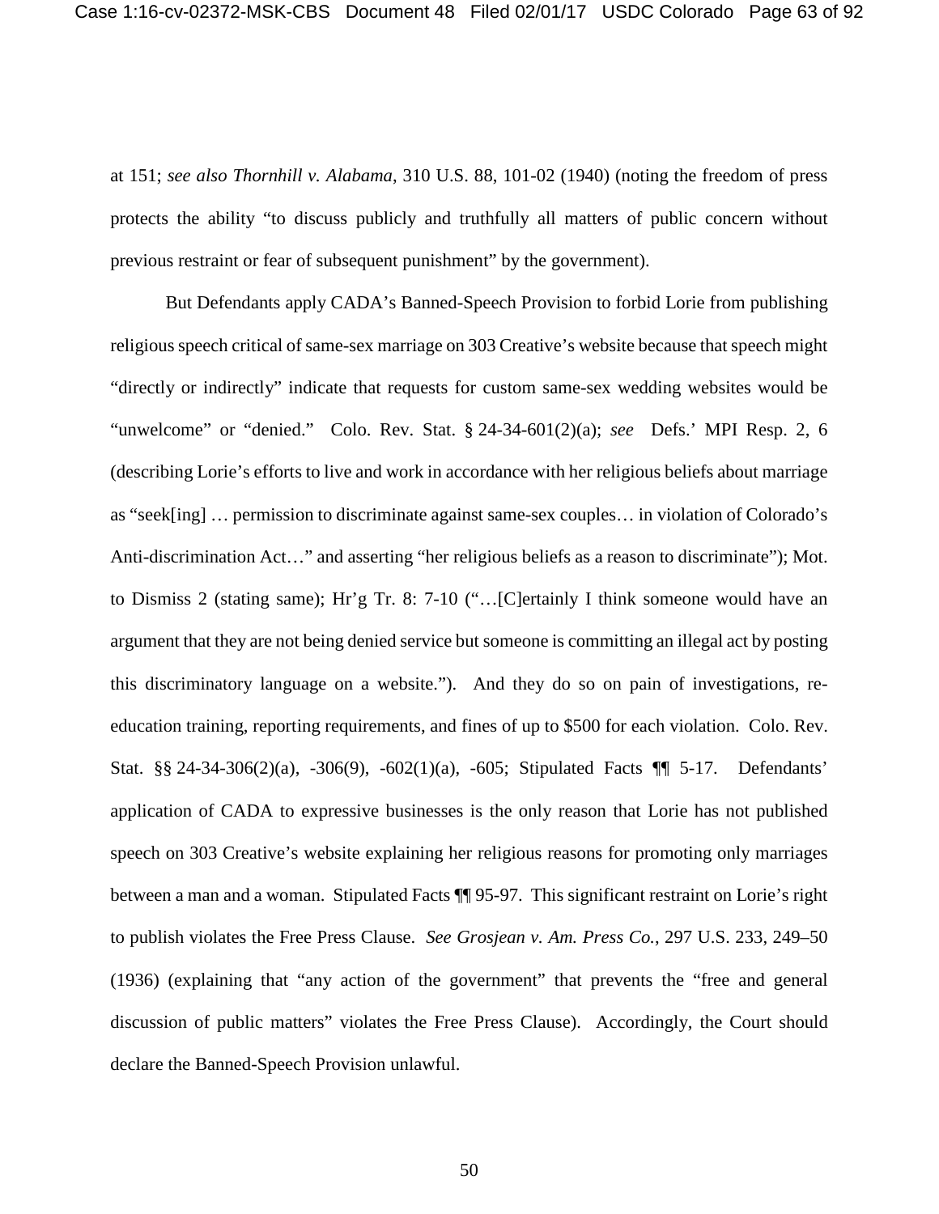at 151; *see also Thornhill v. Alabama*, 310 U.S. 88, 101-02 (1940) (noting the freedom of press protects the ability "to discuss publicly and truthfully all matters of public concern without previous restraint or fear of subsequent punishment" by the government).

But Defendants apply CADA's Banned-Speech Provision to forbid Lorie from publishing religious speech critical of same-sex marriage on 303 Creative's website because that speech might "directly or indirectly" indicate that requests for custom same-sex wedding websites would be "unwelcome" or "denied." Colo. Rev. Stat. § 24-34-601(2)(a); *see* Defs.' MPI Resp. 2, 6 (describing Lorie's efforts to live and work in accordance with her religious beliefs about marriage as "seek[ing] … permission to discriminate against same-sex couples… in violation of Colorado's Anti-discrimination Act…" and asserting "her religious beliefs as a reason to discriminate"); Mot. to Dismiss 2 (stating same); Hr'g Tr. 8: 7-10 ("…[C]ertainly I think someone would have an argument that they are not being denied service but someone is committing an illegal act by posting this discriminatory language on a website."). And they do so on pain of investigations, re-education training, reporting requirements, and fines of up to $500 for each violation. Colo. Rev. Stat. §§ 24-34-306(2)(a), -306(9), -602(1)(a), -605; Stipulated Facts ¶¶ 5-17. Defendants' application of CADA to expressive businesses is the only reason that Lorie has not published speech on 303 Creative's website explaining her religious reasons for promoting only marriages between a man and a woman. Stipulated Facts ¶¶ 95-97. This significant restraint on Lorie's right to publish violates the Free Press Clause. *See Grosjean v. Am. Press Co.*, 297 U.S. 233, 249–50 (1936) (explaining that "any action of the government" that prevents the "free and general discussion of public matters" violates the Free Press Clause). Accordingly, the Court should declare the Banned-Speech Provision unlawful.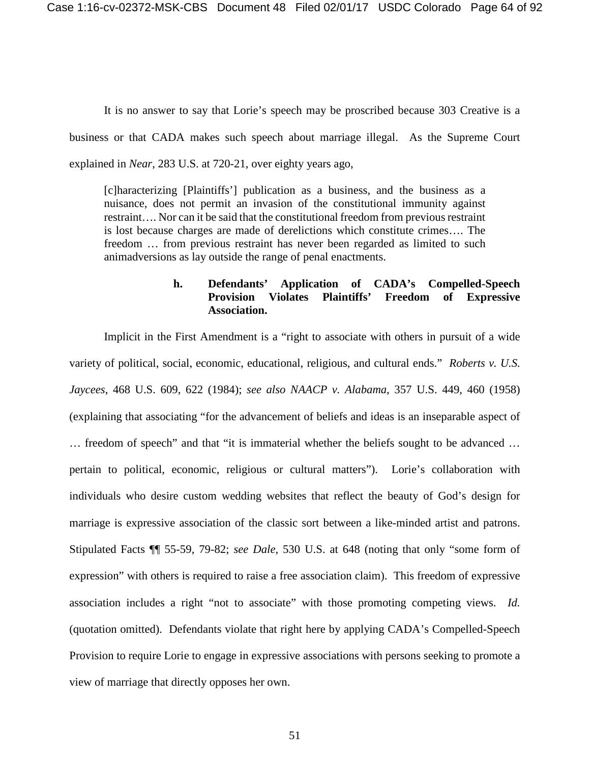It is no answer to say that Lorie's speech may be proscribed because 303 Creative is a business or that CADA makes such speech about marriage illegal. As the Supreme Court explained in *Near*, 283 U.S. at 720-21, over eighty years ago,

> [c]haracterizing [Plaintiffs'] publication as a business, and the business as a nuisance, does not permit an invasion of the constitutional immunity against restraint…. Nor can it be said that the constitutional freedom from previous restraint is lost because charges are made of derelictions which constitute crimes…. The freedom … from previous restraint has never been regarded as limited to such animadversions as lay outside the range of penal enactments.

**h. Defendants' Application of CADA's Compelled-Speech Provision Violates Plaintiffs' Freedom of Expressive Association.**

Implicit in the First Amendment is a "right to associate with others in pursuit of a wide variety of political, social, economic, educational, religious, and cultural ends." *Roberts v. U.S. Jaycees*, 468 U.S. 609, 622 (1984); *see also NAACP v. Alabama*, 357 U.S. 449, 460 (1958) (explaining that associating "for the advancement of beliefs and ideas is an inseparable aspect of … freedom of speech" and that "it is immaterial whether the beliefs sought to be advanced … pertain to political, economic, religious or cultural matters"). Lorie's collaboration with individuals who desire custom wedding websites that reflect the beauty of God's design for marriage is expressive association of the classic sort between a like-minded artist and patrons. Stipulated Facts ¶¶ 55-59, 79-82; *see Dale*, 530 U.S. at 648 (noting that only "some form of expression" with others is required to raise a free association claim). This freedom of expressive association includes a right "not to associate" with those promoting competing views. *Id.* (quotation omitted). Defendants violate that right here by applying CADA's Compelled-Speech Provision to require Lorie to engage in expressive associations with persons seeking to promote a view of marriage that directly opposes her own.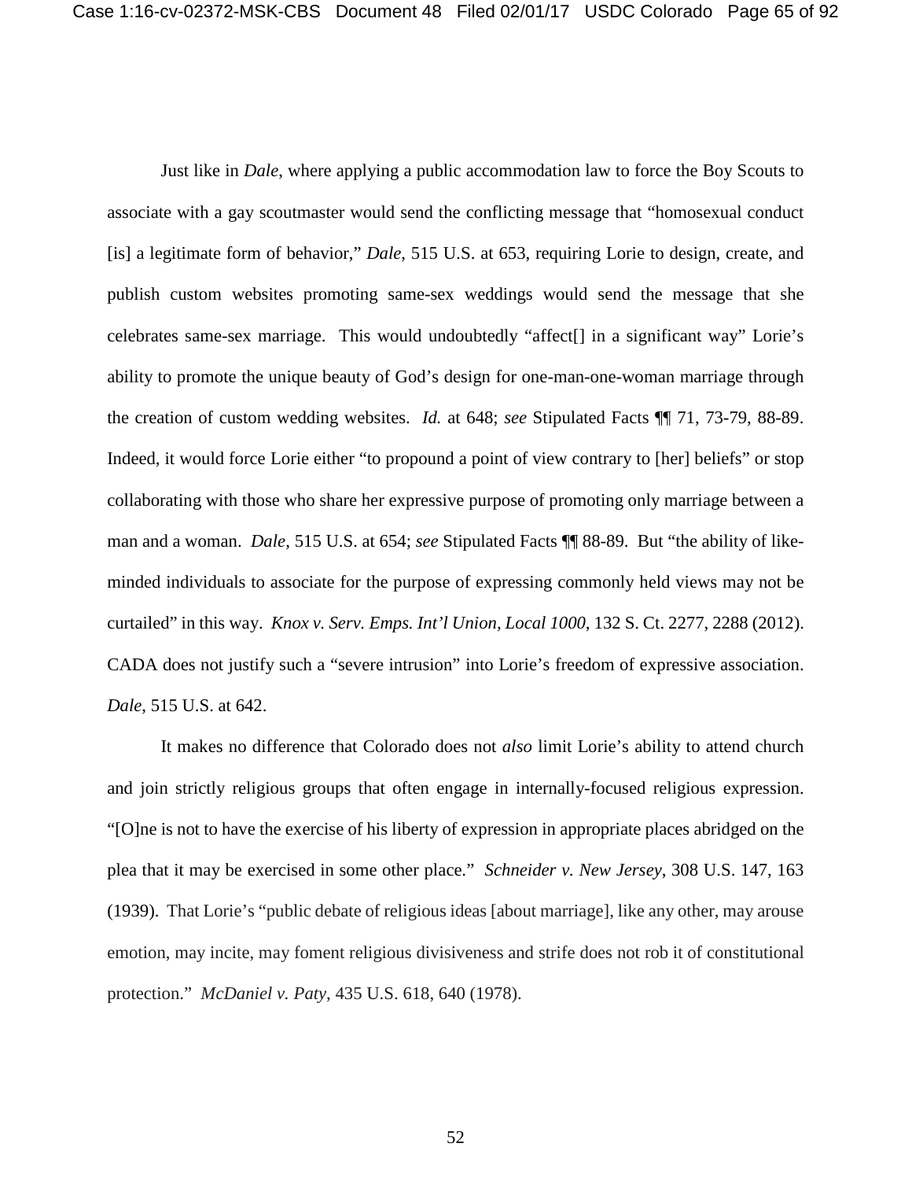Just like in *Dale*, where applying a public accommodation law to force the Boy Scouts to associate with a gay scoutmaster would send the conflicting message that "homosexual conduct [is] a legitimate form of behavior," *Dale*, 515 U.S. at 653, requiring Lorie to design, create, and publish custom websites promoting same-sex weddings would send the message that she celebrates same-sex marriage. This would undoubtedly "affect[] in a significant way" Lorie's ability to promote the unique beauty of God's design for one-man-one-woman marriage through the creation of custom wedding websites. *Id.* at 648; *see* Stipulated Facts ¶¶ 71, 73-79, 88-89. Indeed, it would force Lorie either "to propound a point of view contrary to [her] beliefs" or stop collaborating with those who share her expressive purpose of promoting only marriage between a man and a woman. *Dale*, 515 U.S. at 654; *see* Stipulated Facts ¶¶ 88-89. But "the ability of like-minded individuals to associate for the purpose of expressing commonly held views may not be curtailed" in this way. *Knox v. Serv. Emps. Int'l Union, Local 1000*, 132 S. Ct. 2277, 2288 (2012). CADA does not justify such a "severe intrusion" into Lorie's freedom of expressive association. *Dale*, 515 U.S. at 642.

It makes no difference that Colorado does not *also* limit Lorie's ability to attend church and join strictly religious groups that often engage in internally-focused religious expression. "[O]ne is not to have the exercise of his liberty of expression in appropriate places abridged on the plea that it may be exercised in some other place." *Schneider v. New Jersey*, 308 U.S. 147, 163 (1939). That Lorie's "public debate of religious ideas [about marriage], like any other, may arouse emotion, may incite, may foment religious divisiveness and strife does not rob it of constitutional protection." *McDaniel v. Paty*, 435 U.S. 618, 640 (1978).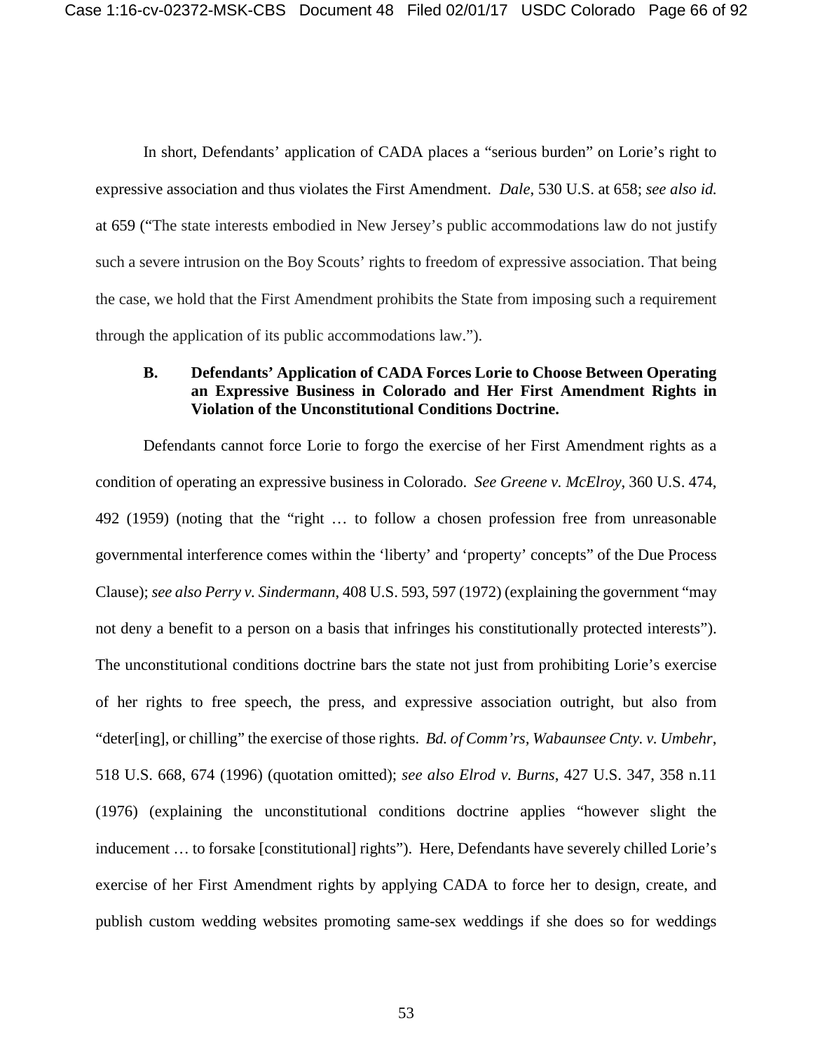In short, Defendants' application of CADA places a "serious burden" on Lorie's right to expressive association and thus violates the First Amendment. *Dale*, 530 U.S. at 658; *see also id.* at 659 ("The state interests embodied in New Jersey's public accommodations law do not justify such a severe intrusion on the Boy Scouts' rights to freedom of expressive association. That being the case, we hold that the First Amendment prohibits the State from imposing such a requirement through the application of its public accommodations law.").

### B. Defendants' Application of CADA Forces Lorie to Choose Between Operating an Expressive Business in Colorado and Her First Amendment Rights in Violation of the Unconstitutional Conditions Doctrine.

Defendants cannot force Lorie to forgo the exercise of her First Amendment rights as a condition of operating an expressive business in Colorado. *See Greene v. McElroy*, 360 U.S. 474, 492 (1959) (noting that the "right … to follow a chosen profession free from unreasonable governmental interference comes within the 'liberty' and 'property' concepts" of the Due Process Clause); *see also Perry v. Sindermann*, 408 U.S. 593, 597 (1972) (explaining the government "may not deny a benefit to a person on a basis that infringes his constitutionally protected interests"). The unconstitutional conditions doctrine bars the state not just from prohibiting Lorie's exercise of her rights to free speech, the press, and expressive association outright, but also from "deter[ing], or chilling" the exercise of those rights. *Bd. of Comm'rs, Wabaunsee Cnty. v. Umbehr*, 518 U.S. 668, 674 (1996) (quotation omitted); *see also Elrod v. Burns*, 427 U.S. 347, 358 n.11 (1976) (explaining the unconstitutional conditions doctrine applies "however slight the inducement … to forsake [constitutional] rights"). Here, Defendants have severely chilled Lorie's exercise of her First Amendment rights by applying CADA to force her to design, create, and publish custom wedding websites promoting same-sex weddings if she does so for weddings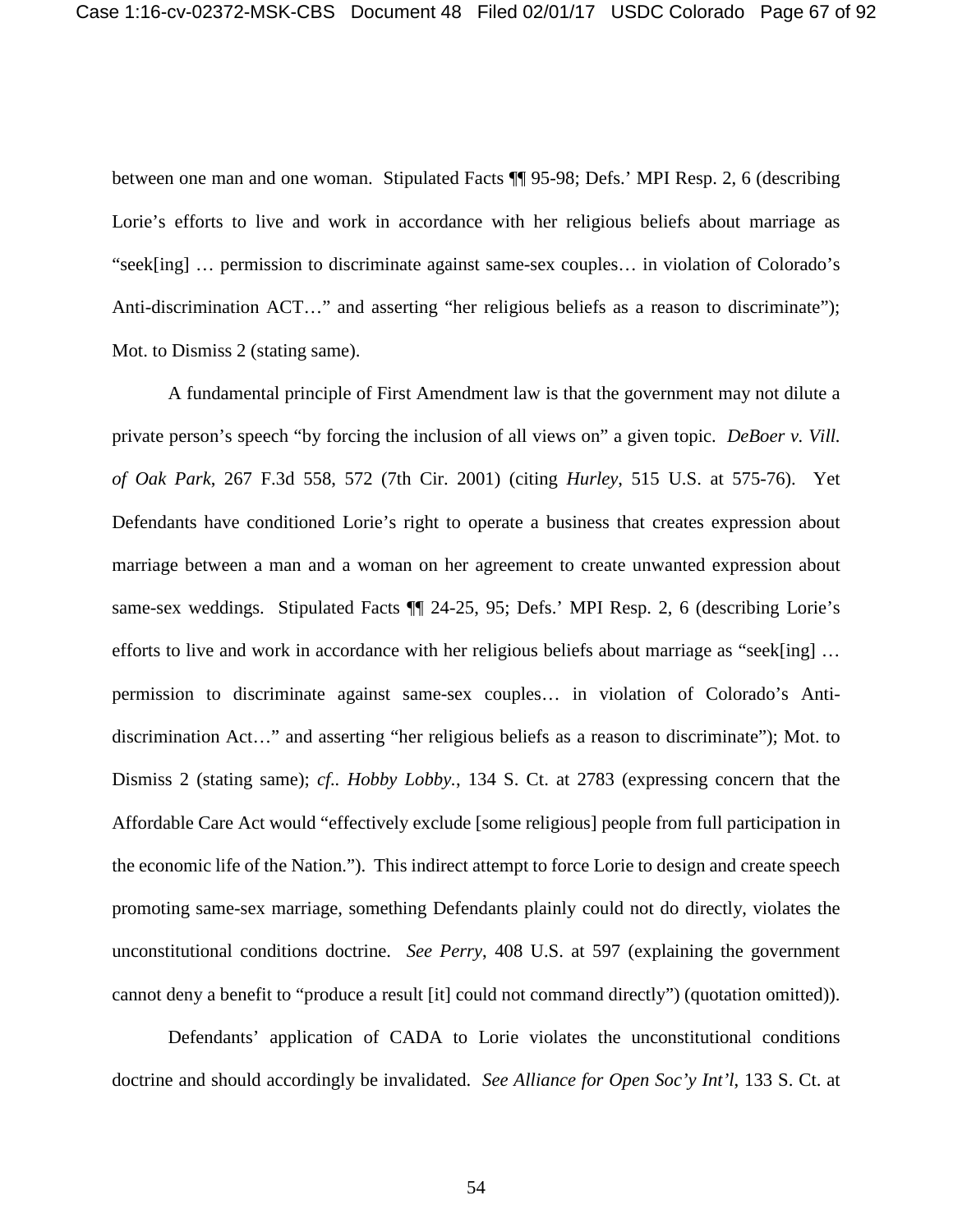between one man and one woman. Stipulated Facts ¶¶ 95-98; Defs.' MPI Resp. 2, 6 (describing Lorie's efforts to live and work in accordance with her religious beliefs about marriage as "seek[ing] … permission to discriminate against same-sex couples… in violation of Colorado's Anti-discrimination ACT…" and asserting "her religious beliefs as a reason to discriminate"); Mot. to Dismiss 2 (stating same).

A fundamental principle of First Amendment law is that the government may not dilute a private person's speech "by forcing the inclusion of all views on" a given topic. *DeBoer v. Vill. of Oak Park*, 267 F.3d 558, 572 (7th Cir. 2001) (citing *Hurley*, 515 U.S. at 575-76). Yet Defendants have conditioned Lorie's right to operate a business that creates expression about marriage between a man and a woman on her agreement to create unwanted expression about same-sex weddings. Stipulated Facts ¶¶ 24-25, 95; Defs.' MPI Resp. 2, 6 (describing Lorie's efforts to live and work in accordance with her religious beliefs about marriage as "seek[ing] … permission to discriminate against same-sex couples… in violation of Colorado's Anti-discrimination Act…" and asserting "her religious beliefs as a reason to discriminate"); Mot. to Dismiss 2 (stating same); *cf.. Hobby Lobby.*, 134 S. Ct. at 2783 (expressing concern that the Affordable Care Act would "effectively exclude [some religious] people from full participation in the economic life of the Nation."). This indirect attempt to force Lorie to design and create speech promoting same-sex marriage, something Defendants plainly could not do directly, violates the unconstitutional conditions doctrine. *See Perry*, 408 U.S. at 597 (explaining the government cannot deny a benefit to "produce a result [it] could not command directly") (quotation omitted)).

Defendants' application of CADA to Lorie violates the unconstitutional conditions doctrine and should accordingly be invalidated. *See Alliance for Open Soc'y Int'l*, 133 S. Ct. at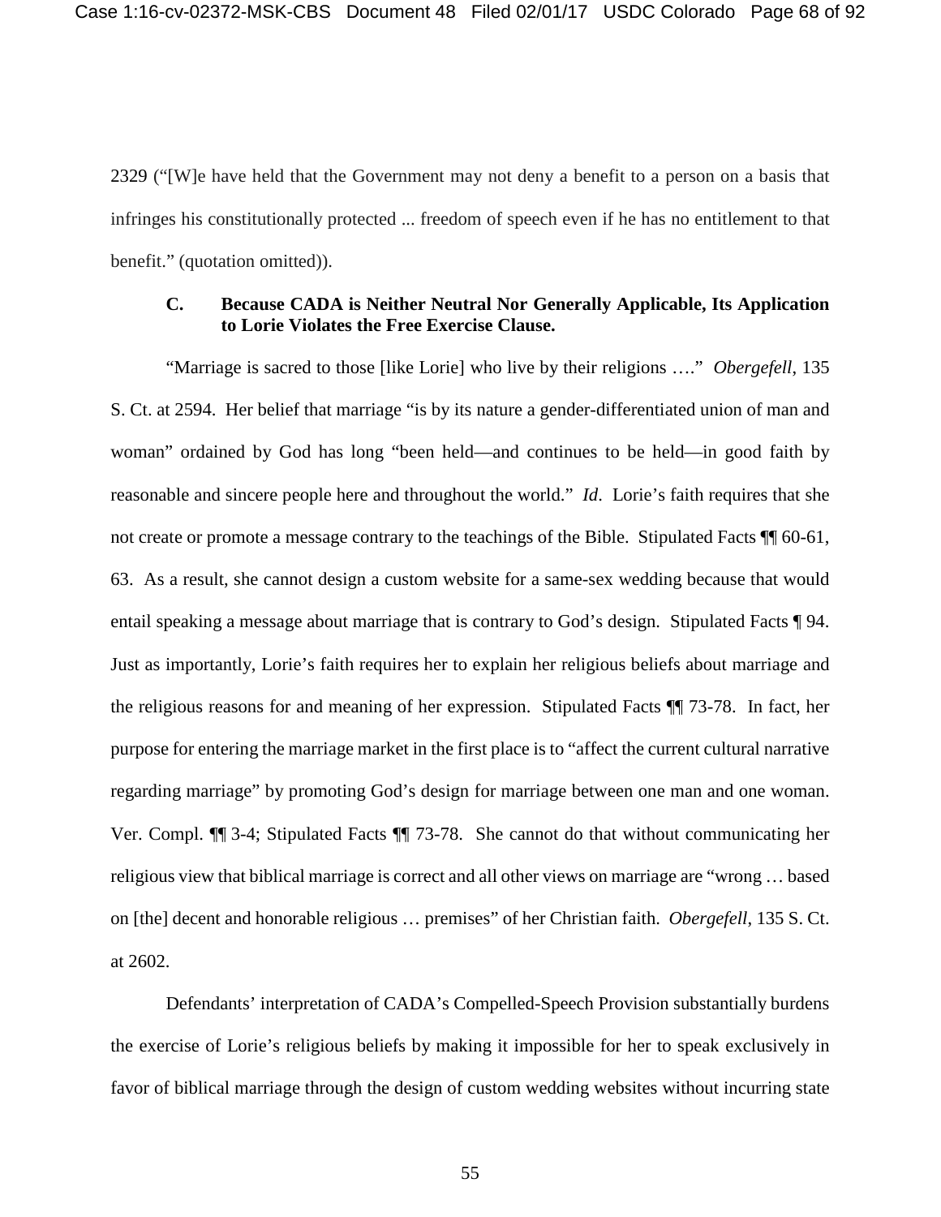2329 ("[W]e have held that the Government may not deny a benefit to a person on a basis that infringes his constitutionally protected ... freedom of speech even if he has no entitlement to that benefit." (quotation omitted)).

### C. Because CADA is Neither Neutral Nor Generally Applicable, Its Application to Lorie Violates the Free Exercise Clause.

"Marriage is sacred to those [like Lorie] who live by their religions …." *Obergefell*, 135 S. Ct. at 2594. Her belief that marriage "is by its nature a gender-differentiated union of man and woman" ordained by God has long "been held—and continues to be held—in good faith by reasonable and sincere people here and throughout the world." *Id*. Lorie's faith requires that she not create or promote a message contrary to the teachings of the Bible. Stipulated Facts ¶¶ 60-61, 63. As a result, she cannot design a custom website for a same-sex wedding because that would entail speaking a message about marriage that is contrary to God's design. Stipulated Facts ¶ 94. Just as importantly, Lorie's faith requires her to explain her religious beliefs about marriage and the religious reasons for and meaning of her expression. Stipulated Facts ¶¶ 73-78. In fact, her purpose for entering the marriage market in the first place is to "affect the current cultural narrative regarding marriage" by promoting God's design for marriage between one man and one woman. Ver. Compl. ¶¶ 3-4; Stipulated Facts ¶¶ 73-78. She cannot do that without communicating her religious view that biblical marriage is correct and all other views on marriage are "wrong … based on [the] decent and honorable religious … premises" of her Christian faith. *Obergefell*, 135 S. Ct. at 2602.

Defendants' interpretation of CADA's Compelled-Speech Provision substantially burdens the exercise of Lorie's religious beliefs by making it impossible for her to speak exclusively in favor of biblical marriage through the design of custom wedding websites without incurring state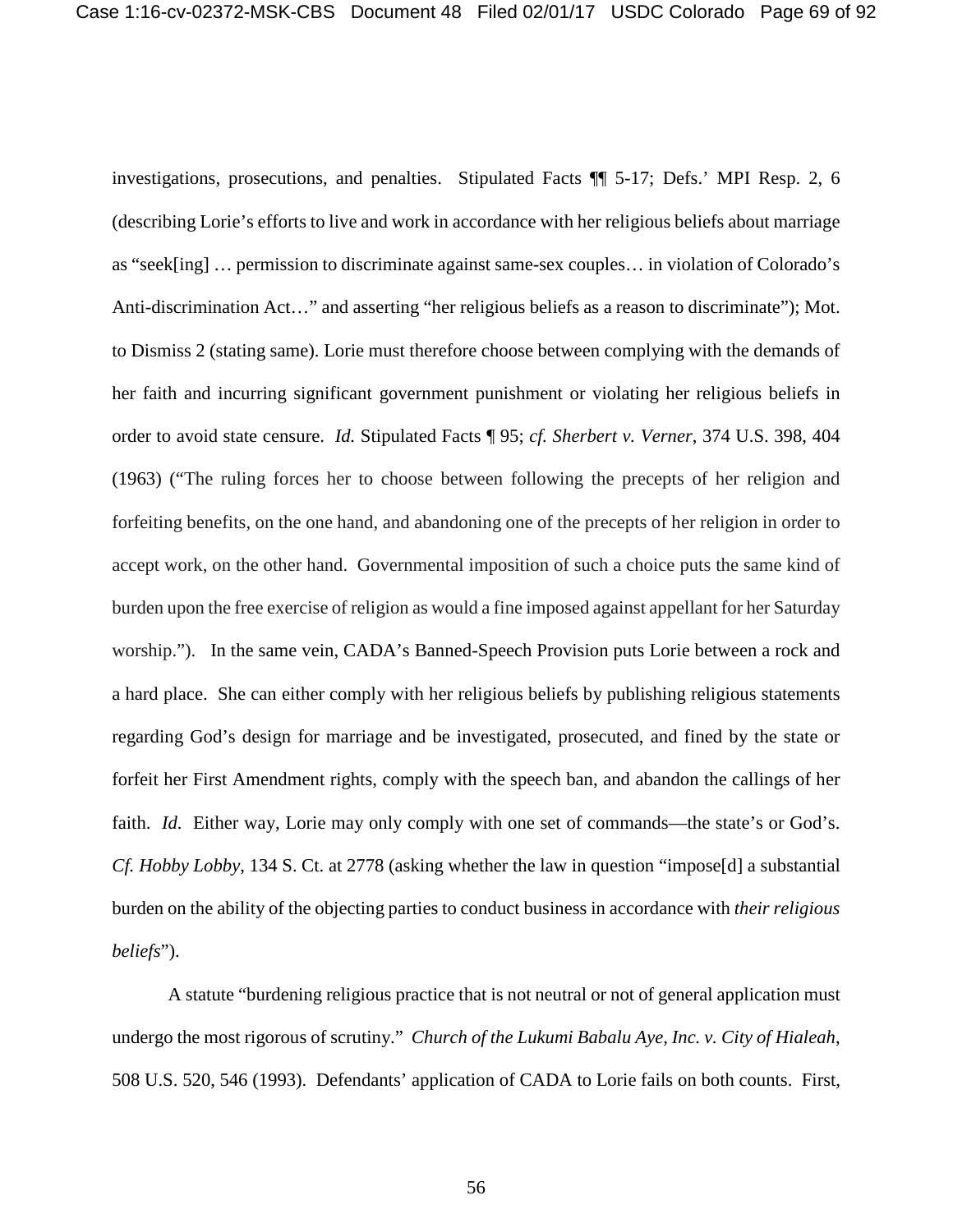investigations, prosecutions, and penalties. Stipulated Facts ¶¶ 5-17; Defs.' MPI Resp. 2, 6 (describing Lorie's efforts to live and work in accordance with her religious beliefs about marriage as "seek[ing] … permission to discriminate against same-sex couples… in violation of Colorado's Anti-discrimination Act…" and asserting "her religious beliefs as a reason to discriminate"); Mot. to Dismiss 2 (stating same). Lorie must therefore choose between complying with the demands of her faith and incurring significant government punishment or violating her religious beliefs in order to avoid state censure. *Id.* Stipulated Facts ¶ 95; *cf. Sherbert v. Verner*, 374 U.S. 398, 404 (1963) ("The ruling forces her to choose between following the precepts of her religion and forfeiting benefits, on the one hand, and abandoning one of the precepts of her religion in order to accept work, on the other hand. Governmental imposition of such a choice puts the same kind of burden upon the free exercise of religion as would a fine imposed against appellant for her Saturday worship."). In the same vein, CADA's Banned-Speech Provision puts Lorie between a rock and a hard place. She can either comply with her religious beliefs by publishing religious statements regarding God's design for marriage and be investigated, prosecuted, and fined by the state or forfeit her First Amendment rights, comply with the speech ban, and abandon the callings of her faith. *Id*. Either way, Lorie may only comply with one set of commands—the state's or God's. *Cf. Hobby Lobby*, 134 S. Ct. at 2778 (asking whether the law in question "impose[d] a substantial burden on the ability of the objecting parties to conduct business in accordance with *their religious beliefs*").

A statute "burdening religious practice that is not neutral or not of general application must undergo the most rigorous of scrutiny." *Church of the Lukumi Babalu Aye, Inc. v. City of Hialeah*, 508 U.S. 520, 546 (1993). Defendants' application of CADA to Lorie fails on both counts. First,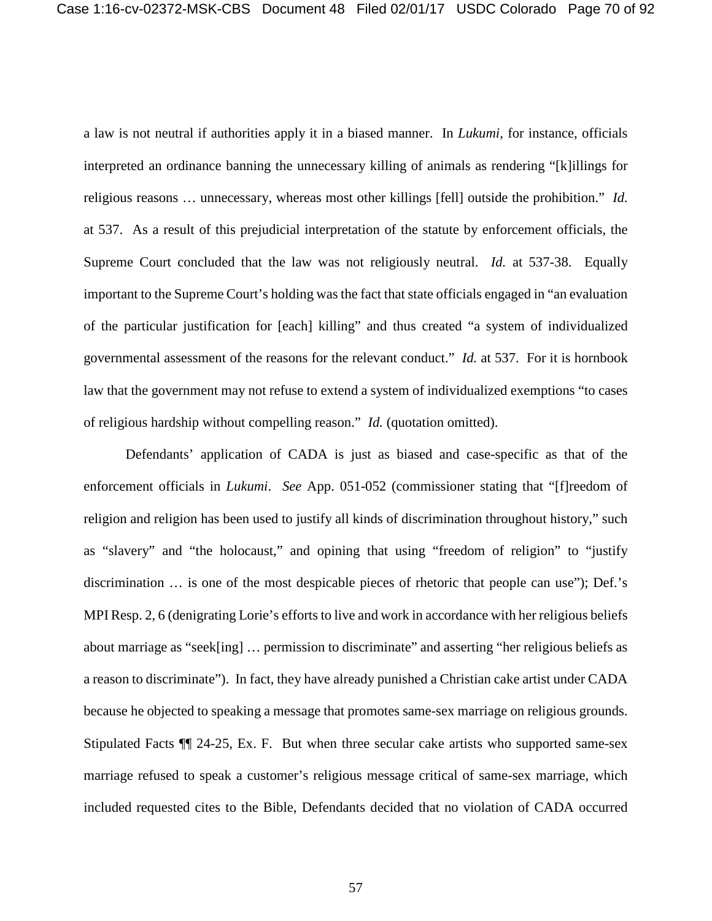a law is not neutral if authorities apply it in a biased manner. In *Lukumi*, for instance, officials interpreted an ordinance banning the unnecessary killing of animals as rendering "[k]illings for religious reasons … unnecessary, whereas most other killings [fell] outside the prohibition." *Id.* at 537. As a result of this prejudicial interpretation of the statute by enforcement officials, the Supreme Court concluded that the law was not religiously neutral. *Id.* at 537-38. Equally important to the Supreme Court's holding was the fact that state officials engaged in "an evaluation of the particular justification for [each] killing" and thus created "a system of individualized governmental assessment of the reasons for the relevant conduct." *Id.* at 537. For it is hornbook law that the government may not refuse to extend a system of individualized exemptions "to cases of religious hardship without compelling reason." *Id.* (quotation omitted).

Defendants' application of CADA is just as biased and case-specific as that of the enforcement officials in *Lukumi*. *See* App. 051-052 (commissioner stating that "[f]reedom of religion and religion has been used to justify all kinds of discrimination throughout history," such as "slavery" and "the holocaust," and opining that using "freedom of religion" to "justify discrimination … is one of the most despicable pieces of rhetoric that people can use"); Def.'s MPI Resp. 2, 6 (denigrating Lorie's efforts to live and work in accordance with her religious beliefs about marriage as "seek[ing] … permission to discriminate" and asserting "her religious beliefs as a reason to discriminate"). In fact, they have already punished a Christian cake artist under CADA because he objected to speaking a message that promotes same-sex marriage on religious grounds. Stipulated Facts ¶¶ 24-25, Ex. F. But when three secular cake artists who supported same-sex marriage refused to speak a customer's religious message critical of same-sex marriage, which included requested cites to the Bible, Defendants decided that no violation of CADA occurred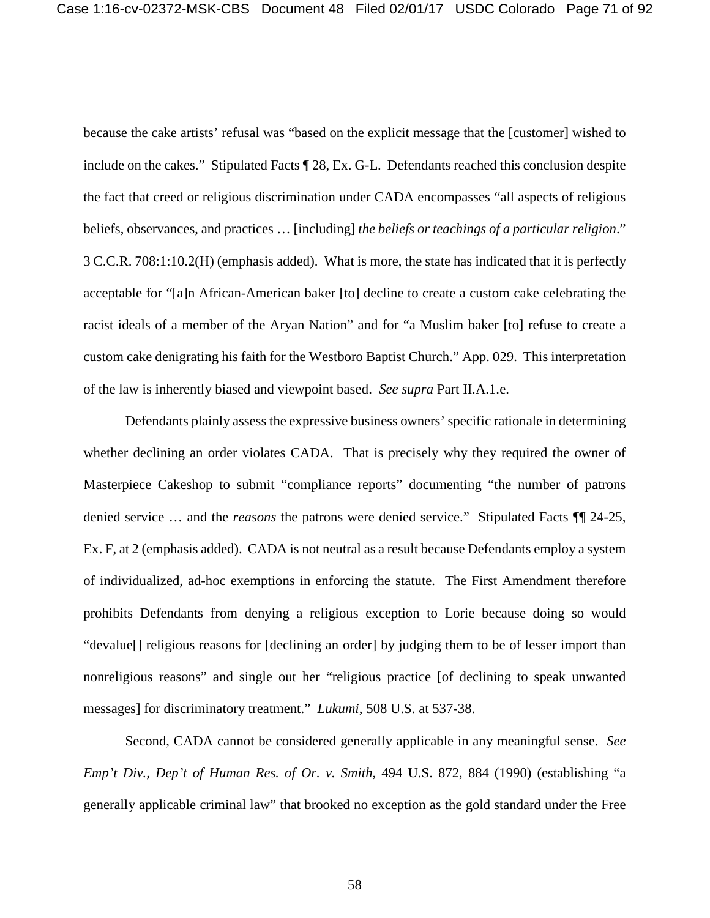because the cake artists' refusal was "based on the explicit message that the [customer] wished to include on the cakes." Stipulated Facts ¶ 28, Ex. G-L. Defendants reached this conclusion despite the fact that creed or religious discrimination under CADA encompasses "all aspects of religious beliefs, observances, and practices … [including] *the beliefs or teachings of a particular religion*." 3 C.C.R. 708:1:10.2(H) (emphasis added). What is more, the state has indicated that it is perfectly acceptable for "[a]n African-American baker [to] decline to create a custom cake celebrating the racist ideals of a member of the Aryan Nation" and for "a Muslim baker [to] refuse to create a custom cake denigrating his faith for the Westboro Baptist Church." App. 029. This interpretation of the law is inherently biased and viewpoint based. *See supra* Part II.A.1.e.

Defendants plainly assess the expressive business owners' specific rationale in determining whether declining an order violates CADA. That is precisely why they required the owner of Masterpiece Cakeshop to submit "compliance reports" documenting "the number of patrons denied service … and the *reasons* the patrons were denied service." Stipulated Facts ¶¶ 24-25, Ex. F, at 2 (emphasis added). CADA is not neutral as a result because Defendants employ a system of individualized, ad-hoc exemptions in enforcing the statute. The First Amendment therefore prohibits Defendants from denying a religious exception to Lorie because doing so would "devalue[] religious reasons for [declining an order] by judging them to be of lesser import than nonreligious reasons" and single out her "religious practice [of declining to speak unwanted messages] for discriminatory treatment." *Lukumi*, 508 U.S. at 537-38.

Second, CADA cannot be considered generally applicable in any meaningful sense. *See Emp't Div., Dep't of Human Res. of Or. v. Smith*, 494 U.S. 872, 884 (1990) (establishing "a generally applicable criminal law" that brooked no exception as the gold standard under the Free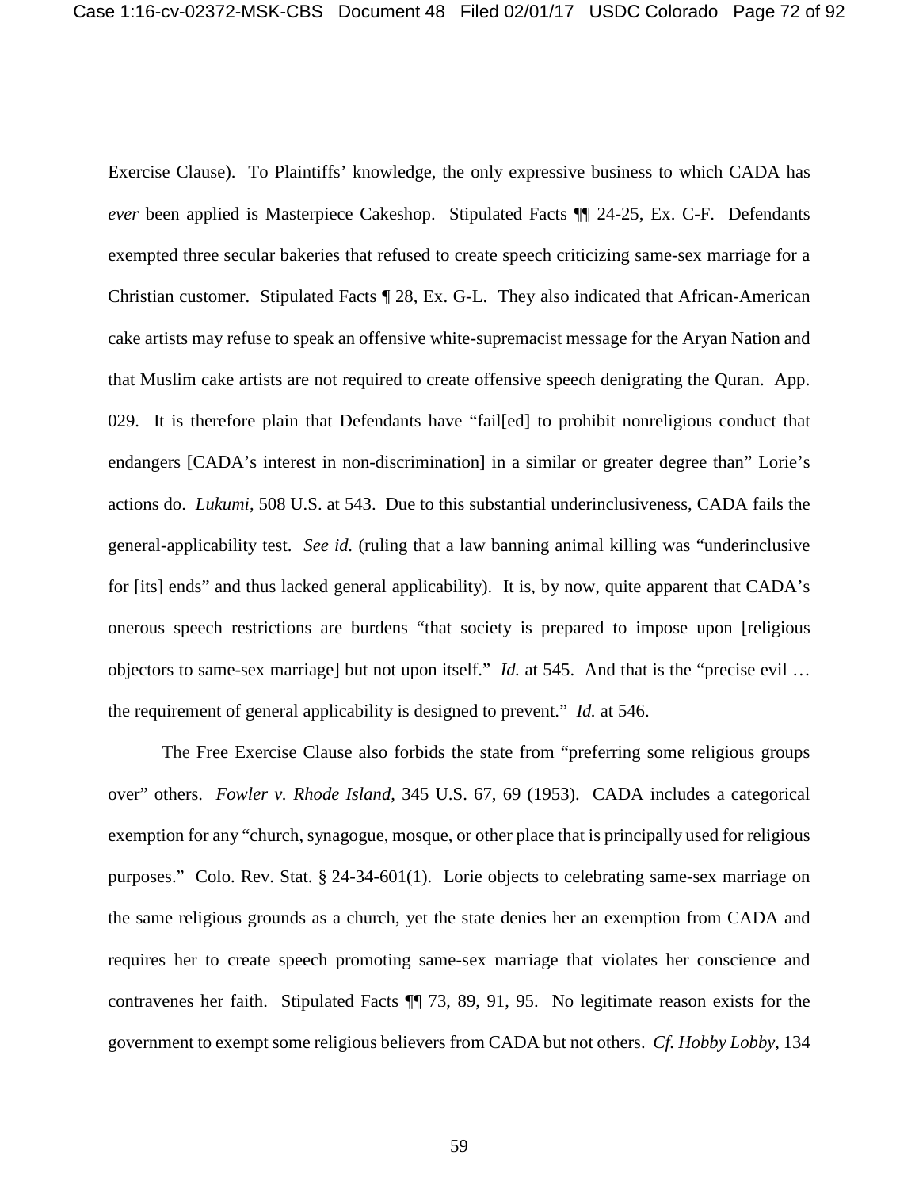Exercise Clause). To Plaintiffs' knowledge, the only expressive business to which CADA has *ever* been applied is Masterpiece Cakeshop. Stipulated Facts ¶¶ 24-25, Ex. C-F. Defendants exempted three secular bakeries that refused to create speech criticizing same-sex marriage for a Christian customer. Stipulated Facts ¶ 28, Ex. G-L. They also indicated that African-American cake artists may refuse to speak an offensive white-supremacist message for the Aryan Nation and that Muslim cake artists are not required to create offensive speech denigrating the Quran. App. 029. It is therefore plain that Defendants have "fail[ed] to prohibit nonreligious conduct that endangers [CADA's interest in non-discrimination] in a similar or greater degree than" Lorie's actions do. *Lukumi*, 508 U.S. at 543. Due to this substantial underinclusiveness, CADA fails the general-applicability test. *See id.* (ruling that a law banning animal killing was "underinclusive for [its] ends" and thus lacked general applicability). It is, by now, quite apparent that CADA's onerous speech restrictions are burdens "that society is prepared to impose upon [religious objectors to same-sex marriage] but not upon itself." *Id.* at 545. And that is the "precise evil … the requirement of general applicability is designed to prevent." *Id.* at 546.

The Free Exercise Clause also forbids the state from "preferring some religious groups over" others. *Fowler v. Rhode Island*, 345 U.S. 67, 69 (1953). CADA includes a categorical exemption for any "church, synagogue, mosque, or other place that is principally used for religious purposes." Colo. Rev. Stat. § 24-34-601(1). Lorie objects to celebrating same-sex marriage on the same religious grounds as a church, yet the state denies her an exemption from CADA and requires her to create speech promoting same-sex marriage that violates her conscience and contravenes her faith. Stipulated Facts ¶¶ 73, 89, 91, 95. No legitimate reason exists for the government to exempt some religious believers from CADA but not others. *Cf. Hobby Lobby*, 134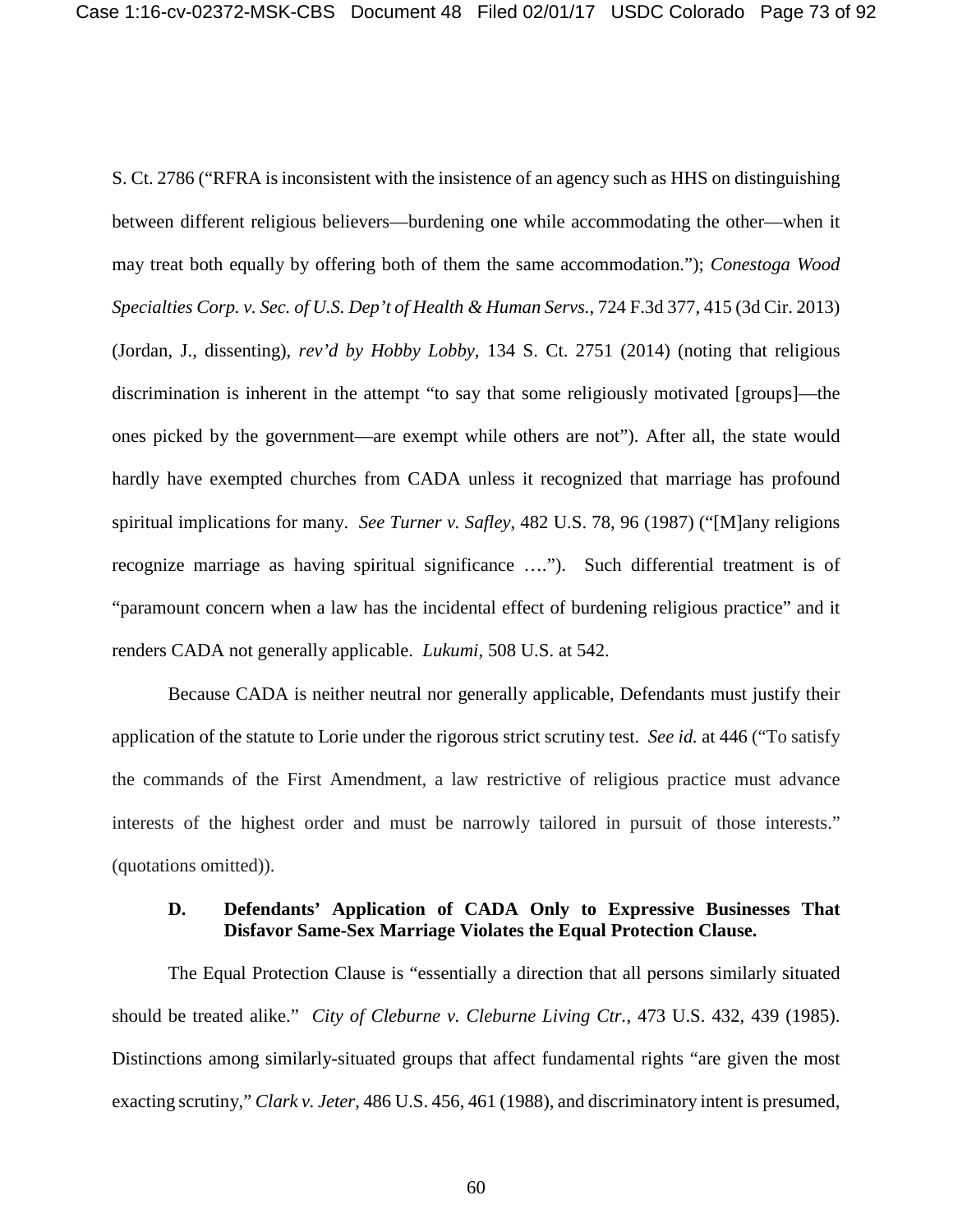S. Ct. 2786 ("RFRA is inconsistent with the insistence of an agency such as HHS on distinguishing between different religious believers—burdening one while accommodating the other—when it may treat both equally by offering both of them the same accommodation."); *Conestoga Wood Specialties Corp. v. Sec. of U.S. Dep't of Health & Human Servs.*, 724 F.3d 377, 415 (3d Cir. 2013) (Jordan, J., dissenting), *rev'd by Hobby Lobby*, 134 S. Ct. 2751 (2014) (noting that religious discrimination is inherent in the attempt "to say that some religiously motivated [groups]—the ones picked by the government—are exempt while others are not"). After all, the state would hardly have exempted churches from CADA unless it recognized that marriage has profound spiritual implications for many. *See Turner v. Safley*, 482 U.S. 78, 96 (1987) ("[M]any religions recognize marriage as having spiritual significance ...."). Such differential treatment is of "paramount concern when a law has the incidental effect of burdening religious practice" and it renders CADA not generally applicable. *Lukumi*, 508 U.S. at 542.

Because CADA is neither neutral nor generally applicable, Defendants must justify their application of the statute to Lorie under the rigorous strict scrutiny test. *See id.* at 446 ("To satisfy the commands of the First Amendment, a law restrictive of religious practice must advance interests of the highest order and must be narrowly tailored in pursuit of those interests." (quotations omitted)).

### D. Defendants' Application of CADA Only to Expressive Businesses That Disfavor Same-Sex Marriage Violates the Equal Protection Clause.

The Equal Protection Clause is "essentially a direction that all persons similarly situated should be treated alike." *City of Cleburne v. Cleburne Living Ctr.*, 473 U.S. 432, 439 (1985). Distinctions among similarly-situated groups that affect fundamental rights "are given the most exacting scrutiny," *Clark v. Jeter*, 486 U.S. 456, 461 (1988), and discriminatory intent is presumed,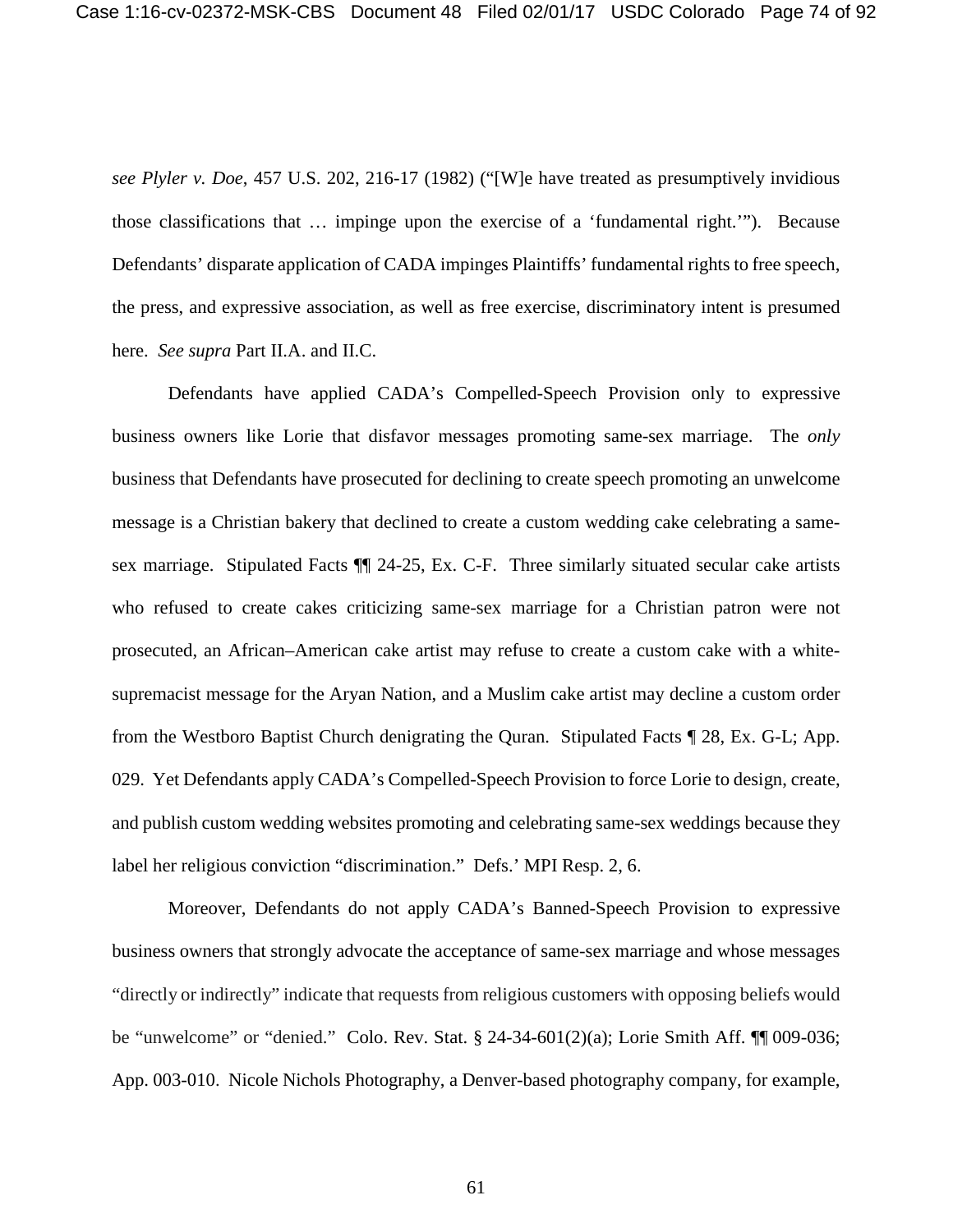*see Plyler v. Doe*, 457 U.S. 202, 216-17 (1982) ("[W]e have treated as presumptively invidious those classifications that … impinge upon the exercise of a 'fundamental right.'"). Because Defendants' disparate application of CADA impinges Plaintiffs' fundamental rights to free speech, the press, and expressive association, as well as free exercise, discriminatory intent is presumed here. *See supra* Part II.A. and II.C.

Defendants have applied CADA's Compelled-Speech Provision only to expressive business owners like Lorie that disfavor messages promoting same-sex marriage. The *only* business that Defendants have prosecuted for declining to create speech promoting an unwelcome message is a Christian bakery that declined to create a custom wedding cake celebrating a same-sex marriage. Stipulated Facts ¶¶ 24-25, Ex. C-F. Three similarly situated secular cake artists who refused to create cakes criticizing same-sex marriage for a Christian patron were not prosecuted, an African–American cake artist may refuse to create a custom cake with a white-supremacist message for the Aryan Nation, and a Muslim cake artist may decline a custom order from the Westboro Baptist Church denigrating the Quran. Stipulated Facts ¶ 28, Ex. G-L; App. 029. Yet Defendants apply CADA's Compelled-Speech Provision to force Lorie to design, create, and publish custom wedding websites promoting and celebrating same-sex weddings because they label her religious conviction "discrimination." Defs.' MPI Resp. 2, 6.

Moreover, Defendants do not apply CADA's Banned-Speech Provision to expressive business owners that strongly advocate the acceptance of same-sex marriage and whose messages "directly or indirectly" indicate that requests from religious customers with opposing beliefs would be "unwelcome" or "denied." Colo. Rev. Stat. § 24-34-601(2)(a); Lorie Smith Aff. ¶¶ 009-036; App. 003-010. Nicole Nichols Photography, a Denver-based photography company, for example,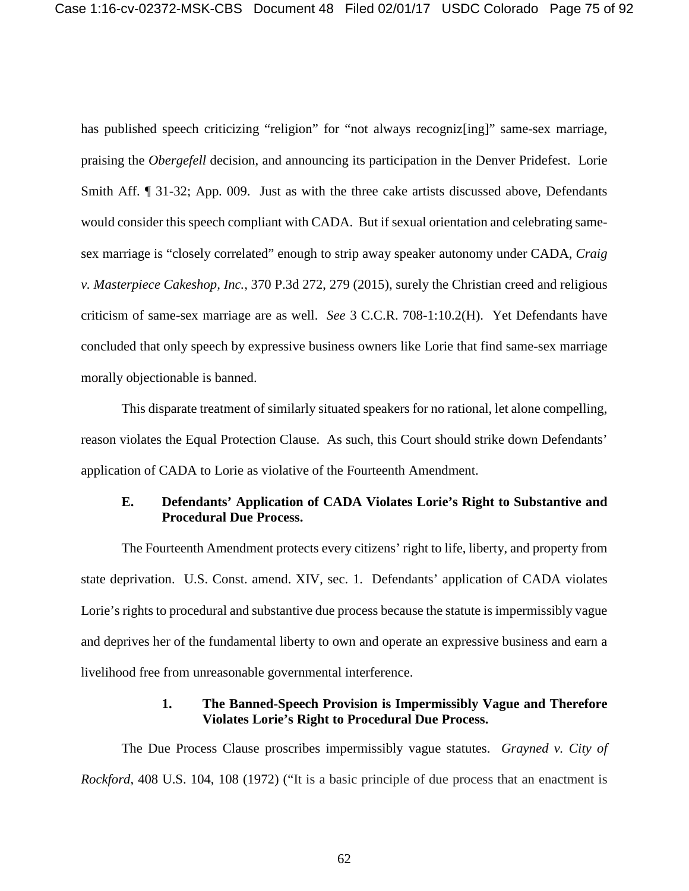has published speech criticizing "religion" for "not always recogniz[ing]" same-sex marriage, praising the *Obergefell* decision, and announcing its participation in the Denver Pridefest. Lorie Smith Aff. ¶ 31-32; App. 009. Just as with the three cake artists discussed above, Defendants would consider this speech compliant with CADA. But if sexual orientation and celebrating same-sex marriage is "closely correlated" enough to strip away speaker autonomy under CADA, *Craig v. Masterpiece Cakeshop, Inc.*, 370 P.3d 272, 279 (2015), surely the Christian creed and religious criticism of same-sex marriage are as well. *See* 3 C.C.R. 708-1:10.2(H). Yet Defendants have concluded that only speech by expressive business owners like Lorie that find same-sex marriage morally objectionable is banned.

This disparate treatment of similarly situated speakers for no rational, let alone compelling, reason violates the Equal Protection Clause. As such, this Court should strike down Defendants' application of CADA to Lorie as violative of the Fourteenth Amendment.

### E. Defendants' Application of CADA Violates Lorie's Right to Substantive and Procedural Due Process.

The Fourteenth Amendment protects every citizens' right to life, liberty, and property from state deprivation. U.S. Const. amend. XIV, sec. 1. Defendants' application of CADA violates Lorie's rights to procedural and substantive due process because the statute is impermissibly vague and deprives her of the fundamental liberty to own and operate an expressive business and earn a livelihood free from unreasonable governmental interference.

#### 1. The Banned-Speech Provision is Impermissibly Vague and Therefore Violates Lorie's Right to Procedural Due Process.

The Due Process Clause proscribes impermissibly vague statutes. *Grayned v. City of Rockford*, 408 U.S. 104, 108 (1972) ("It is a basic principle of due process that an enactment is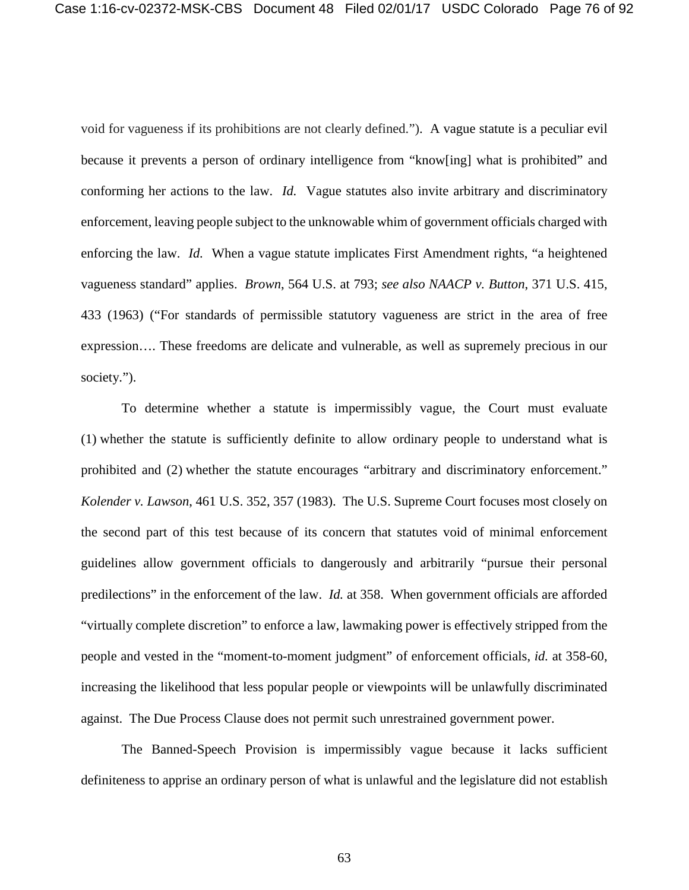void for vagueness if its prohibitions are not clearly defined."). A vague statute is a peculiar evil because it prevents a person of ordinary intelligence from "know[ing] what is prohibited" and conforming her actions to the law. *Id.* Vague statutes also invite arbitrary and discriminatory enforcement, leaving people subject to the unknowable whim of government officials charged with enforcing the law. *Id.* When a vague statute implicates First Amendment rights, "a heightened vagueness standard" applies. *Brown*, 564 U.S. at 793; *see also NAACP v. Button*, 371 U.S. 415, 433 (1963) ("For standards of permissible statutory vagueness are strict in the area of free expression…. These freedoms are delicate and vulnerable, as well as supremely precious in our society.").

To determine whether a statute is impermissibly vague, the Court must evaluate (1) whether the statute is sufficiently definite to allow ordinary people to understand what is prohibited and (2) whether the statute encourages "arbitrary and discriminatory enforcement." *Kolender v. Lawson*, 461 U.S. 352, 357 (1983). The U.S. Supreme Court focuses most closely on the second part of this test because of its concern that statutes void of minimal enforcement guidelines allow government officials to dangerously and arbitrarily "pursue their personal predilections" in the enforcement of the law. *Id.* at 358. When government officials are afforded "virtually complete discretion" to enforce a law, lawmaking power is effectively stripped from the people and vested in the "moment-to-moment judgment" of enforcement officials, *id.* at 358-60, increasing the likelihood that less popular people or viewpoints will be unlawfully discriminated against. The Due Process Clause does not permit such unrestrained government power.

The Banned-Speech Provision is impermissibly vague because it lacks sufficient definiteness to apprise an ordinary person of what is unlawful and the legislature did not establish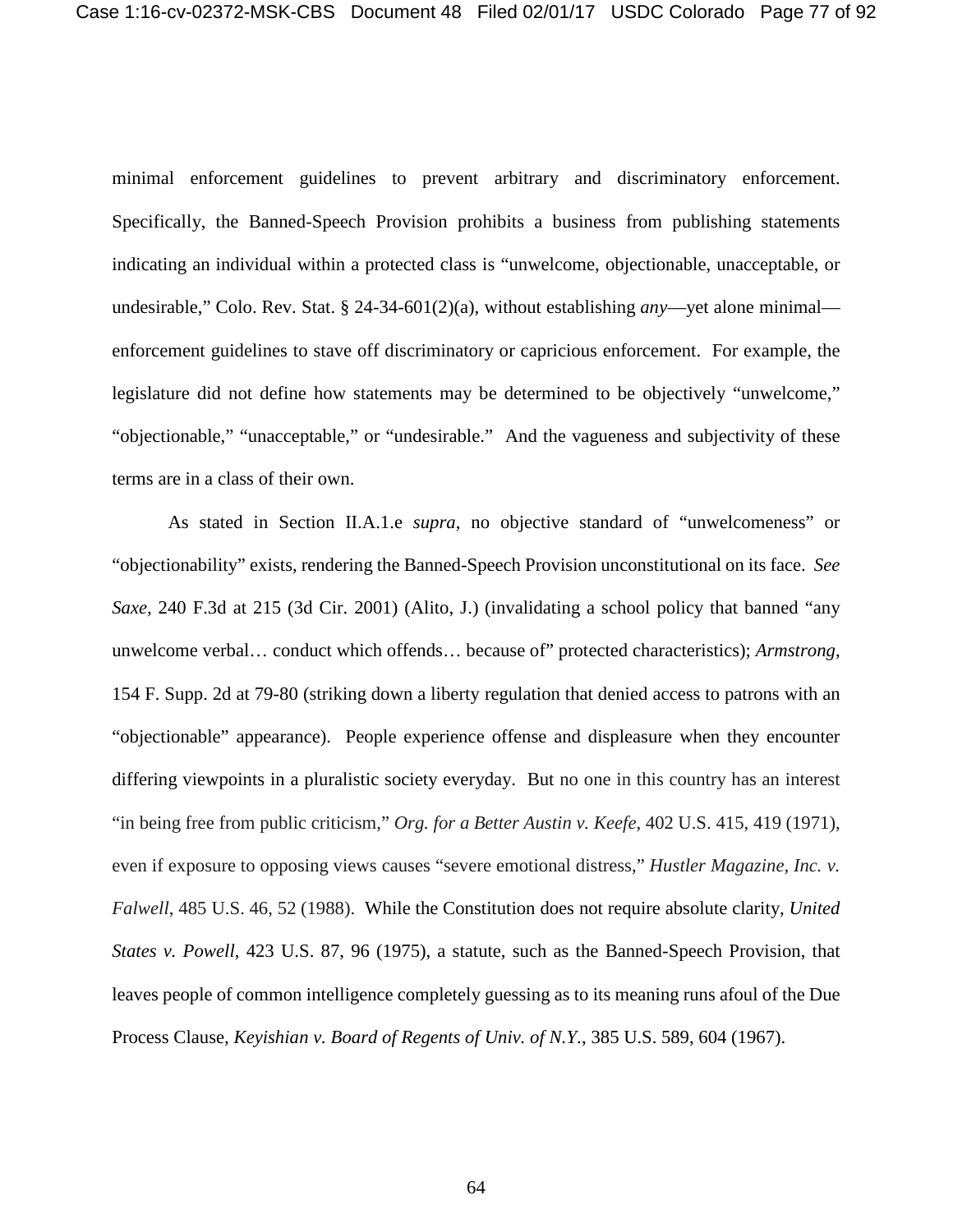minimal enforcement guidelines to prevent arbitrary and discriminatory enforcement. Specifically, the Banned-Speech Provision prohibits a business from publishing statements indicating an individual within a protected class is "unwelcome, objectionable, unacceptable, or undesirable," Colo. Rev. Stat. § 24-34-601(2)(a), without establishing *any*—yet alone minimal—enforcement guidelines to stave off discriminatory or capricious enforcement. For example, the legislature did not define how statements may be determined to be objectively "unwelcome," "objectionable," "unacceptable," or "undesirable." And the vagueness and subjectivity of these terms are in a class of their own.

As stated in Section II.A.1.e *supra*, no objective standard of "unwelcomeness" or "objectionability" exists, rendering the Banned-Speech Provision unconstitutional on its face. *See Saxe*, 240 F.3d at 215 (3d Cir. 2001) (Alito, J.) (invalidating a school policy that banned "any unwelcome verbal… conduct which offends… because of" protected characteristics); *Armstrong*, 154 F. Supp. 2d at 79-80 (striking down a liberty regulation that denied access to patrons with an "objectionable" appearance). People experience offense and displeasure when they encounter differing viewpoints in a pluralistic society everyday. But no one in this country has an interest "in being free from public criticism," *Org. for a Better Austin v. Keefe*, 402 U.S. 415, 419 (1971), even if exposure to opposing views causes "severe emotional distress," *Hustler Magazine, Inc. v. Falwell*, 485 U.S. 46, 52 (1988). While the Constitution does not require absolute clarity, *United States v. Powell*, 423 U.S. 87, 96 (1975), a statute, such as the Banned-Speech Provision, that leaves people of common intelligence completely guessing as to its meaning runs afoul of the Due Process Clause, *Keyishian v. Board of Regents of Univ. of N.Y.*, 385 U.S. 589, 604 (1967).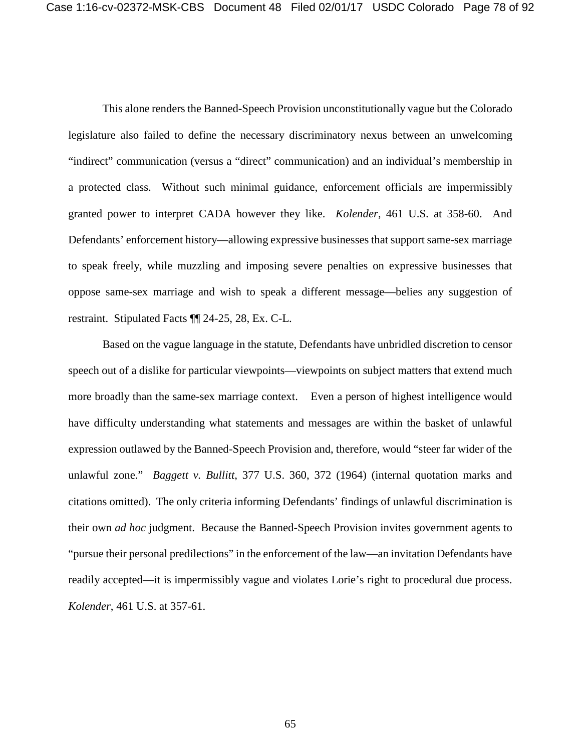This alone renders the Banned-Speech Provision unconstitutionally vague but the Colorado legislature also failed to define the necessary discriminatory nexus between an unwelcoming "indirect" communication (versus a "direct" communication) and an individual's membership in a protected class. Without such minimal guidance, enforcement officials are impermissibly granted power to interpret CADA however they like. *Kolender*, 461 U.S. at 358-60. And Defendants' enforcement history—allowing expressive businesses that support same-sex marriage to speak freely, while muzzling and imposing severe penalties on expressive businesses that oppose same-sex marriage and wish to speak a different message—belies any suggestion of restraint. Stipulated Facts ¶¶ 24-25, 28, Ex. C-L.

Based on the vague language in the statute, Defendants have unbridled discretion to censor speech out of a dislike for particular viewpoints—viewpoints on subject matters that extend much more broadly than the same-sex marriage context. Even a person of highest intelligence would have difficulty understanding what statements and messages are within the basket of unlawful expression outlawed by the Banned-Speech Provision and, therefore, would "steer far wider of the unlawful zone." *Baggett v. Bullitt*, 377 U.S. 360, 372 (1964) (internal quotation marks and citations omitted). The only criteria informing Defendants' findings of unlawful discrimination is their own *ad hoc* judgment. Because the Banned-Speech Provision invites government agents to "pursue their personal predilections" in the enforcement of the law—an invitation Defendants have readily accepted—it is impermissibly vague and violates Lorie's right to procedural due process. *Kolender*, 461 U.S. at 357-61.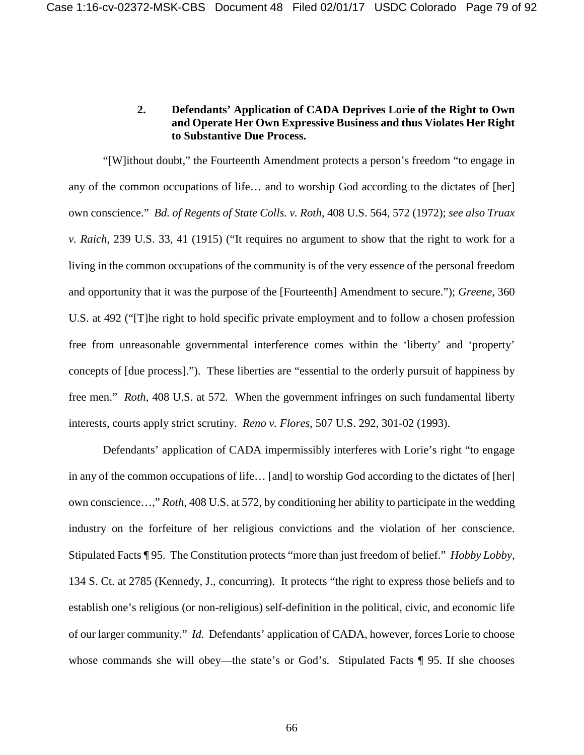### 2. Defendants' Application of CADA Deprives Lorie of the Right to Own and Operate Her Own Expressive Business and thus Violates Her Right to Substantive Due Process.

"[W]ithout doubt," the Fourteenth Amendment protects a person's freedom "to engage in any of the common occupations of life… and to worship God according to the dictates of [her] own conscience." *Bd. of Regents of State Colls. v. Roth*, 408 U.S. 564, 572 (1972); *see also Truax v. Raich*, 239 U.S. 33, 41 (1915) ("It requires no argument to show that the right to work for a living in the common occupations of the community is of the very essence of the personal freedom and opportunity that it was the purpose of the [Fourteenth] Amendment to secure."); *Greene*, 360 U.S. at 492 ("[T]he right to hold specific private employment and to follow a chosen profession free from unreasonable governmental interference comes within the 'liberty' and 'property' concepts of [due process]."). These liberties are "essential to the orderly pursuit of happiness by free men." *Roth*, 408 U.S. at 572*.* When the government infringes on such fundamental liberty interests, courts apply strict scrutiny. *Reno v. Flores*, 507 U.S. 292, 301-02 (1993).

Defendants' application of CADA impermissibly interferes with Lorie's right "to engage in any of the common occupations of life… [and] to worship God according to the dictates of [her] own conscience…," *Roth*, 408 U.S. at 572, by conditioning her ability to participate in the wedding industry on the forfeiture of her religious convictions and the violation of her conscience. Stipulated Facts ¶ 95. The Constitution protects "more than just freedom of belief." *Hobby Lobby*, 134 S. Ct. at 2785 (Kennedy, J., concurring). It protects "the right to express those beliefs and to establish one's religious (or non-religious) self-definition in the political, civic, and economic life of our larger community." *Id.* Defendants' application of CADA, however, forces Lorie to choose whose commands she will obey—the state's or God's. Stipulated Facts ¶ 95. If she chooses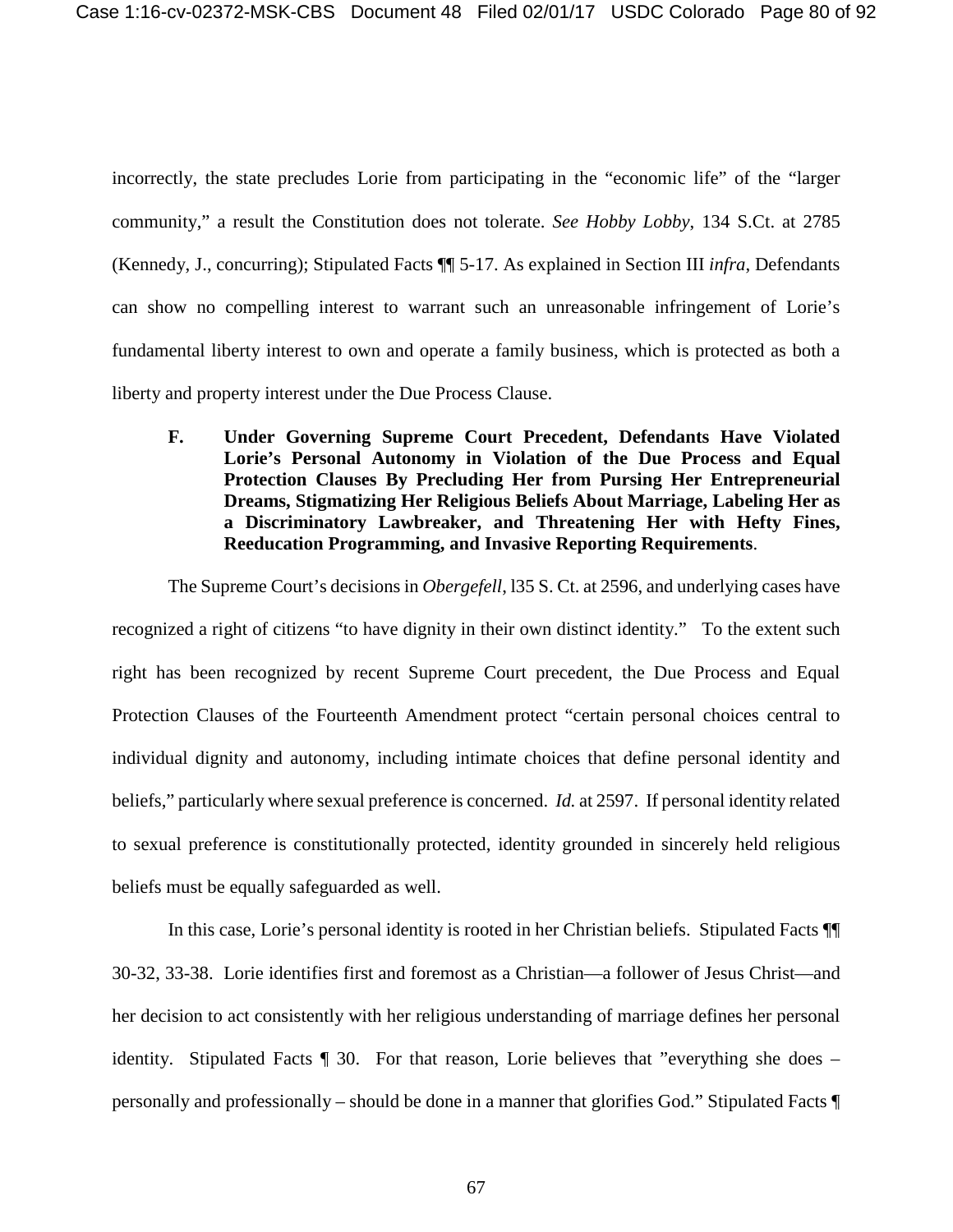incorrectly, the state precludes Lorie from participating in the "economic life" of the "larger community," a result the Constitution does not tolerate. *See Hobby Lobby*, 134 S.Ct. at 2785 (Kennedy, J., concurring); Stipulated Facts ¶¶ 5-17. As explained in Section III *infra*, Defendants can show no compelling interest to warrant such an unreasonable infringement of Lorie's fundamental liberty interest to own and operate a family business, which is protected as both a liberty and property interest under the Due Process Clause.

**F. Under Governing Supreme Court Precedent, Defendants Have Violated Lorie's Personal Autonomy in Violation of the Due Process and Equal Protection Clauses By Precluding Her from Pursing Her Entrepreneurial Dreams, Stigmatizing Her Religious Beliefs About Marriage, Labeling Her as a Discriminatory Lawbreaker, and Threatening Her with Hefty Fines, Reeducation Programming, and Invasive Reporting Requirements**.

The Supreme Court's decisions in *Obergefell*, l35 S. Ct. at 2596, and underlying cases have recognized a right of citizens "to have dignity in their own distinct identity." To the extent such right has been recognized by recent Supreme Court precedent, the Due Process and Equal Protection Clauses of the Fourteenth Amendment protect "certain personal choices central to individual dignity and autonomy, including intimate choices that define personal identity and beliefs," particularly where sexual preference is concerned. *Id.* at 2597. If personal identity related to sexual preference is constitutionally protected, identity grounded in sincerely held religious beliefs must be equally safeguarded as well.

In this case, Lorie's personal identity is rooted in her Christian beliefs. Stipulated Facts ¶¶ 30-32, 33-38. Lorie identifies first and foremost as a Christian—a follower of Jesus Christ—and her decision to act consistently with her religious understanding of marriage defines her personal identity. Stipulated Facts ¶ 30. For that reason, Lorie believes that "everything she does – personally and professionally – should be done in a manner that glorifies God." Stipulated Facts ¶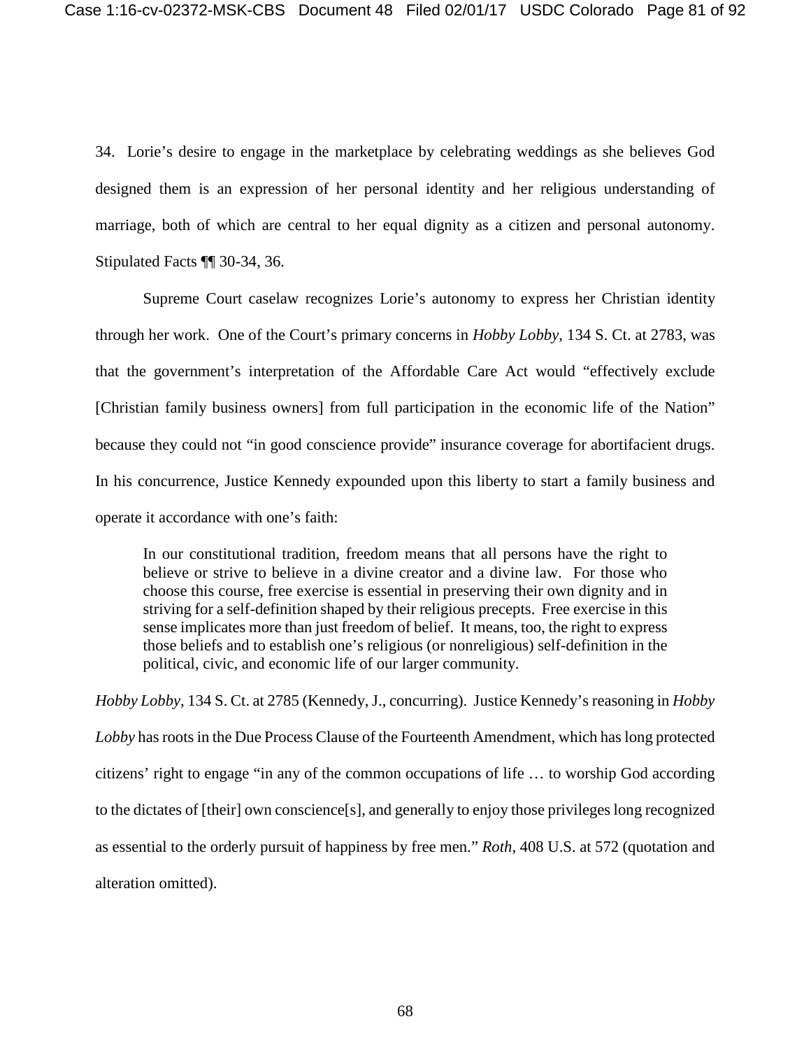34. Lorie's desire to engage in the marketplace by celebrating weddings as she believes God designed them is an expression of her personal identity and her religious understanding of marriage, both of which are central to her equal dignity as a citizen and personal autonomy. Stipulated Facts ¶¶ 30-34, 36.

Supreme Court caselaw recognizes Lorie's autonomy to express her Christian identity through her work. One of the Court's primary concerns in *Hobby Lobby*, 134 S. Ct. at 2783, was that the government's interpretation of the Affordable Care Act would "effectively exclude [Christian family business owners] from full participation in the economic life of the Nation" because they could not "in good conscience provide" insurance coverage for abortifacient drugs. In his concurrence, Justice Kennedy expounded upon this liberty to start a family business and operate it accordance with one's faith:

> In our constitutional tradition, freedom means that all persons have the right to believe or strive to believe in a divine creator and a divine law. For those who choose this course, free exercise is essential in preserving their own dignity and in striving for a self-definition shaped by their religious precepts. Free exercise in this sense implicates more than just freedom of belief. It means, too, the right to express those beliefs and to establish one's religious (or nonreligious) self-definition in the political, civic, and economic life of our larger community.

*Hobby Lobby*, 134 S. Ct. at 2785 (Kennedy, J., concurring). Justice Kennedy's reasoning in *Hobby Lobby* has roots in the Due Process Clause of the Fourteenth Amendment, which has long protected citizens' right to engage "in any of the common occupations of life … to worship God according to the dictates of [their] own conscience[s], and generally to enjoy those privileges long recognized as essential to the orderly pursuit of happiness by free men." *Roth*, 408 U.S. at 572 (quotation and alteration omitted).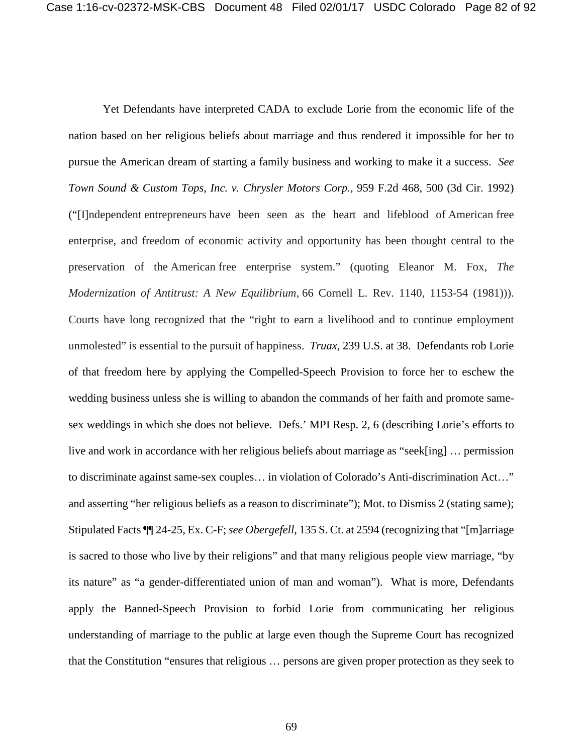Yet Defendants have interpreted CADA to exclude Lorie from the economic life of the nation based on her religious beliefs about marriage and thus rendered it impossible for her to pursue the American dream of starting a family business and working to make it a success. *See Town Sound & Custom Tops, Inc. v. Chrysler Motors Corp.*, 959 F.2d 468, 500 (3d Cir. 1992) ("[I]ndependent entrepreneurs have been seen as the heart and lifeblood of American free enterprise, and freedom of economic activity and opportunity has been thought central to the preservation of the American free enterprise system." (quoting Eleanor M. Fox, *The Modernization of Antitrust: A New Equilibrium*, 66 Cornell L. Rev. 1140, 1153-54 (1981))). Courts have long recognized that the "right to earn a livelihood and to continue employment unmolested" is essential to the pursuit of happiness. *Truax*, 239 U.S. at 38. Defendants rob Lorie of that freedom here by applying the Compelled-Speech Provision to force her to eschew the wedding business unless she is willing to abandon the commands of her faith and promote same-sex weddings in which she does not believe. Defs.' MPI Resp. 2, 6 (describing Lorie's efforts to live and work in accordance with her religious beliefs about marriage as "seek[ing] … permission to discriminate against same-sex couples… in violation of Colorado's Anti-discrimination Act…" and asserting "her religious beliefs as a reason to discriminate"); Mot. to Dismiss 2 (stating same); Stipulated Facts ¶¶ 24-25, Ex. C-F; *see Obergefell*, 135 S. Ct. at 2594 (recognizing that "[m]arriage is sacred to those who live by their religions" and that many religious people view marriage, "by its nature" as "a gender-differentiated union of man and woman"). What is more, Defendants apply the Banned-Speech Provision to forbid Lorie from communicating her religious understanding of marriage to the public at large even though the Supreme Court has recognized that the Constitution "ensures that religious … persons are given proper protection as they seek to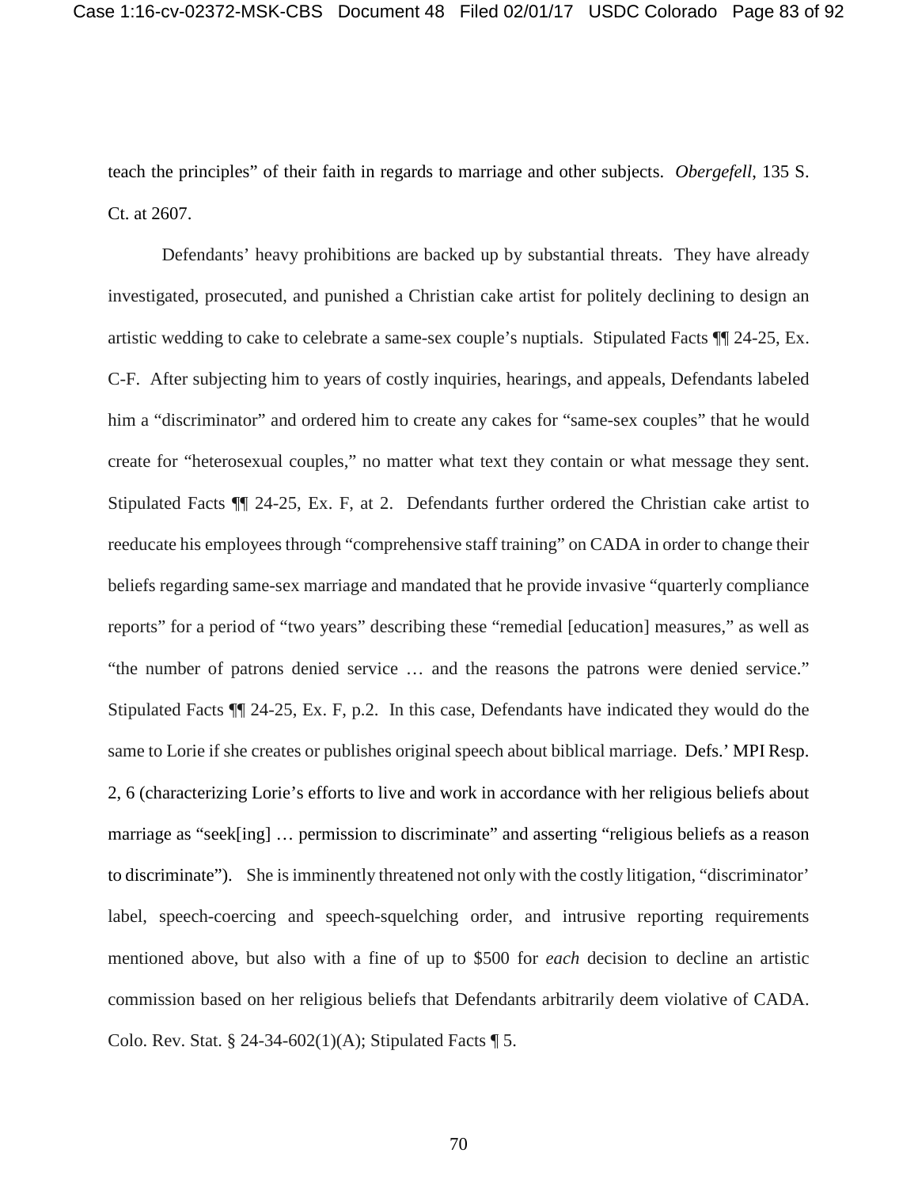teach the principles" of their faith in regards to marriage and other subjects. *Obergefell*, 135 S. Ct. at 2607.

Defendants' heavy prohibitions are backed up by substantial threats. They have already investigated, prosecuted, and punished a Christian cake artist for politely declining to design an artistic wedding to cake to celebrate a same-sex couple's nuptials. Stipulated Facts ¶¶ 24-25, Ex. C-F. After subjecting him to years of costly inquiries, hearings, and appeals, Defendants labeled him a "discriminator" and ordered him to create any cakes for "same-sex couples" that he would create for "heterosexual couples," no matter what text they contain or what message they sent. Stipulated Facts ¶¶ 24-25, Ex. F, at 2. Defendants further ordered the Christian cake artist to reeducate his employees through "comprehensive staff training" on CADA in order to change their beliefs regarding same-sex marriage and mandated that he provide invasive "quarterly compliance reports" for a period of "two years" describing these "remedial [education] measures," as well as "the number of patrons denied service … and the reasons the patrons were denied service." Stipulated Facts ¶¶ 24-25, Ex. F, p.2. In this case, Defendants have indicated they would do the same to Lorie if she creates or publishes original speech about biblical marriage. Defs.' MPI Resp. 2, 6 (characterizing Lorie's efforts to live and work in accordance with her religious beliefs about marriage as "seek[ing] … permission to discriminate" and asserting "religious beliefs as a reason to discriminate"). She is imminently threatened not only with the costly litigation, "discriminator' label, speech-coercing and speech-squelching order, and intrusive reporting requirements mentioned above, but also with a fine of up to $500 for *each* decision to decline an artistic commission based on her religious beliefs that Defendants arbitrarily deem violative of CADA. Colo. Rev. Stat. § 24-34-602(1)(A); Stipulated Facts ¶ 5.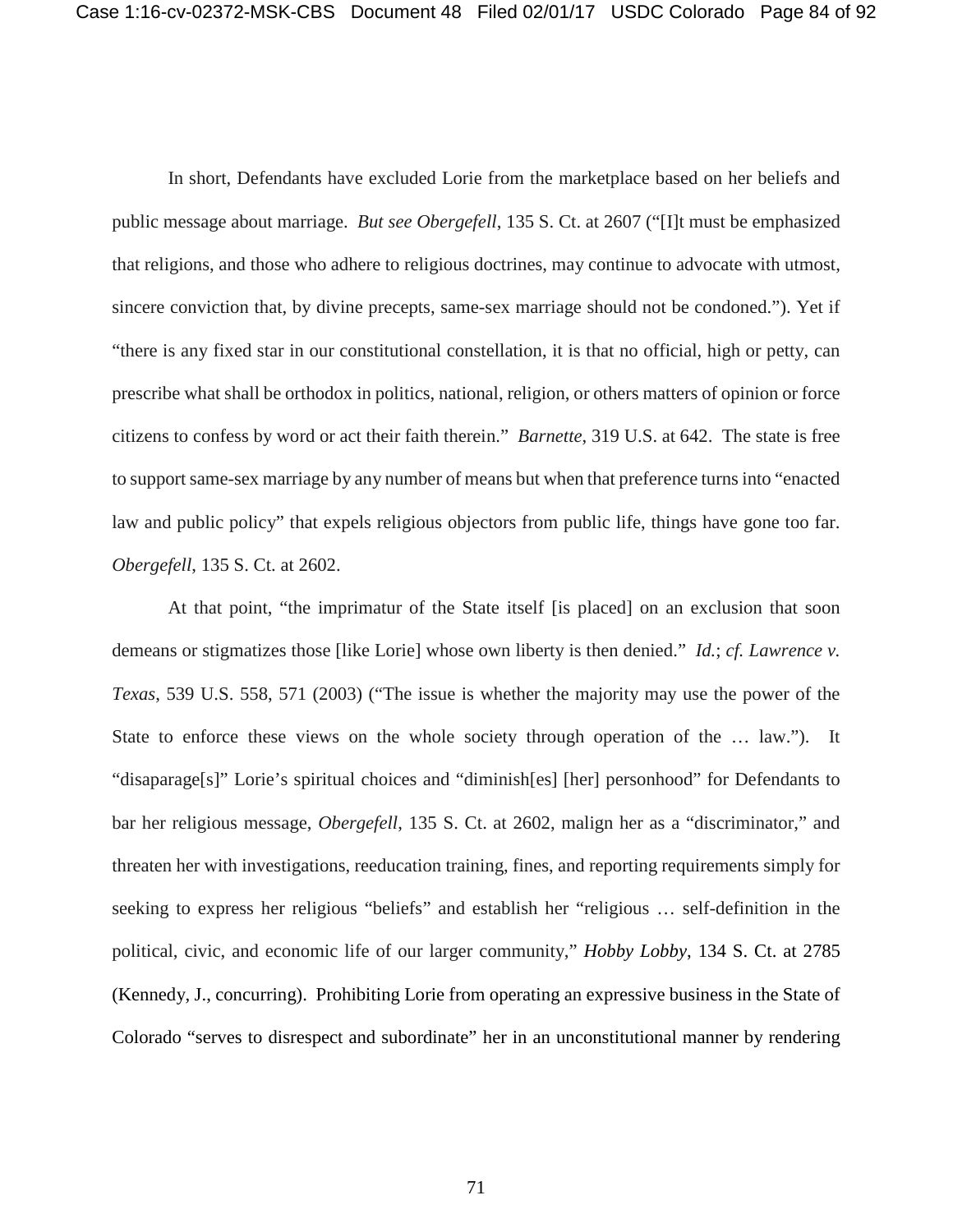In short, Defendants have excluded Lorie from the marketplace based on her beliefs and public message about marriage. *But see Obergefell*, 135 S. Ct. at 2607 ("[I]t must be emphasized that religions, and those who adhere to religious doctrines, may continue to advocate with utmost, sincere conviction that, by divine precepts, same-sex marriage should not be condoned."). Yet if "there is any fixed star in our constitutional constellation, it is that no official, high or petty, can prescribe what shall be orthodox in politics, national, religion, or others matters of opinion or force citizens to confess by word or act their faith therein." *Barnette*, 319 U.S. at 642. The state is free to support same-sex marriage by any number of means but when that preference turns into "enacted law and public policy" that expels religious objectors from public life, things have gone too far. *Obergefell*, 135 S. Ct. at 2602.

At that point, "the imprimatur of the State itself [is placed] on an exclusion that soon demeans or stigmatizes those [like Lorie] whose own liberty is then denied." *Id.*; *cf. Lawrence v. Texas*, 539 U.S. 558, 571 (2003) ("The issue is whether the majority may use the power of the State to enforce these views on the whole society through operation of the … law."). It "disaparage[s]" Lorie's spiritual choices and "diminish[es] [her] personhood" for Defendants to bar her religious message, *Obergefell*, 135 S. Ct. at 2602, malign her as a "discriminator," and threaten her with investigations, reeducation training, fines, and reporting requirements simply for seeking to express her religious "beliefs" and establish her "religious … self-definition in the political, civic, and economic life of our larger community," *Hobby Lobby*, 134 S. Ct. at 2785 (Kennedy, J., concurring). Prohibiting Lorie from operating an expressive business in the State of Colorado "serves to disrespect and subordinate" her in an unconstitutional manner by rendering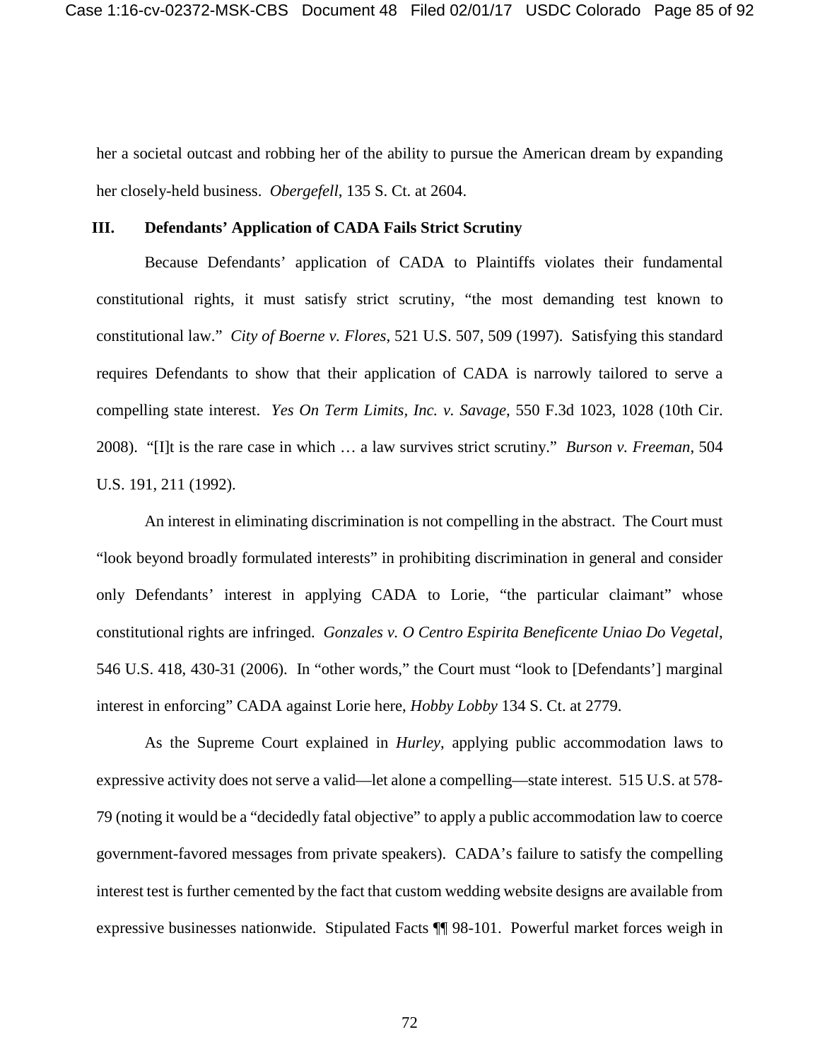her a societal outcast and robbing her of the ability to pursue the American dream by expanding her closely-held business. *Obergefell*, 135 S. Ct. at 2604.

## III. Defendants' Application of CADA Fails Strict Scrutiny

Because Defendants' application of CADA to Plaintiffs violates their fundamental constitutional rights, it must satisfy strict scrutiny, "the most demanding test known to constitutional law." *City of Boerne v. Flores*, 521 U.S. 507, 509 (1997). Satisfying this standard requires Defendants to show that their application of CADA is narrowly tailored to serve a compelling state interest. *Yes On Term Limits, Inc. v. Savage*, 550 F.3d 1023, 1028 (10th Cir. 2008). "[I]t is the rare case in which … a law survives strict scrutiny." *Burson v. Freeman*, 504 U.S. 191, 211 (1992).

An interest in eliminating discrimination is not compelling in the abstract. The Court must "look beyond broadly formulated interests" in prohibiting discrimination in general and consider only Defendants' interest in applying CADA to Lorie, "the particular claimant" whose constitutional rights are infringed. *Gonzales v. O Centro Espirita Beneficente Uniao Do Vegetal*, 546 U.S. 418, 430-31 (2006). In "other words," the Court must "look to [Defendants'] marginal interest in enforcing" CADA against Lorie here, *Hobby Lobby* 134 S. Ct. at 2779.

As the Supreme Court explained in *Hurley*, applying public accommodation laws to expressive activity does not serve a valid—let alone a compelling—state interest. 515 U.S. at 578-79 (noting it would be a "decidedly fatal objective" to apply a public accommodation law to coerce government-favored messages from private speakers). CADA's failure to satisfy the compelling interest test is further cemented by the fact that custom wedding website designs are available from expressive businesses nationwide. Stipulated Facts ¶¶ 98-101. Powerful market forces weigh in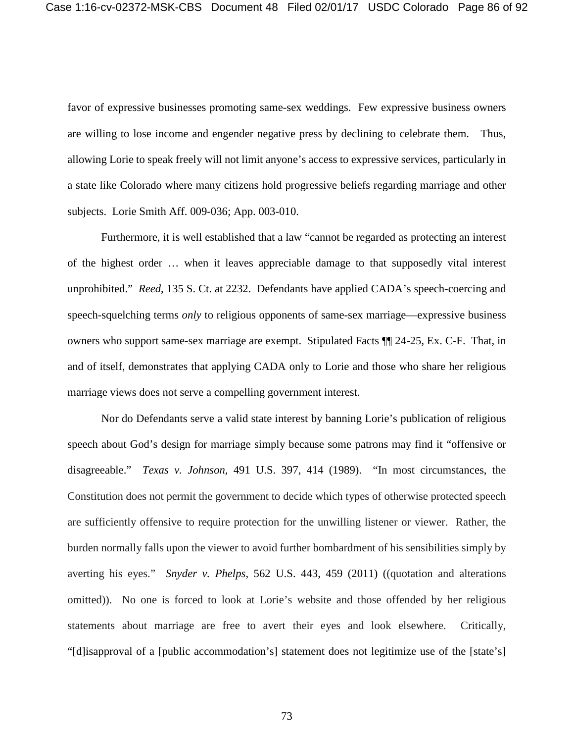favor of expressive businesses promoting same-sex weddings. Few expressive business owners are willing to lose income and engender negative press by declining to celebrate them. Thus, allowing Lorie to speak freely will not limit anyone's access to expressive services, particularly in a state like Colorado where many citizens hold progressive beliefs regarding marriage and other subjects. Lorie Smith Aff. 009-036; App. 003-010.

Furthermore, it is well established that a law "cannot be regarded as protecting an interest of the highest order … when it leaves appreciable damage to that supposedly vital interest unprohibited." *Reed*, 135 S. Ct. at 2232. Defendants have applied CADA's speech-coercing and speech-squelching terms *only* to religious opponents of same-sex marriage—expressive business owners who support same-sex marriage are exempt. Stipulated Facts ¶¶ 24-25, Ex. C-F. That, in and of itself, demonstrates that applying CADA only to Lorie and those who share her religious marriage views does not serve a compelling government interest.

Nor do Defendants serve a valid state interest by banning Lorie's publication of religious speech about God's design for marriage simply because some patrons may find it "offensive or disagreeable." *Texas v. Johnson*, 491 U.S. 397, 414 (1989). "In most circumstances, the Constitution does not permit the government to decide which types of otherwise protected speech are sufficiently offensive to require protection for the unwilling listener or viewer. Rather, the burden normally falls upon the viewer to avoid further bombardment of his sensibilities simply by averting his eyes." *Snyder v. Phelps*, 562 U.S. 443, 459 (2011) ((quotation and alterations omitted)). No one is forced to look at Lorie's website and those offended by her religious statements about marriage are free to avert their eyes and look elsewhere. Critically, "[d]isapproval of a [public accommodation's] statement does not legitimize use of the [state's]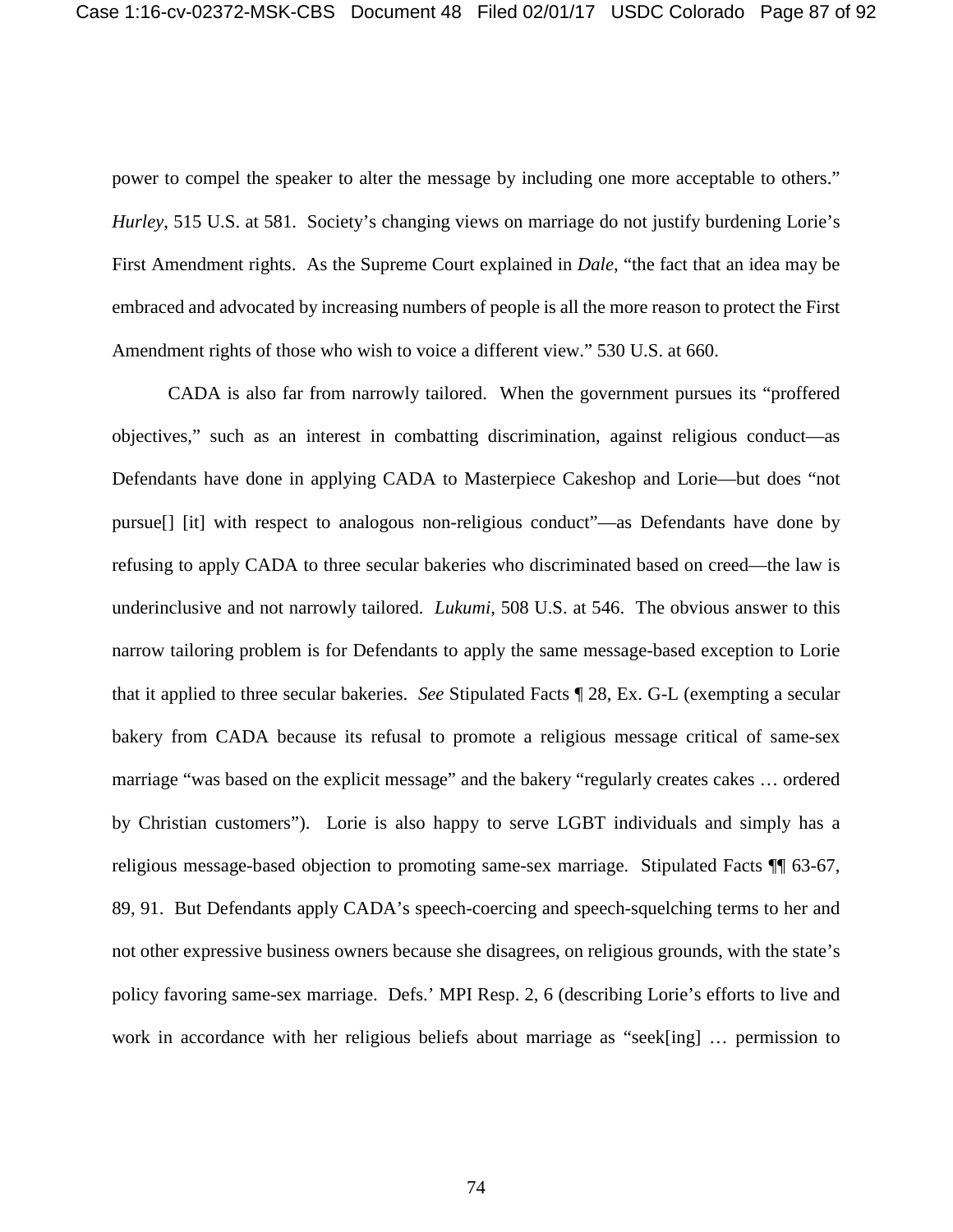power to compel the speaker to alter the message by including one more acceptable to others." *Hurley*, 515 U.S. at 581. Society's changing views on marriage do not justify burdening Lorie's First Amendment rights. As the Supreme Court explained in *Dale*, "the fact that an idea may be embraced and advocated by increasing numbers of people is all the more reason to protect the First Amendment rights of those who wish to voice a different view." 530 U.S. at 660.

CADA is also far from narrowly tailored. When the government pursues its "proffered objectives," such as an interest in combatting discrimination, against religious conduct—as Defendants have done in applying CADA to Masterpiece Cakeshop and Lorie—but does "not pursue[] [it] with respect to analogous non-religious conduct"—as Defendants have done by refusing to apply CADA to three secular bakeries who discriminated based on creed—the law is underinclusive and not narrowly tailored. *Lukumi*, 508 U.S. at 546. The obvious answer to this narrow tailoring problem is for Defendants to apply the same message-based exception to Lorie that it applied to three secular bakeries. *See* Stipulated Facts ¶ 28, Ex. G-L (exempting a secular bakery from CADA because its refusal to promote a religious message critical of same-sex marriage "was based on the explicit message" and the bakery "regularly creates cakes … ordered by Christian customers"). Lorie is also happy to serve LGBT individuals and simply has a religious message-based objection to promoting same-sex marriage. Stipulated Facts ¶¶ 63-67, 89, 91. But Defendants apply CADA's speech-coercing and speech-squelching terms to her and not other expressive business owners because she disagrees, on religious grounds, with the state's policy favoring same-sex marriage. Defs.' MPI Resp. 2, 6 (describing Lorie's efforts to live and work in accordance with her religious beliefs about marriage as "seek[ing] … permission to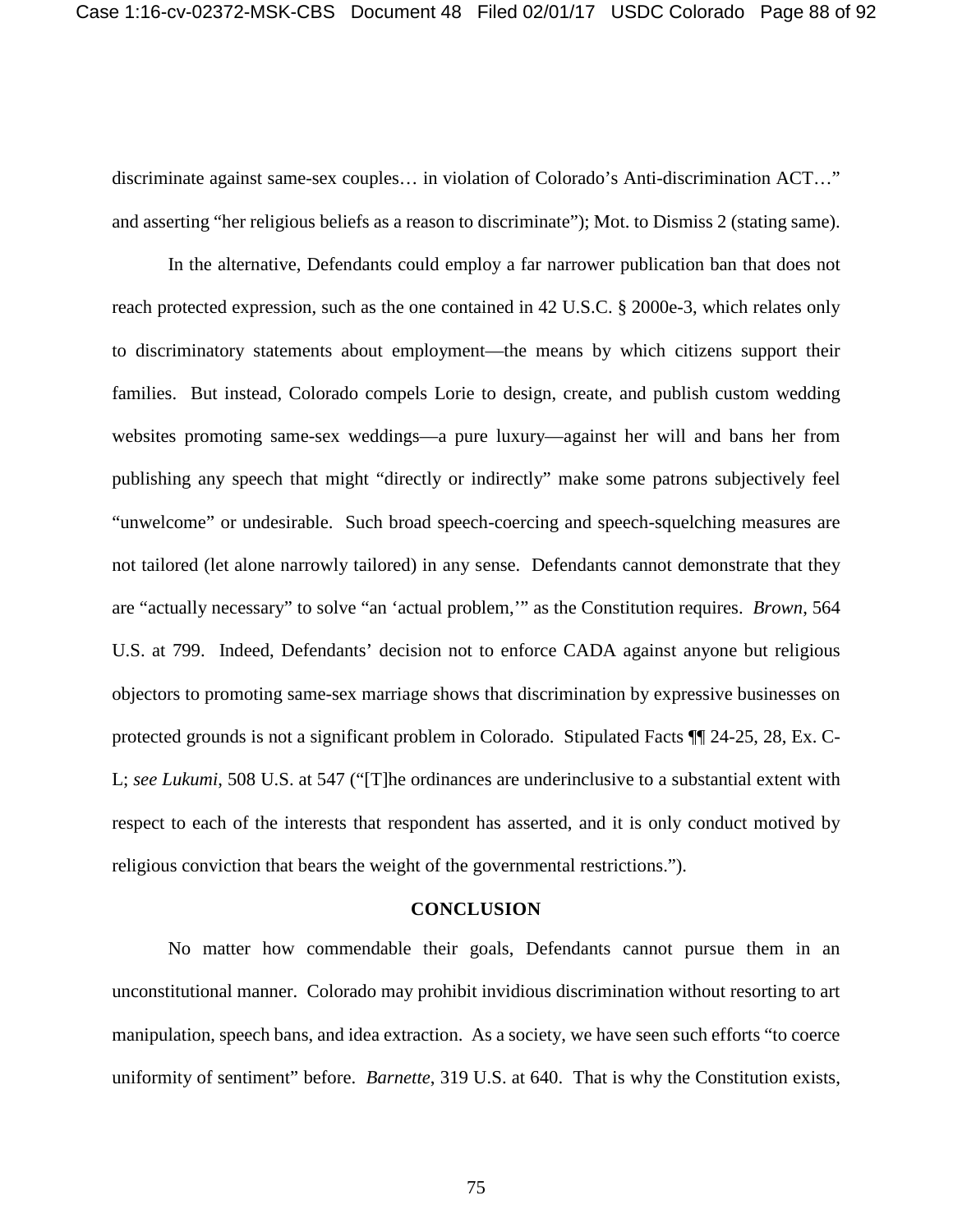discriminate against same-sex couples… in violation of Colorado's Anti-discrimination ACT…" and asserting "her religious beliefs as a reason to discriminate"); Mot. to Dismiss 2 (stating same).

In the alternative, Defendants could employ a far narrower publication ban that does not reach protected expression, such as the one contained in 42 U.S.C. § 2000e-3, which relates only to discriminatory statements about employment—the means by which citizens support their families. But instead, Colorado compels Lorie to design, create, and publish custom wedding websites promoting same-sex weddings—a pure luxury—against her will and bans her from publishing any speech that might "directly or indirectly" make some patrons subjectively feel "unwelcome" or undesirable. Such broad speech-coercing and speech-squelching measures are not tailored (let alone narrowly tailored) in any sense. Defendants cannot demonstrate that they are "actually necessary" to solve "an 'actual problem,'" as the Constitution requires. *Brown*, 564 U.S. at 799. Indeed, Defendants' decision not to enforce CADA against anyone but religious objectors to promoting same-sex marriage shows that discrimination by expressive businesses on protected grounds is not a significant problem in Colorado. Stipulated Facts ¶¶ 24-25, 28, Ex. C-L; *see Lukumi*, 508 U.S. at 547 ("[T]he ordinances are underinclusive to a substantial extent with respect to each of the interests that respondent has asserted, and it is only conduct motived by religious conviction that bears the weight of the governmental restrictions.").

## CONCLUSION

No matter how commendable their goals, Defendants cannot pursue them in an unconstitutional manner. Colorado may prohibit invidious discrimination without resorting to art manipulation, speech bans, and idea extraction. As a society, we have seen such efforts "to coerce uniformity of sentiment" before. *Barnette*, 319 U.S. at 640. That is why the Constitution exists,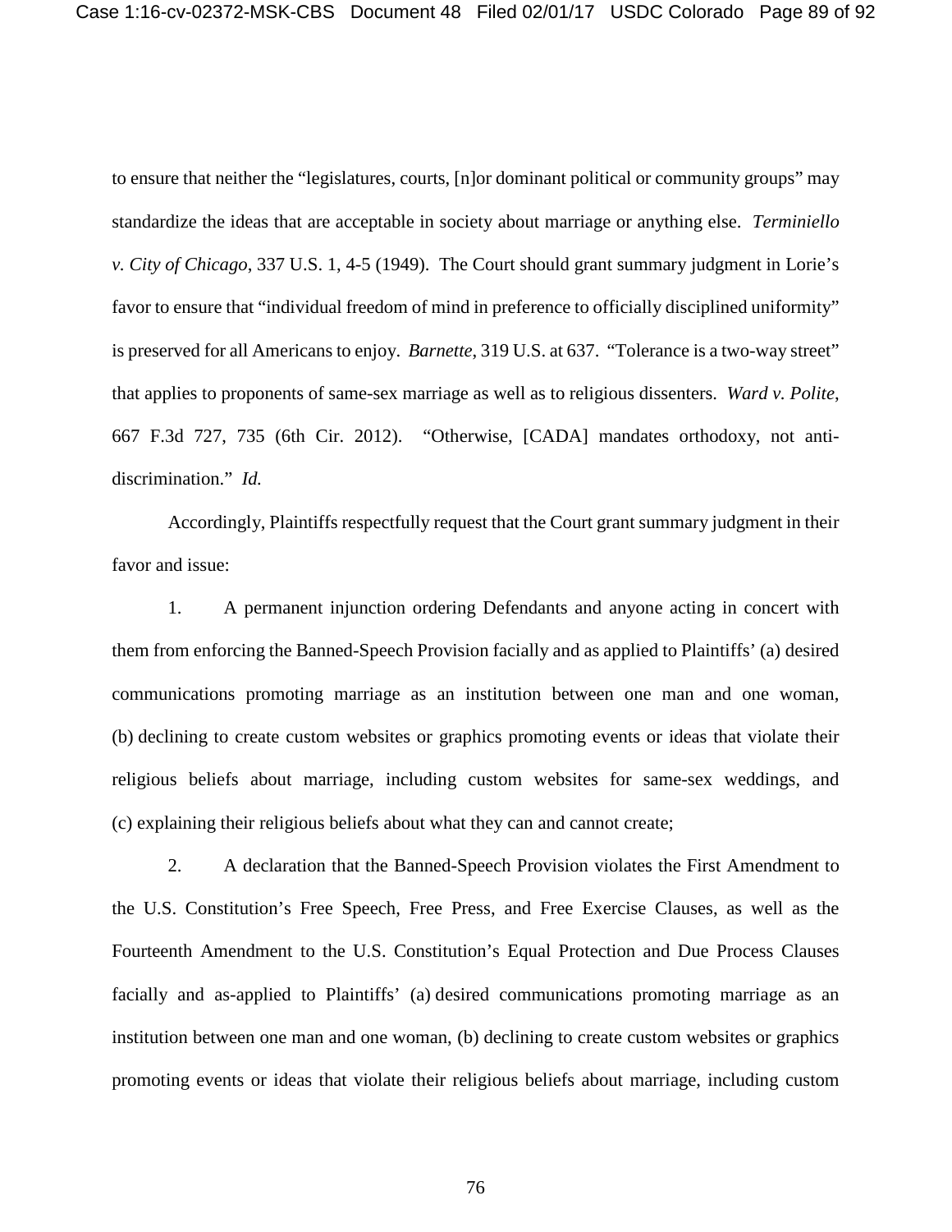to ensure that neither the "legislatures, courts, [n]or dominant political or community groups" may standardize the ideas that are acceptable in society about marriage or anything else. *Terminiello v. City of Chicago*, 337 U.S. 1, 4-5 (1949). The Court should grant summary judgment in Lorie's favor to ensure that "individual freedom of mind in preference to officially disciplined uniformity" is preserved for all Americans to enjoy. *Barnette*, 319 U.S. at 637. "Tolerance is a two-way street" that applies to proponents of same-sex marriage as well as to religious dissenters. *Ward v. Polite*, 667 F.3d 727, 735 (6th Cir. 2012). "Otherwise, [CADA] mandates orthodoxy, not anti-discrimination." *Id.*

Accordingly, Plaintiffs respectfully request that the Court grant summary judgment in their favor and issue:

1. A permanent injunction ordering Defendants and anyone acting in concert with them from enforcing the Banned-Speech Provision facially and as applied to Plaintiffs' (a) desired communications promoting marriage as an institution between one man and one woman, (b) declining to create custom websites or graphics promoting events or ideas that violate their religious beliefs about marriage, including custom websites for same-sex weddings, and (c) explaining their religious beliefs about what they can and cannot create;

2. A declaration that the Banned-Speech Provision violates the First Amendment to the U.S. Constitution's Free Speech, Free Press, and Free Exercise Clauses, as well as the Fourteenth Amendment to the U.S. Constitution's Equal Protection and Due Process Clauses facially and as-applied to Plaintiffs' (a) desired communications promoting marriage as an institution between one man and one woman, (b) declining to create custom websites or graphics promoting events or ideas that violate their religious beliefs about marriage, including custom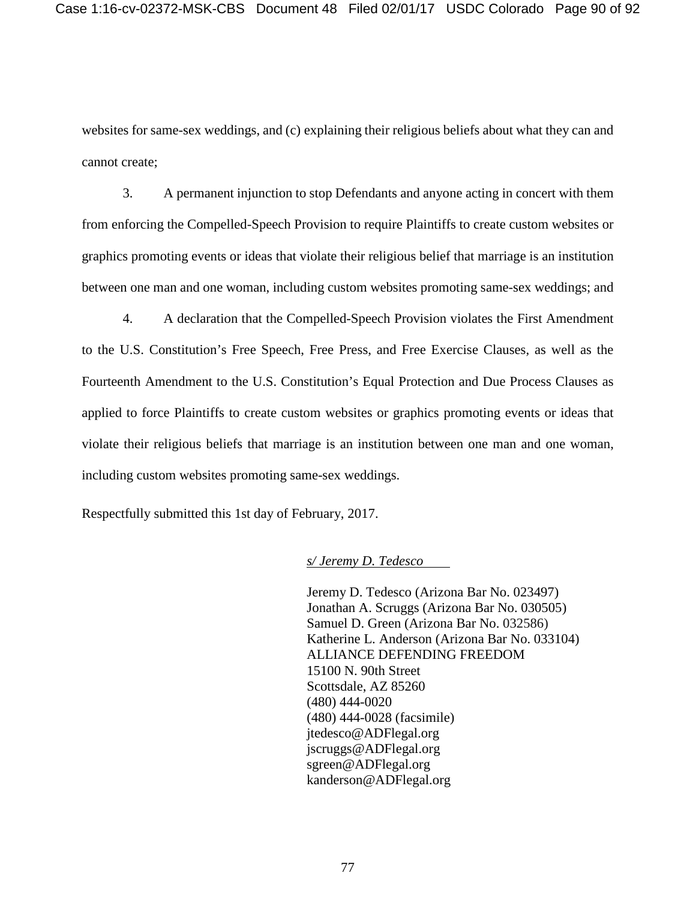websites for same-sex weddings, and (c) explaining their religious beliefs about what they can and cannot create;

3. A permanent injunction to stop Defendants and anyone acting in concert with them from enforcing the Compelled-Speech Provision to require Plaintiffs to create custom websites or graphics promoting events or ideas that violate their religious belief that marriage is an institution between one man and one woman, including custom websites promoting same-sex weddings; and

4. A declaration that the Compelled-Speech Provision violates the First Amendment to the U.S. Constitution's Free Speech, Free Press, and Free Exercise Clauses, as well as the Fourteenth Amendment to the U.S. Constitution's Equal Protection and Due Process Clauses as applied to force Plaintiffs to create custom websites or graphics promoting events or ideas that violate their religious beliefs that marriage is an institution between one man and one woman, including custom websites promoting same-sex weddings.

Respectfully submitted this 1st day of February, 2017.

*s/ Jeremy D. Tedesco*

Jeremy D. Tedesco (Arizona Bar No. 023497)
Jonathan A. Scruggs (Arizona Bar No. 030505)
Samuel D. Green (Arizona Bar No. 032586)
Katherine L. Anderson (Arizona Bar No. 033104)
ALLIANCE DEFENDING FREEDOM
15100 N. 90th Street
Scottsdale, AZ 85260
(480) 444-0020
(480) 444-0028 (facsimile)
jtedesco@ADFlegal.org
jscruggs@ADFlegal.org
sgreen@ADFlegal.org
kanderson@ADFlegal.org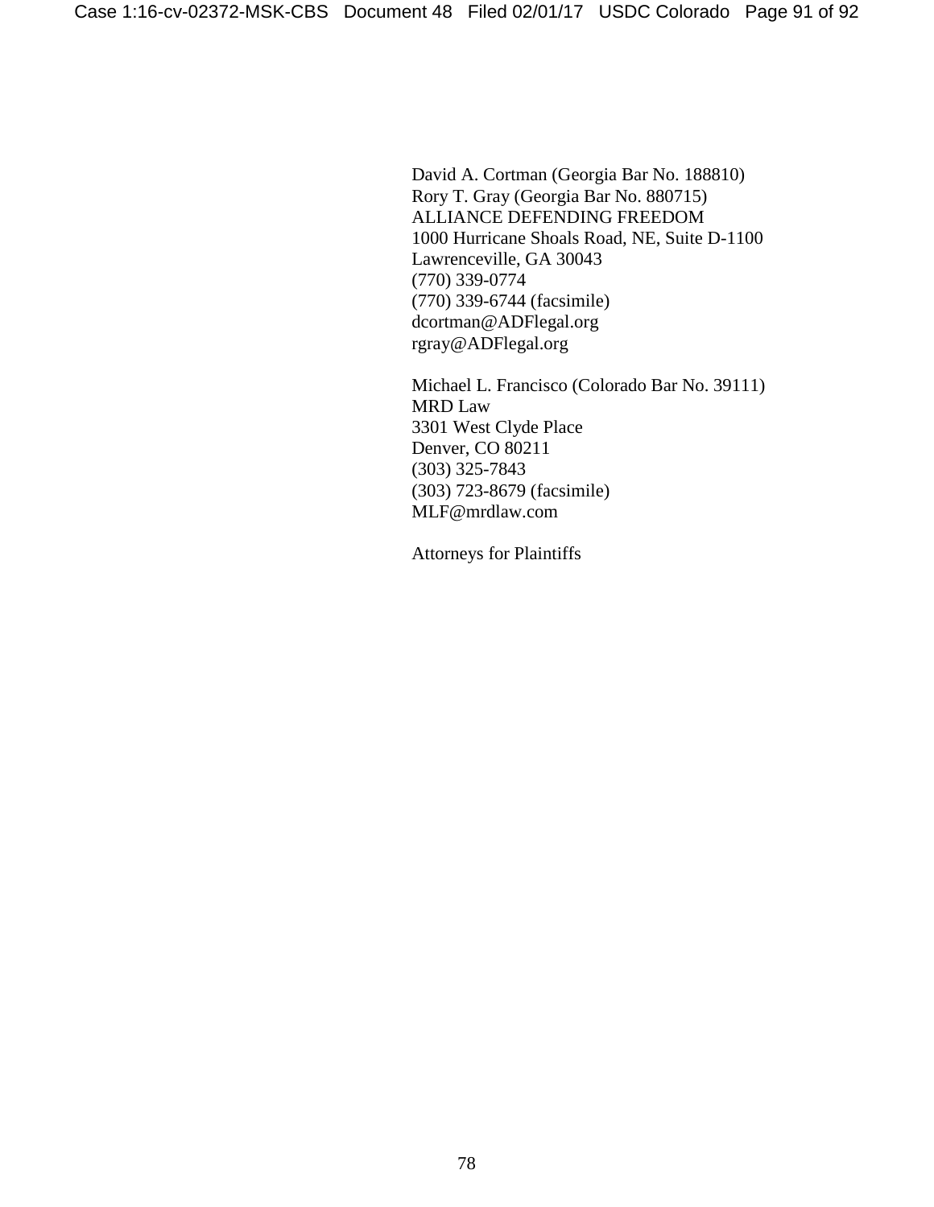David A. Cortman (Georgia Bar No. 188810)
Rory T. Gray (Georgia Bar No. 880715)
ALLIANCE DEFENDING FREEDOM
1000 Hurricane Shoals Road, NE, Suite D-1100
Lawrenceville, GA 30043
(770) 339-0774
(770) 339-6744 (facsimile)
dcortman@ADFlegal.org
rgray@ADFlegal.org

Michael L. Francisco (Colorado Bar No. 39111)
MRD Law
3301 West Clyde Place
Denver, CO 80211
(303) 325-7843
(303) 723-8679 (facsimile)
MLF@mrdlaw.com

Attorneys for Plaintiffs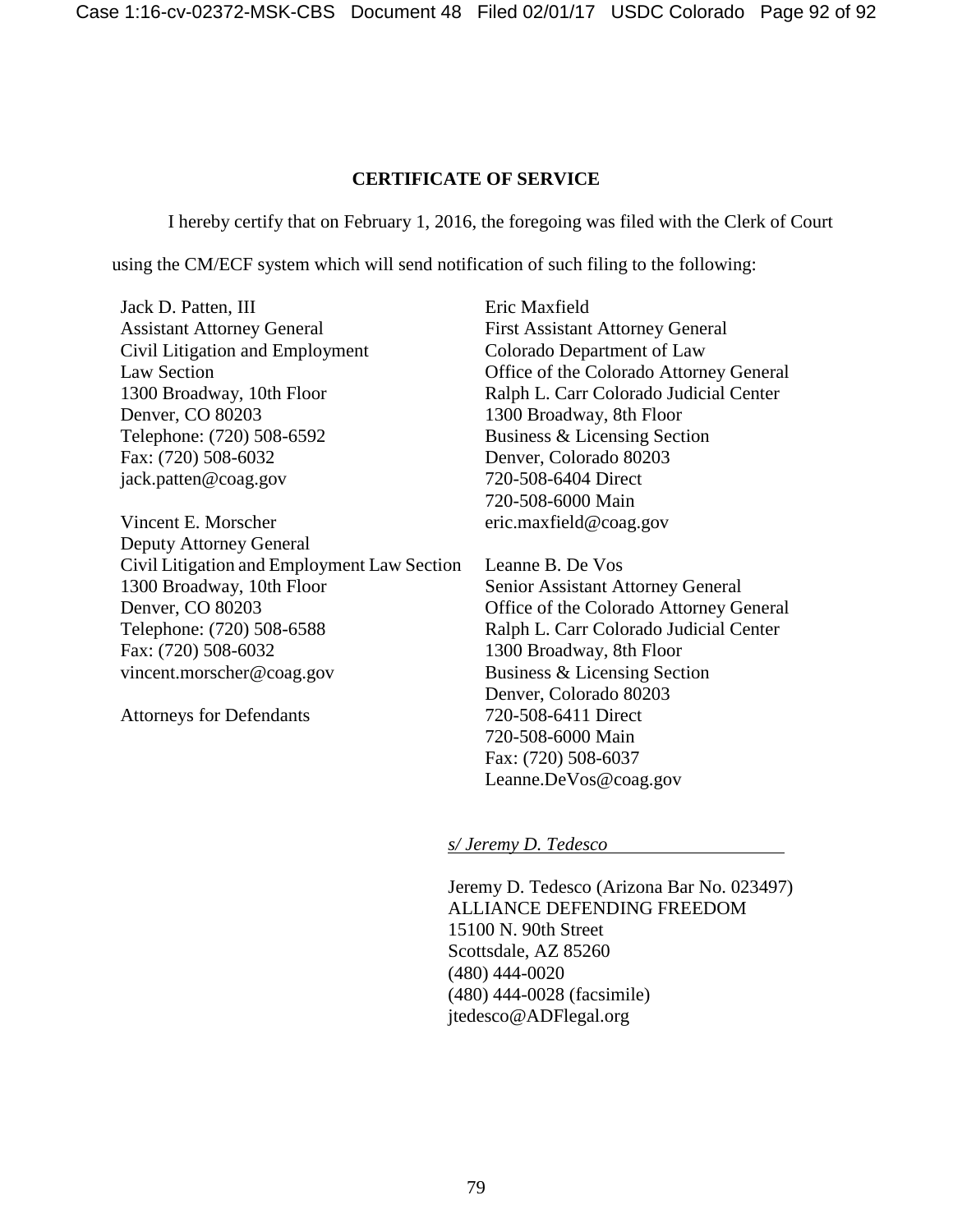## CERTIFICATE OF SERVICE

I hereby certify that on February 1, 2016, the foregoing was filed with the Clerk of Court using the CM/ECF system which will send notification of such filing to the following:

Jack D. Patten, III
Assistant Attorney General
Civil Litigation and Employment
Law Section
1300 Broadway, 10th Floor
Denver, CO 80203
Telephone: (720) 508-6592
Fax: (720) 508-6032
jack.patten@coag.gov

Vincent E. Morscher
Deputy Attorney General
Civil Litigation and Employment Law Section
1300 Broadway, 10th Floor
Denver, CO 80203
Telephone: (720) 508-6588
Fax: (720) 508-6032
vincent.morscher@coag.gov

Attorneys for Defendants

Eric Maxfield
First Assistant Attorney General
Colorado Department of Law
Office of the Colorado Attorney General
Ralph L. Carr Colorado Judicial Center
1300 Broadway, 8th Floor
Business & Licensing Section
Denver, Colorado 80203
720-508-6404 Direct
720-508-6000 Main
eric.maxfield@coag.gov

Leanne B. De Vos
Senior Assistant Attorney General
Office of the Colorado Attorney General
Ralph L. Carr Colorado Judicial Center
1300 Broadway, 8th Floor
Business & Licensing Section
Denver, Colorado 80203
720-508-6411 Direct
720-508-6000 Main
Fax: (720) 508-6037
Leanne.DeVos@coag.gov

*s/ Jeremy D. Tedesco*

Jeremy D. Tedesco (Arizona Bar No. 023497)
ALLIANCE DEFENDING FREEDOM
15100 N. 90th Street
Scottsdale, AZ 85260
(480) 444-0020
(480) 444-0028 (facsimile)
jtedesco@ADFlegal.org